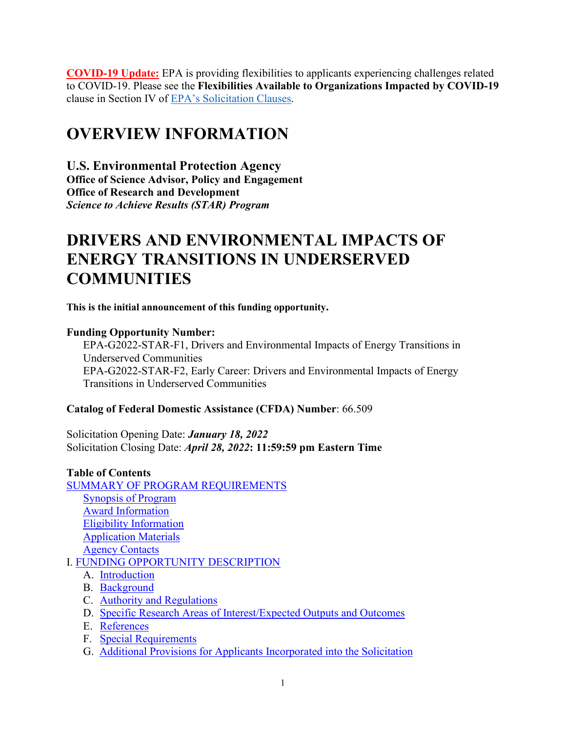**COVID-19 Update:** EPA is providing flexibilities to applicants experiencing challenges related to COVID-19. Please see the **Flexibilities Available to Organizations Impacted by COVID-19** clause in Section IV of EPA's Solicitation Clauses.

# OVERVIEW INFORMATION

**U.S. Environmental Protection Agency**
**Office of Science Advisor, Policy and Engagement**
**Office of Research and Development**
***Science to Achieve Results (STAR) Program***

# DRIVERS AND ENVIRONMENTAL IMPACTS OF ENERGY TRANSITIONS IN UNDERSERVED COMMUNITIES

**This is the initial announcement of this funding opportunity.**

**Funding Opportunity Number:**

EPA-G2022-STAR-F1, Drivers and Environmental Impacts of Energy Transitions in Underserved Communities
EPA-G2022-STAR-F2, Early Career: Drivers and Environmental Impacts of Energy Transitions in Underserved Communities

**Catalog of Federal Domestic Assistance (CFDA) Number**: 66.509

Solicitation Opening Date: ***January 18, 2022***
Solicitation Closing Date: ***April 28, 2022*****: 11:59:59 pm Eastern Time**

**Table of Contents**

SUMMARY OF PROGRAM REQUIREMENTS
- Synopsis of Program
- Award Information
- Eligibility Information
- Application Materials
- Agency Contacts

I. FUNDING OPPORTUNITY DESCRIPTION
- A. Introduction
- B. Background
- C. Authority and Regulations
- D. Specific Research Areas of Interest/Expected Outputs and Outcomes
- E. References
- F. Special Requirements
- G. Additional Provisions for Applicants Incorporated into the Solicitation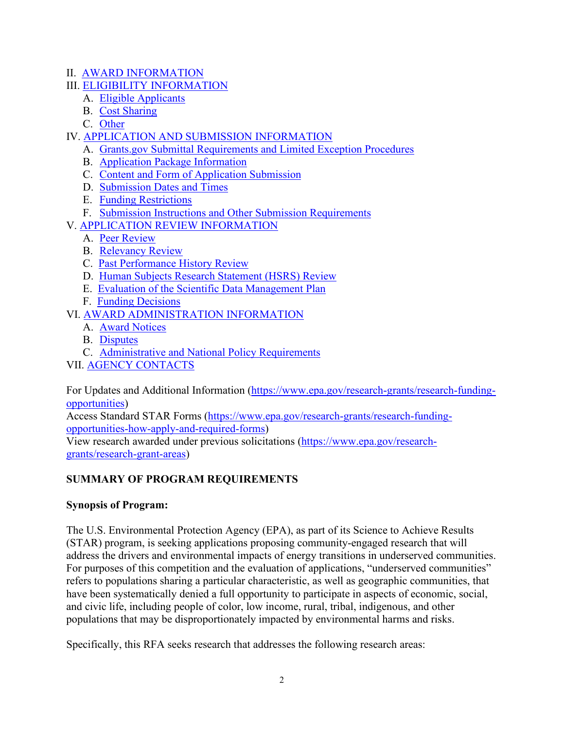II. AWARD INFORMATION
III. ELIGIBILITY INFORMATION
  A. Eligible Applicants
  B. Cost Sharing
  C. Other
IV. APPLICATION AND SUBMISSION INFORMATION
  A. Grants.gov Submittal Requirements and Limited Exception Procedures
  B. Application Package Information
  C. Content and Form of Application Submission
  D. Submission Dates and Times
  E. Funding Restrictions
  F. Submission Instructions and Other Submission Requirements
V. APPLICATION REVIEW INFORMATION
  A. Peer Review
  B. Relevancy Review
  C. Past Performance History Review
  D. Human Subjects Research Statement (HSRS) Review
  E. Evaluation of the Scientific Data Management Plan
  F. Funding Decisions
VI. AWARD ADMINISTRATION INFORMATION
  A. Award Notices
  B. Disputes
  C. Administrative and National Policy Requirements
VII. AGENCY CONTACTS

For Updates and Additional Information (https://www.epa.gov/research-grants/research-funding-opportunities)
Access Standard STAR Forms (https://www.epa.gov/research-grants/research-funding-opportunities-how-apply-and-required-forms)
View research awarded under previous solicitations (https://www.epa.gov/research-grants/research-grant-areas)

**SUMMARY OF PROGRAM REQUIREMENTS**

**Synopsis of Program:**

The U.S. Environmental Protection Agency (EPA), as part of its Science to Achieve Results (STAR) program, is seeking applications proposing community-engaged research that will address the drivers and environmental impacts of energy transitions in underserved communities. For purposes of this competition and the evaluation of applications, "underserved communities" refers to populations sharing a particular characteristic, as well as geographic communities, that have been systematically denied a full opportunity to participate in aspects of economic, social, and civic life, including people of color, low income, rural, tribal, indigenous, and other populations that may be disproportionately impacted by environmental harms and risks.

Specifically, this RFA seeks research that addresses the following research areas: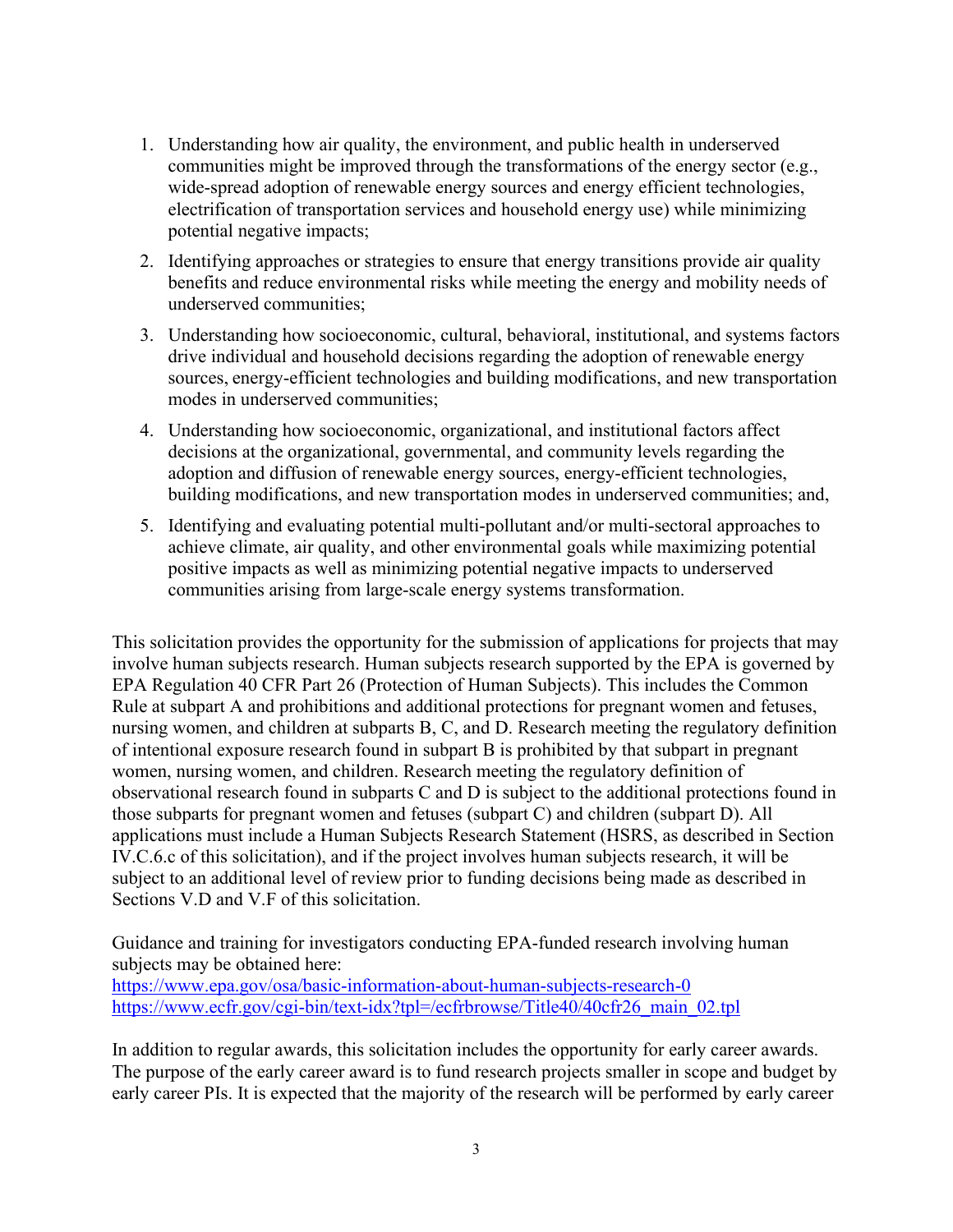1. Understanding how air quality, the environment, and public health in underserved communities might be improved through the transformations of the energy sector (e.g., wide-spread adoption of renewable energy sources and energy efficient technologies, electrification of transportation services and household energy use) while minimizing potential negative impacts;
2. Identifying approaches or strategies to ensure that energy transitions provide air quality benefits and reduce environmental risks while meeting the energy and mobility needs of underserved communities;
3. Understanding how socioeconomic, cultural, behavioral, institutional, and systems factors drive individual and household decisions regarding the adoption of renewable energy sources, energy-efficient technologies and building modifications, and new transportation modes in underserved communities;
4. Understanding how socioeconomic, organizational, and institutional factors affect decisions at the organizational, governmental, and community levels regarding the adoption and diffusion of renewable energy sources, energy-efficient technologies, building modifications, and new transportation modes in underserved communities; and,
5. Identifying and evaluating potential multi-pollutant and/or multi-sectoral approaches to achieve climate, air quality, and other environmental goals while maximizing potential positive impacts as well as minimizing potential negative impacts to underserved communities arising from large-scale energy systems transformation.

This solicitation provides the opportunity for the submission of applications for projects that may involve human subjects research. Human subjects research supported by the EPA is governed by EPA Regulation 40 CFR Part 26 (Protection of Human Subjects). This includes the Common Rule at subpart A and prohibitions and additional protections for pregnant women and fetuses, nursing women, and children at subparts B, C, and D. Research meeting the regulatory definition of intentional exposure research found in subpart B is prohibited by that subpart in pregnant women, nursing women, and children. Research meeting the regulatory definition of observational research found in subparts C and D is subject to the additional protections found in those subparts for pregnant women and fetuses (subpart C) and children (subpart D). All applications must include a Human Subjects Research Statement (HSRS, as described in Section IV.C.6.c of this solicitation), and if the project involves human subjects research, it will be subject to an additional level of review prior to funding decisions being made as described in Sections V.D and V.F of this solicitation.

Guidance and training for investigators conducting EPA-funded research involving human subjects may be obtained here:
https://www.epa.gov/osa/basic-information-about-human-subjects-research-0
https://www.ecfr.gov/cgi-bin/text-idx?tpl=/ecfrbrowse/Title40/40cfr26_main_02.tpl

In addition to regular awards, this solicitation includes the opportunity for early career awards. The purpose of the early career award is to fund research projects smaller in scope and budget by early career PIs. It is expected that the majority of the research will be performed by early career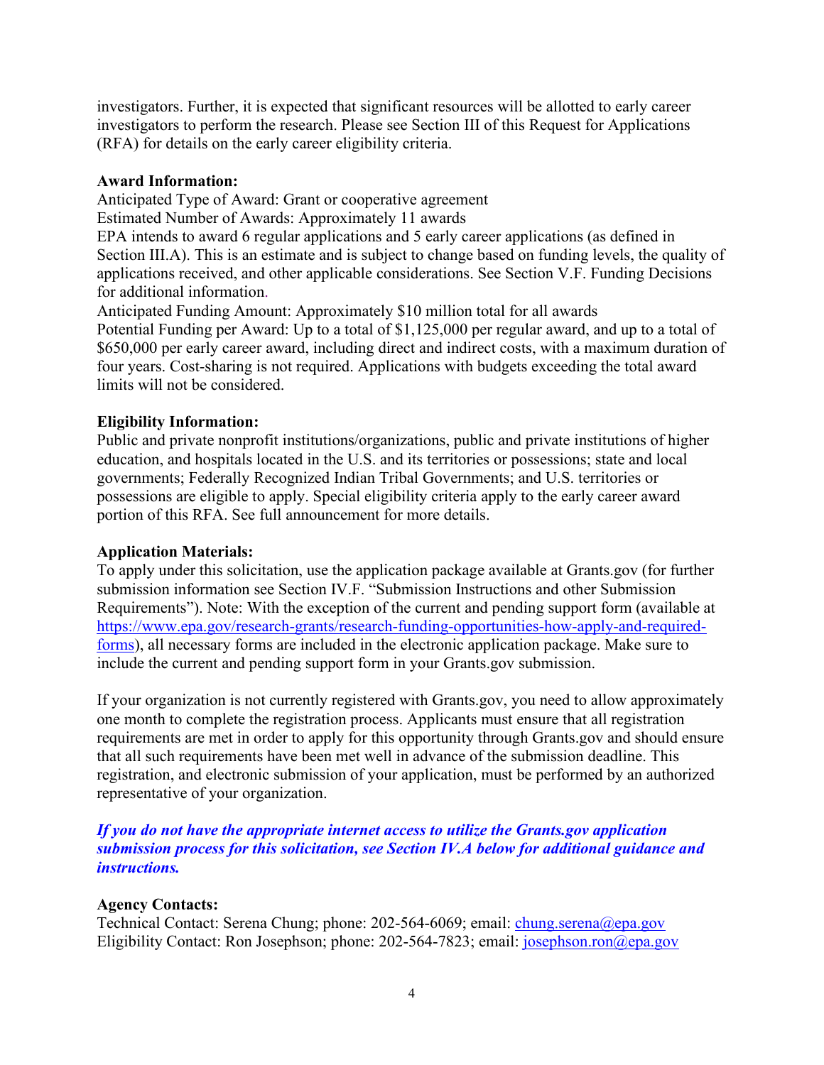investigators. Further, it is expected that significant resources will be allotted to early career investigators to perform the research. Please see Section III of this Request for Applications (RFA) for details on the early career eligibility criteria.

**Award Information:**
Anticipated Type of Award: Grant or cooperative agreement
Estimated Number of Awards: Approximately 11 awards
EPA intends to award 6 regular applications and 5 early career applications (as defined in Section III.A). This is an estimate and is subject to change based on funding levels, the quality of applications received, and other applicable considerations. See Section V.F. Funding Decisions for additional information.
Anticipated Funding Amount: Approximately $10 million total for all awards
Potential Funding per Award: Up to a total of $1,125,000 per regular award, and up to a total of $650,000 per early career award, including direct and indirect costs, with a maximum duration of four years. Cost-sharing is not required. Applications with budgets exceeding the total award limits will not be considered.

**Eligibility Information:**
Public and private nonprofit institutions/organizations, public and private institutions of higher education, and hospitals located in the U.S. and its territories or possessions; state and local governments; Federally Recognized Indian Tribal Governments; and U.S. territories or possessions are eligible to apply. Special eligibility criteria apply to the early career award portion of this RFA. See full announcement for more details.

**Application Materials:**
To apply under this solicitation, use the application package available at Grants.gov (for further submission information see Section IV.F. "Submission Instructions and other Submission Requirements"). Note: With the exception of the current and pending support form (available at [https://www.epa.gov/research-grants/research-funding-opportunities-how-apply-and-required-forms](https://www.epa.gov/research-grants/research-funding-opportunities-how-apply-and-required-forms)), all necessary forms are included in the electronic application package. Make sure to include the current and pending support form in your Grants.gov submission.

If your organization is not currently registered with Grants.gov, you need to allow approximately one month to complete the registration process. Applicants must ensure that all registration requirements are met in order to apply for this opportunity through Grants.gov and should ensure that all such requirements have been met well in advance of the submission deadline. This registration, and electronic submission of your application, must be performed by an authorized representative of your organization.

***If you do not have the appropriate internet access to utilize the Grants.gov application submission process for this solicitation, see Section IV.A below for additional guidance and instructions.***

**Agency Contacts:**
Technical Contact: Serena Chung; phone: 202-564-6069; email: [chung.serena@epa.gov](mailto:chung.serena@epa.gov)
Eligibility Contact: Ron Josephson; phone: 202-564-7823; email: [josephson.ron@epa.gov](mailto:josephson.ron@epa.gov)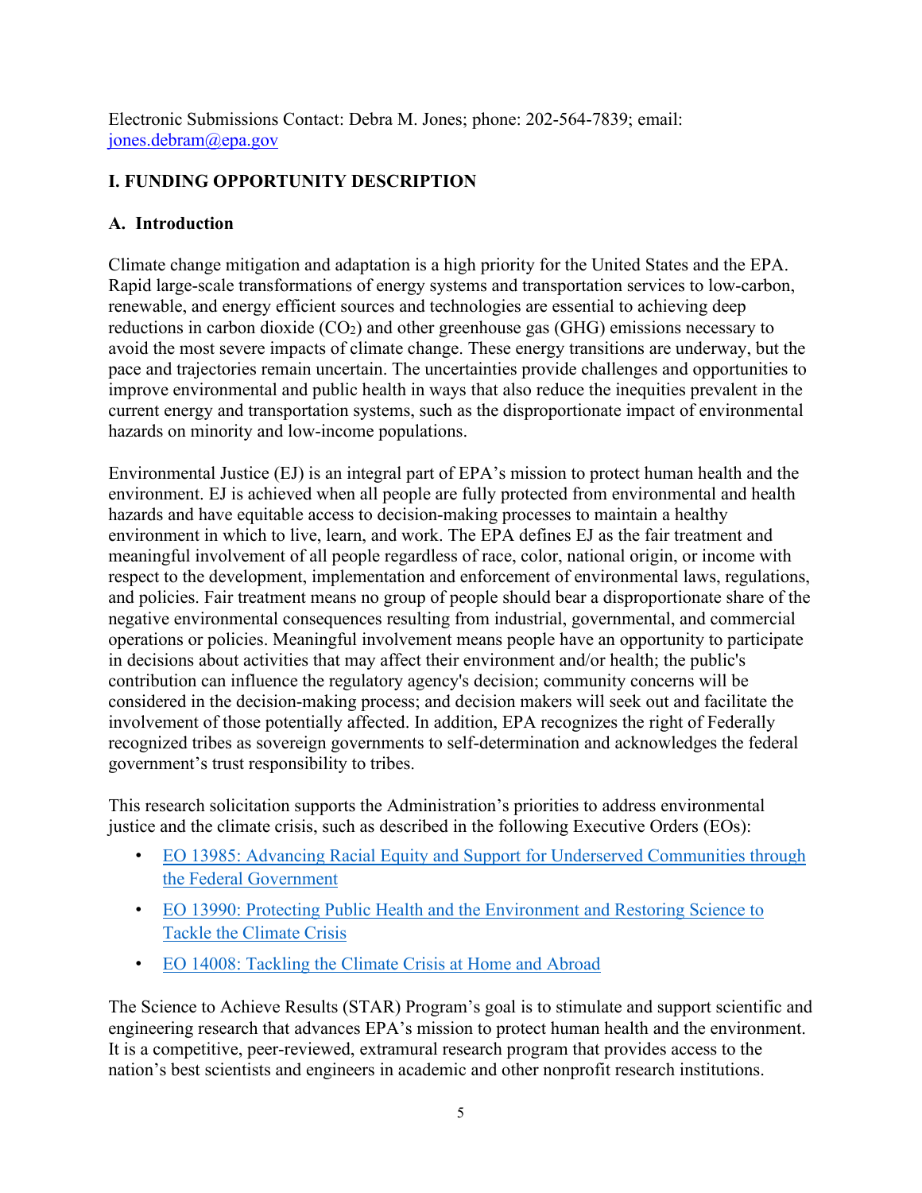Electronic Submissions Contact: Debra M. Jones; phone: 202-564-7839; email: [jones.debram@epa.gov](mailto:jones.debram@epa.gov)

## I. FUNDING OPPORTUNITY DESCRIPTION

### A. Introduction

Climate change mitigation and adaptation is a high priority for the United States and the EPA. Rapid large-scale transformations of energy systems and transportation services to low-carbon, renewable, and energy efficient sources and technologies are essential to achieving deep reductions in carbon dioxide ($CO_2$) and other greenhouse gas (GHG) emissions necessary to avoid the most severe impacts of climate change. These energy transitions are underway, but the pace and trajectories remain uncertain. The uncertainties provide challenges and opportunities to improve environmental and public health in ways that also reduce the inequities prevalent in the current energy and transportation systems, such as the disproportionate impact of environmental hazards on minority and low-income populations.

Environmental Justice (EJ) is an integral part of EPA's mission to protect human health and the environment. EJ is achieved when all people are fully protected from environmental and health hazards and have equitable access to decision-making processes to maintain a healthy environment in which to live, learn, and work. The EPA defines EJ as the fair treatment and meaningful involvement of all people regardless of race, color, national origin, or income with respect to the development, implementation and enforcement of environmental laws, regulations, and policies. Fair treatment means no group of people should bear a disproportionate share of the negative environmental consequences resulting from industrial, governmental, and commercial operations or policies. Meaningful involvement means people have an opportunity to participate in decisions about activities that may affect their environment and/or health; the public's contribution can influence the regulatory agency's decision; community concerns will be considered in the decision-making process; and decision makers will seek out and facilitate the involvement of those potentially affected. In addition, EPA recognizes the right of Federally recognized tribes as sovereign governments to self-determination and acknowledges the federal government's trust responsibility to tribes.

This research solicitation supports the Administration's priorities to address environmental justice and the climate crisis, such as described in the following Executive Orders (EOs):

- EO 13985: Advancing Racial Equity and Support for Underserved Communities through the Federal Government
- EO 13990: Protecting Public Health and the Environment and Restoring Science to Tackle the Climate Crisis
- EO 14008: Tackling the Climate Crisis at Home and Abroad

The Science to Achieve Results (STAR) Program's goal is to stimulate and support scientific and engineering research that advances EPA's mission to protect human health and the environment. It is a competitive, peer-reviewed, extramural research program that provides access to the nation's best scientists and engineers in academic and other nonprofit research institutions.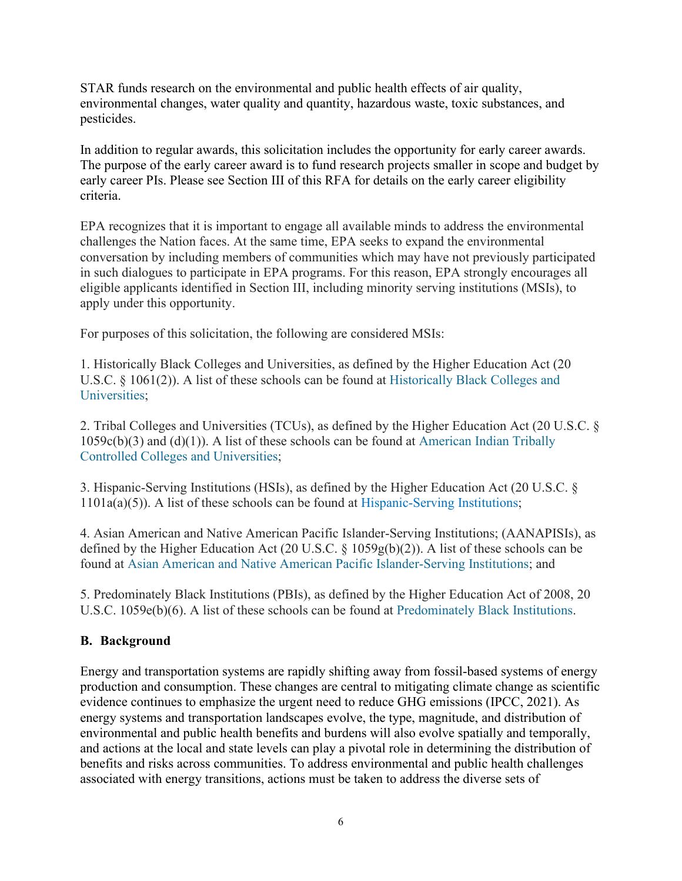STAR funds research on the environmental and public health effects of air quality, environmental changes, water quality and quantity, hazardous waste, toxic substances, and pesticides.

In addition to regular awards, this solicitation includes the opportunity for early career awards. The purpose of the early career award is to fund research projects smaller in scope and budget by early career PIs. Please see Section III of this RFA for details on the early career eligibility criteria.

EPA recognizes that it is important to engage all available minds to address the environmental challenges the Nation faces. At the same time, EPA seeks to expand the environmental conversation by including members of communities which may have not previously participated in such dialogues to participate in EPA programs. For this reason, EPA strongly encourages all eligible applicants identified in Section III, including minority serving institutions (MSIs), to apply under this opportunity.

For purposes of this solicitation, the following are considered MSIs:

1. Historically Black Colleges and Universities, as defined by the Higher Education Act (20 U.S.C. § 1061(2)). A list of these schools can be found at Historically Black Colleges and Universities;

2. Tribal Colleges and Universities (TCUs), as defined by the Higher Education Act (20 U.S.C. § 1059c(b)(3) and (d)(1)). A list of these schools can be found at American Indian Tribally Controlled Colleges and Universities;

3. Hispanic-Serving Institutions (HSIs), as defined by the Higher Education Act (20 U.S.C. § 1101a(a)(5)). A list of these schools can be found at Hispanic-Serving Institutions;

4. Asian American and Native American Pacific Islander-Serving Institutions; (AANAPISIs), as defined by the Higher Education Act (20 U.S.C. § 1059g(b)(2)). A list of these schools can be found at Asian American and Native American Pacific Islander-Serving Institutions; and

5. Predominately Black Institutions (PBIs), as defined by the Higher Education Act of 2008, 20 U.S.C. 1059e(b)(6). A list of these schools can be found at Predominately Black Institutions.

## B. Background

Energy and transportation systems are rapidly shifting away from fossil-based systems of energy production and consumption. These changes are central to mitigating climate change as scientific evidence continues to emphasize the urgent need to reduce GHG emissions (IPCC, 2021). As energy systems and transportation landscapes evolve, the type, magnitude, and distribution of environmental and public health benefits and burdens will also evolve spatially and temporally, and actions at the local and state levels can play a pivotal role in determining the distribution of benefits and risks across communities. To address environmental and public health challenges associated with energy transitions, actions must be taken to address the diverse sets of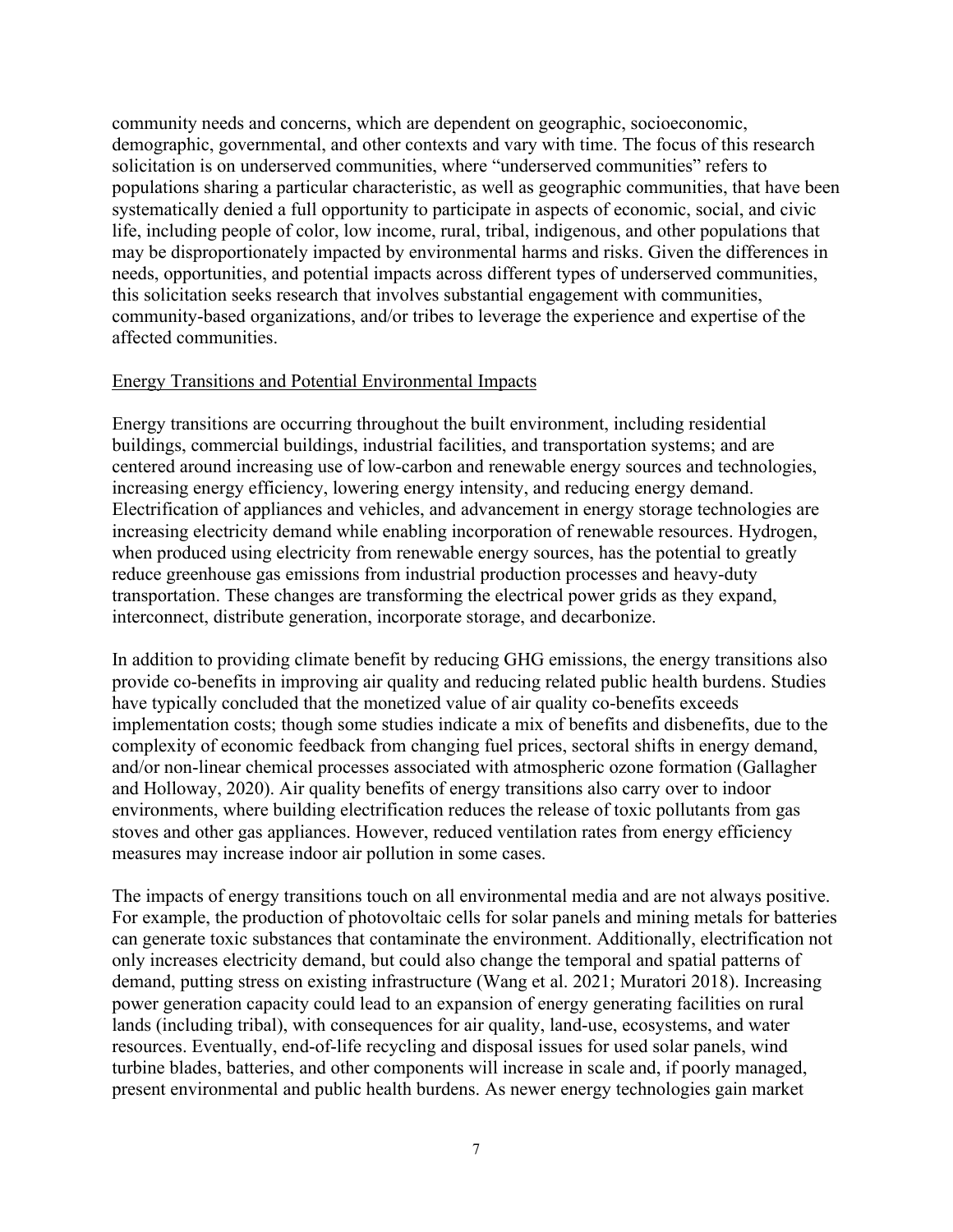community needs and concerns, which are dependent on geographic, socioeconomic, demographic, governmental, and other contexts and vary with time. The focus of this research solicitation is on underserved communities, where "underserved communities" refers to populations sharing a particular characteristic, as well as geographic communities, that have been systematically denied a full opportunity to participate in aspects of economic, social, and civic life, including people of color, low income, rural, tribal, indigenous, and other populations that may be disproportionately impacted by environmental harms and risks. Given the differences in needs, opportunities, and potential impacts across different types of underserved communities, this solicitation seeks research that involves substantial engagement with communities, community-based organizations, and/or tribes to leverage the experience and expertise of the affected communities.

Energy Transitions and Potential Environmental Impacts

Energy transitions are occurring throughout the built environment, including residential buildings, commercial buildings, industrial facilities, and transportation systems; and are centered around increasing use of low-carbon and renewable energy sources and technologies, increasing energy efficiency, lowering energy intensity, and reducing energy demand. Electrification of appliances and vehicles, and advancement in energy storage technologies are increasing electricity demand while enabling incorporation of renewable resources. Hydrogen, when produced using electricity from renewable energy sources, has the potential to greatly reduce greenhouse gas emissions from industrial production processes and heavy-duty transportation. These changes are transforming the electrical power grids as they expand, interconnect, distribute generation, incorporate storage, and decarbonize.

In addition to providing climate benefit by reducing GHG emissions, the energy transitions also provide co-benefits in improving air quality and reducing related public health burdens. Studies have typically concluded that the monetized value of air quality co-benefits exceeds implementation costs; though some studies indicate a mix of benefits and disbenefits, due to the complexity of economic feedback from changing fuel prices, sectoral shifts in energy demand, and/or non-linear chemical processes associated with atmospheric ozone formation (Gallagher and Holloway, 2020). Air quality benefits of energy transitions also carry over to indoor environments, where building electrification reduces the release of toxic pollutants from gas stoves and other gas appliances. However, reduced ventilation rates from energy efficiency measures may increase indoor air pollution in some cases.

The impacts of energy transitions touch on all environmental media and are not always positive. For example, the production of photovoltaic cells for solar panels and mining metals for batteries can generate toxic substances that contaminate the environment. Additionally, electrification not only increases electricity demand, but could also change the temporal and spatial patterns of demand, putting stress on existing infrastructure (Wang et al. 2021; Muratori 2018). Increasing power generation capacity could lead to an expansion of energy generating facilities on rural lands (including tribal), with consequences for air quality, land-use, ecosystems, and water resources. Eventually, end-of-life recycling and disposal issues for used solar panels, wind turbine blades, batteries, and other components will increase in scale and, if poorly managed, present environmental and public health burdens. As newer energy technologies gain market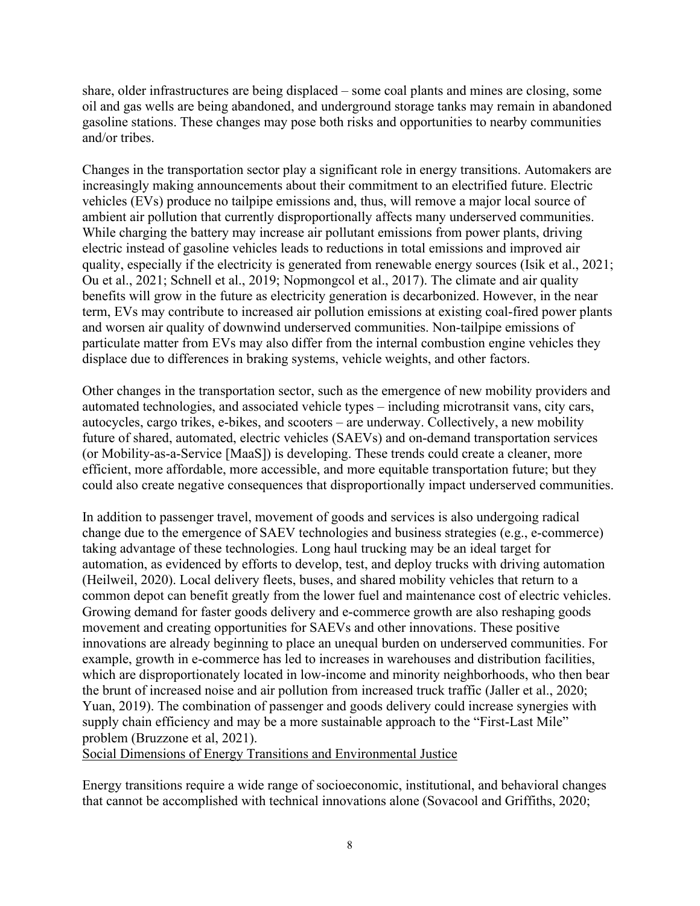share, older infrastructures are being displaced – some coal plants and mines are closing, some oil and gas wells are being abandoned, and underground storage tanks may remain in abandoned gasoline stations. These changes may pose both risks and opportunities to nearby communities and/or tribes.

Changes in the transportation sector play a significant role in energy transitions. Automakers are increasingly making announcements about their commitment to an electrified future. Electric vehicles (EVs) produce no tailpipe emissions and, thus, will remove a major local source of ambient air pollution that currently disproportionally affects many underserved communities. While charging the battery may increase air pollutant emissions from power plants, driving electric instead of gasoline vehicles leads to reductions in total emissions and improved air quality, especially if the electricity is generated from renewable energy sources (Isik et al., 2021; Ou et al., 2021; Schnell et al., 2019; Nopmongcol et al., 2017). The climate and air quality benefits will grow in the future as electricity generation is decarbonized. However, in the near term, EVs may contribute to increased air pollution emissions at existing coal-fired power plants and worsen air quality of downwind underserved communities. Non-tailpipe emissions of particulate matter from EVs may also differ from the internal combustion engine vehicles they displace due to differences in braking systems, vehicle weights, and other factors.

Other changes in the transportation sector, such as the emergence of new mobility providers and automated technologies, and associated vehicle types – including microtransit vans, city cars, autocycles, cargo trikes, e-bikes, and scooters – are underway. Collectively, a new mobility future of shared, automated, electric vehicles (SAEVs) and on-demand transportation services (or Mobility-as-a-Service [MaaS]) is developing. These trends could create a cleaner, more efficient, more affordable, more accessible, and more equitable transportation future; but they could also create negative consequences that disproportionally impact underserved communities.

In addition to passenger travel, movement of goods and services is also undergoing radical change due to the emergence of SAEV technologies and business strategies (e.g., e-commerce) taking advantage of these technologies. Long haul trucking may be an ideal target for automation, as evidenced by efforts to develop, test, and deploy trucks with driving automation (Heilweil, 2020). Local delivery fleets, buses, and shared mobility vehicles that return to a common depot can benefit greatly from the lower fuel and maintenance cost of electric vehicles. Growing demand for faster goods delivery and e-commerce growth are also reshaping goods movement and creating opportunities for SAEVs and other innovations. These positive innovations are already beginning to place an unequal burden on underserved communities. For example, growth in e-commerce has led to increases in warehouses and distribution facilities, which are disproportionately located in low-income and minority neighborhoods, who then bear the brunt of increased noise and air pollution from increased truck traffic (Jaller et al., 2020; Yuan, 2019). The combination of passenger and goods delivery could increase synergies with supply chain efficiency and may be a more sustainable approach to the "First-Last Mile" problem (Bruzzone et al, 2021).

## Social Dimensions of Energy Transitions and Environmental Justice

Energy transitions require a wide range of socioeconomic, institutional, and behavioral changes that cannot be accomplished with technical innovations alone (Sovacool and Griffiths, 2020;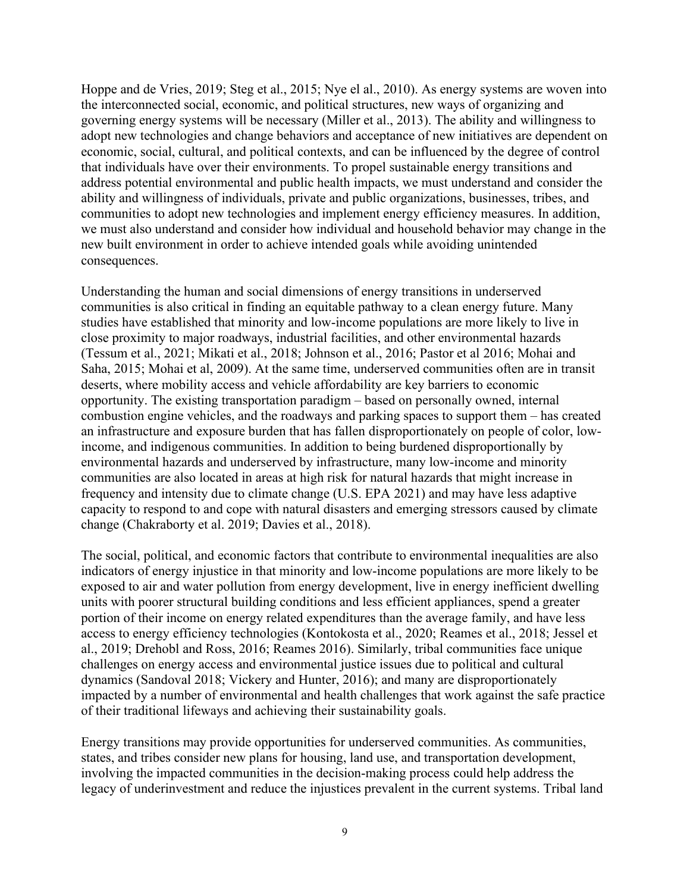Hoppe and de Vries, 2019; Steg et al., 2015; Nye el al., 2010). As energy systems are woven into the interconnected social, economic, and political structures, new ways of organizing and governing energy systems will be necessary (Miller et al., 2013). The ability and willingness to adopt new technologies and change behaviors and acceptance of new initiatives are dependent on economic, social, cultural, and political contexts, and can be influenced by the degree of control that individuals have over their environments. To propel sustainable energy transitions and address potential environmental and public health impacts, we must understand and consider the ability and willingness of individuals, private and public organizations, businesses, tribes, and communities to adopt new technologies and implement energy efficiency measures. In addition, we must also understand and consider how individual and household behavior may change in the new built environment in order to achieve intended goals while avoiding unintended consequences.

Understanding the human and social dimensions of energy transitions in underserved communities is also critical in finding an equitable pathway to a clean energy future. Many studies have established that minority and low-income populations are more likely to live in close proximity to major roadways, industrial facilities, and other environmental hazards (Tessum et al., 2021; Mikati et al., 2018; Johnson et al., 2016; Pastor et al 2016; Mohai and Saha, 2015; Mohai et al, 2009). At the same time, underserved communities often are in transit deserts, where mobility access and vehicle affordability are key barriers to economic opportunity. The existing transportation paradigm – based on personally owned, internal combustion engine vehicles, and the roadways and parking spaces to support them – has created an infrastructure and exposure burden that has fallen disproportionately on people of color, low-income, and indigenous communities. In addition to being burdened disproportionally by environmental hazards and underserved by infrastructure, many low-income and minority communities are also located in areas at high risk for natural hazards that might increase in frequency and intensity due to climate change (U.S. EPA 2021) and may have less adaptive capacity to respond to and cope with natural disasters and emerging stressors caused by climate change (Chakraborty et al. 2019; Davies et al., 2018).

The social, political, and economic factors that contribute to environmental inequalities are also indicators of energy injustice in that minority and low-income populations are more likely to be exposed to air and water pollution from energy development, live in energy inefficient dwelling units with poorer structural building conditions and less efficient appliances, spend a greater portion of their income on energy related expenditures than the average family, and have less access to energy efficiency technologies (Kontokosta et al., 2020; Reames et al., 2018; Jessel et al., 2019; Drehobl and Ross, 2016; Reames 2016). Similarly, tribal communities face unique challenges on energy access and environmental justice issues due to political and cultural dynamics (Sandoval 2018; Vickery and Hunter, 2016); and many are disproportionately impacted by a number of environmental and health challenges that work against the safe practice of their traditional lifeways and achieving their sustainability goals.

Energy transitions may provide opportunities for underserved communities. As communities, states, and tribes consider new plans for housing, land use, and transportation development, involving the impacted communities in the decision-making process could help address the legacy of underinvestment and reduce the injustices prevalent in the current systems. Tribal land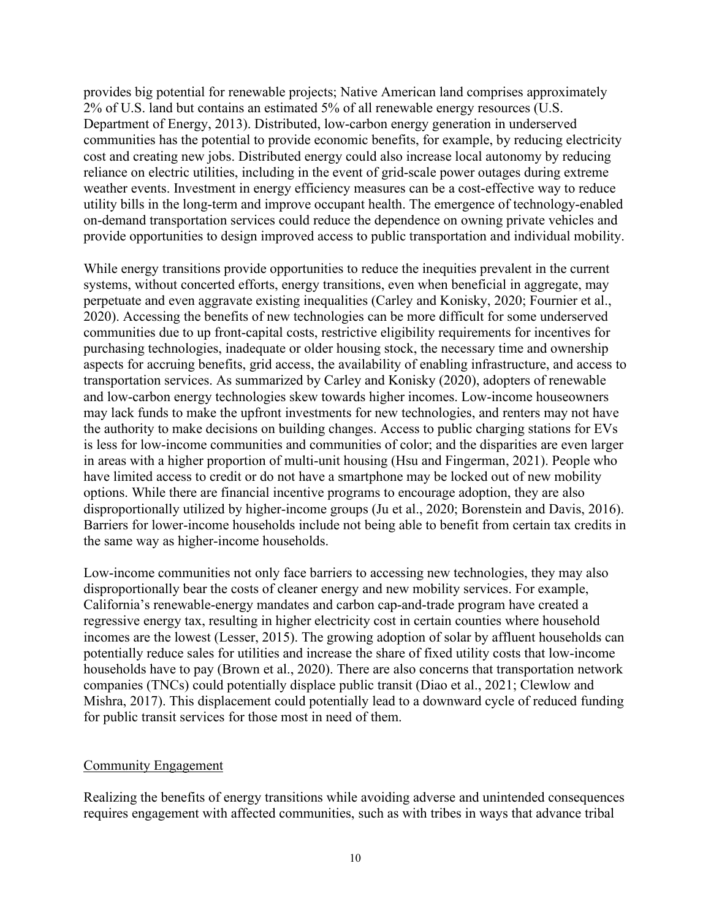provides big potential for renewable projects; Native American land comprises approximately 2% of U.S. land but contains an estimated 5% of all renewable energy resources (U.S. Department of Energy, 2013). Distributed, low-carbon energy generation in underserved communities has the potential to provide economic benefits, for example, by reducing electricity cost and creating new jobs. Distributed energy could also increase local autonomy by reducing reliance on electric utilities, including in the event of grid-scale power outages during extreme weather events. Investment in energy efficiency measures can be a cost-effective way to reduce utility bills in the long-term and improve occupant health. The emergence of technology-enabled on-demand transportation services could reduce the dependence on owning private vehicles and provide opportunities to design improved access to public transportation and individual mobility.

While energy transitions provide opportunities to reduce the inequities prevalent in the current systems, without concerted efforts, energy transitions, even when beneficial in aggregate, may perpetuate and even aggravate existing inequalities (Carley and Konisky, 2020; Fournier et al., 2020). Accessing the benefits of new technologies can be more difficult for some underserved communities due to up front-capital costs, restrictive eligibility requirements for incentives for purchasing technologies, inadequate or older housing stock, the necessary time and ownership aspects for accruing benefits, grid access, the availability of enabling infrastructure, and access to transportation services. As summarized by Carley and Konisky (2020), adopters of renewable and low-carbon energy technologies skew towards higher incomes. Low-income houseowners may lack funds to make the upfront investments for new technologies, and renters may not have the authority to make decisions on building changes. Access to public charging stations for EVs is less for low-income communities and communities of color; and the disparities are even larger in areas with a higher proportion of multi-unit housing (Hsu and Fingerman, 2021). People who have limited access to credit or do not have a smartphone may be locked out of new mobility options. While there are financial incentive programs to encourage adoption, they are also disproportionally utilized by higher-income groups (Ju et al., 2020; Borenstein and Davis, 2016). Barriers for lower-income households include not being able to benefit from certain tax credits in the same way as higher-income households.

Low-income communities not only face barriers to accessing new technologies, they may also disproportionally bear the costs of cleaner energy and new mobility services. For example, California's renewable-energy mandates and carbon cap-and-trade program have created a regressive energy tax, resulting in higher electricity cost in certain counties where household incomes are the lowest (Lesser, 2015). The growing adoption of solar by affluent households can potentially reduce sales for utilities and increase the share of fixed utility costs that low-income households have to pay (Brown et al., 2020). There are also concerns that transportation network companies (TNCs) could potentially displace public transit (Diao et al., 2021; Clewlow and Mishra, 2017). This displacement could potentially lead to a downward cycle of reduced funding for public transit services for those most in need of them.

## Community Engagement

Realizing the benefits of energy transitions while avoiding adverse and unintended consequences requires engagement with affected communities, such as with tribes in ways that advance tribal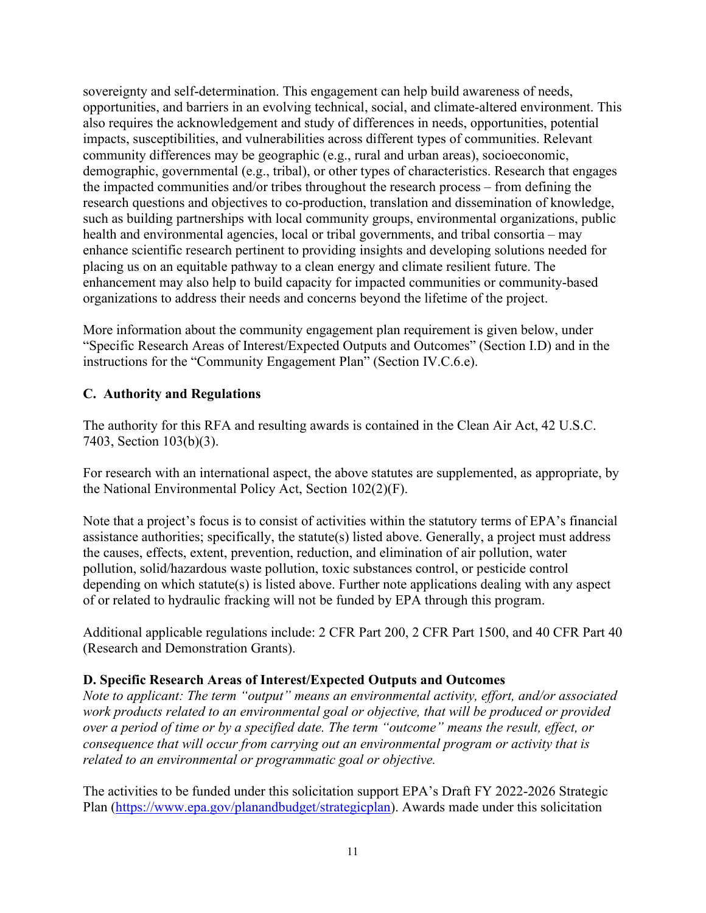sovereignty and self-determination. This engagement can help build awareness of needs, opportunities, and barriers in an evolving technical, social, and climate-altered environment. This also requires the acknowledgement and study of differences in needs, opportunities, potential impacts, susceptibilities, and vulnerabilities across different types of communities. Relevant community differences may be geographic (e.g., rural and urban areas), socioeconomic, demographic, governmental (e.g., tribal), or other types of characteristics. Research that engages the impacted communities and/or tribes throughout the research process – from defining the research questions and objectives to co-production, translation and dissemination of knowledge, such as building partnerships with local community groups, environmental organizations, public health and environmental agencies, local or tribal governments, and tribal consortia – may enhance scientific research pertinent to providing insights and developing solutions needed for placing us on an equitable pathway to a clean energy and climate resilient future. The enhancement may also help to build capacity for impacted communities or community-based organizations to address their needs and concerns beyond the lifetime of the project.

More information about the community engagement plan requirement is given below, under "Specific Research Areas of Interest/Expected Outputs and Outcomes" (Section I.D) and in the instructions for the "Community Engagement Plan" (Section IV.C.6.e).

### C. Authority and Regulations

The authority for this RFA and resulting awards is contained in the Clean Air Act, 42 U.S.C. 7403, Section 103(b)(3).

For research with an international aspect, the above statutes are supplemented, as appropriate, by the National Environmental Policy Act, Section 102(2)(F).

Note that a project's focus is to consist of activities within the statutory terms of EPA's financial assistance authorities; specifically, the statute(s) listed above. Generally, a project must address the causes, effects, extent, prevention, reduction, and elimination of air pollution, water pollution, solid/hazardous waste pollution, toxic substances control, or pesticide control depending on which statute(s) is listed above. Further note applications dealing with any aspect of or related to hydraulic fracking will not be funded by EPA through this program.

Additional applicable regulations include: 2 CFR Part 200, 2 CFR Part 1500, and 40 CFR Part 40 (Research and Demonstration Grants).

### D. Specific Research Areas of Interest/Expected Outputs and Outcomes

*Note to applicant: The term "output" means an environmental activity, effort, and/or associated work products related to an environmental goal or objective, that will be produced or provided over a period of time or by a specified date. The term "outcome" means the result, effect, or consequence that will occur from carrying out an environmental program or activity that is related to an environmental or programmatic goal or objective.*

The activities to be funded under this solicitation support EPA's Draft FY 2022-2026 Strategic Plan (https://www.epa.gov/planandbudget/strategicplan). Awards made under this solicitation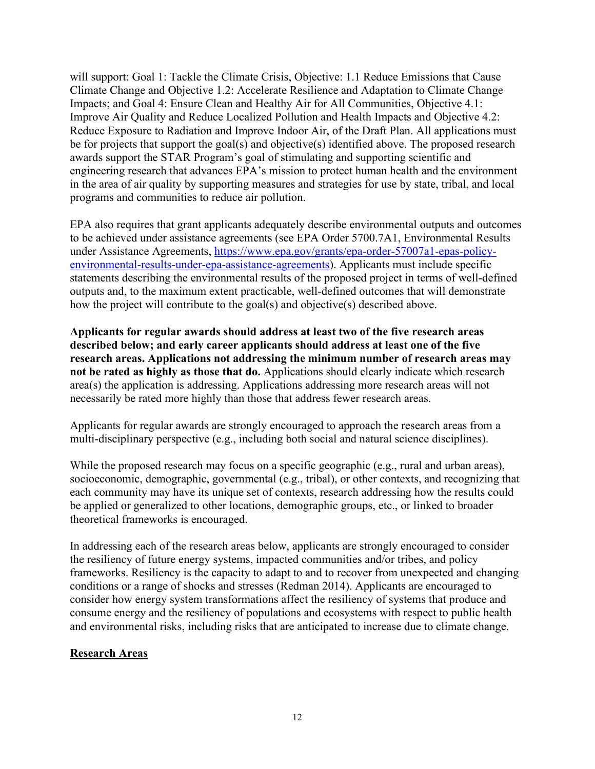will support: Goal 1: Tackle the Climate Crisis, Objective: 1.1 Reduce Emissions that Cause Climate Change and Objective 1.2: Accelerate Resilience and Adaptation to Climate Change Impacts; and Goal 4: Ensure Clean and Healthy Air for All Communities, Objective 4.1: Improve Air Quality and Reduce Localized Pollution and Health Impacts and Objective 4.2: Reduce Exposure to Radiation and Improve Indoor Air, of the Draft Plan. All applications must be for projects that support the goal(s) and objective(s) identified above. The proposed research awards support the STAR Program's goal of stimulating and supporting scientific and engineering research that advances EPA's mission to protect human health and the environment in the area of air quality by supporting measures and strategies for use by state, tribal, and local programs and communities to reduce air pollution.

EPA also requires that grant applicants adequately describe environmental outputs and outcomes to be achieved under assistance agreements (see EPA Order 5700.7A1, Environmental Results under Assistance Agreements, [https://www.epa.gov/grants/epa-order-57007a1-epas-policy-environmental-results-under-epa-assistance-agreements](https://www.epa.gov/grants/epa-order-57007a1-epas-policy-environmental-results-under-epa-assistance-agreements)). Applicants must include specific statements describing the environmental results of the proposed project in terms of well-defined outputs and, to the maximum extent practicable, well-defined outcomes that will demonstrate how the project will contribute to the goal(s) and objective(s) described above.

**Applicants for regular awards should address at least two of the five research areas described below; and early career applicants should address at least one of the five research areas. Applications not addressing the minimum number of research areas may not be rated as highly as those that do.** Applications should clearly indicate which research area(s) the application is addressing. Applications addressing more research areas will not necessarily be rated more highly than those that address fewer research areas.

Applicants for regular awards are strongly encouraged to approach the research areas from a multi-disciplinary perspective (e.g., including both social and natural science disciplines).

While the proposed research may focus on a specific geographic (e.g., rural and urban areas), socioeconomic, demographic, governmental (e.g., tribal), or other contexts, and recognizing that each community may have its unique set of contexts, research addressing how the results could be applied or generalized to other locations, demographic groups, etc., or linked to broader theoretical frameworks is encouraged.

In addressing each of the research areas below, applicants are strongly encouraged to consider the resiliency of future energy systems, impacted communities and/or tribes, and policy frameworks. Resiliency is the capacity to adapt to and to recover from unexpected and changing conditions or a range of shocks and stresses (Redman 2014). Applicants are encouraged to consider how energy system transformations affect the resiliency of systems that produce and consume energy and the resiliency of populations and ecosystems with respect to public health and environmental risks, including risks that are anticipated to increase due to climate change.

**Research Areas**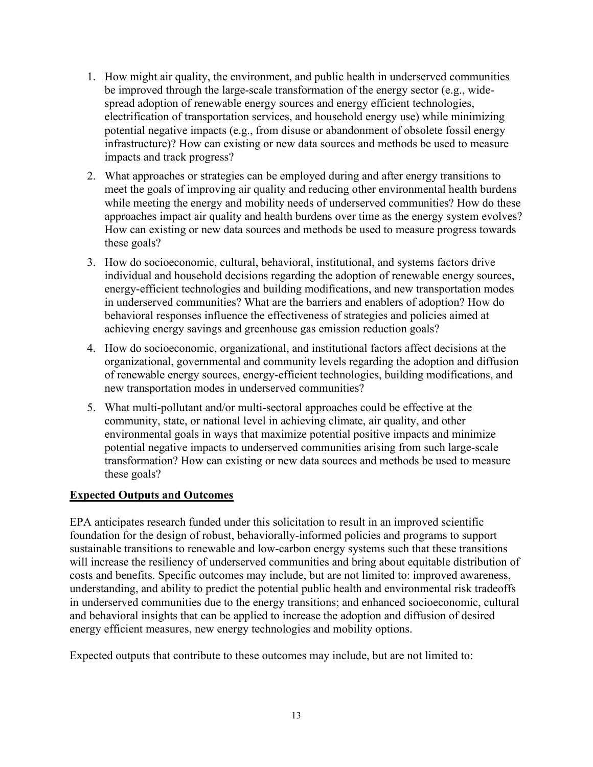1. How might air quality, the environment, and public health in underserved communities be improved through the large-scale transformation of the energy sector (e.g., wide-spread adoption of renewable energy sources and energy efficient technologies, electrification of transportation services, and household energy use) while minimizing potential negative impacts (e.g., from disuse or abandonment of obsolete fossil energy infrastructure)? How can existing or new data sources and methods be used to measure impacts and track progress?

2. What approaches or strategies can be employed during and after energy transitions to meet the goals of improving air quality and reducing other environmental health burdens while meeting the energy and mobility needs of underserved communities? How do these approaches impact air quality and health burdens over time as the energy system evolves? How can existing or new data sources and methods be used to measure progress towards these goals?

3. How do socioeconomic, cultural, behavioral, institutional, and systems factors drive individual and household decisions regarding the adoption of renewable energy sources, energy-efficient technologies and building modifications, and new transportation modes in underserved communities? What are the barriers and enablers of adoption? How do behavioral responses influence the effectiveness of strategies and policies aimed at achieving energy savings and greenhouse gas emission reduction goals?

4. How do socioeconomic, organizational, and institutional factors affect decisions at the organizational, governmental and community levels regarding the adoption and diffusion of renewable energy sources, energy-efficient technologies, building modifications, and new transportation modes in underserved communities?

5. What multi-pollutant and/or multi-sectoral approaches could be effective at the community, state, or national level in achieving climate, air quality, and other environmental goals in ways that maximize potential positive impacts and minimize potential negative impacts to underserved communities arising from such large-scale transformation? How can existing or new data sources and methods be used to measure these goals?

**Expected Outputs and Outcomes**

EPA anticipates research funded under this solicitation to result in an improved scientific foundation for the design of robust, behaviorally-informed policies and programs to support sustainable transitions to renewable and low-carbon energy systems such that these transitions will increase the resiliency of underserved communities and bring about equitable distribution of costs and benefits. Specific outcomes may include, but are not limited to: improved awareness, understanding, and ability to predict the potential public health and environmental risk tradeoffs in underserved communities due to the energy transitions; and enhanced socioeconomic, cultural and behavioral insights that can be applied to increase the adoption and diffusion of desired energy efficient measures, new energy technologies and mobility options.

Expected outputs that contribute to these outcomes may include, but are not limited to: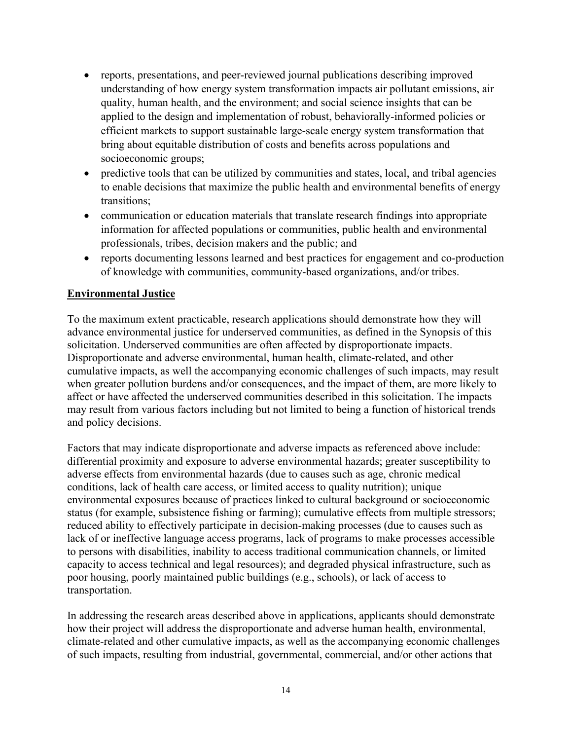- reports, presentations, and peer-reviewed journal publications describing improved understanding of how energy system transformation impacts air pollutant emissions, air quality, human health, and the environment; and social science insights that can be applied to the design and implementation of robust, behaviorally-informed policies or efficient markets to support sustainable large-scale energy system transformation that bring about equitable distribution of costs and benefits across populations and socioeconomic groups;
- predictive tools that can be utilized by communities and states, local, and tribal agencies to enable decisions that maximize the public health and environmental benefits of energy transitions;
- communication or education materials that translate research findings into appropriate information for affected populations or communities, public health and environmental professionals, tribes, decision makers and the public; and
- reports documenting lessons learned and best practices for engagement and co-production of knowledge with communities, community-based organizations, and/or tribes.

**Environmental Justice**

To the maximum extent practicable, research applications should demonstrate how they will advance environmental justice for underserved communities, as defined in the Synopsis of this solicitation. Underserved communities are often affected by disproportionate impacts. Disproportionate and adverse environmental, human health, climate-related, and other cumulative impacts, as well the accompanying economic challenges of such impacts, may result when greater pollution burdens and/or consequences, and the impact of them, are more likely to affect or have affected the underserved communities described in this solicitation. The impacts may result from various factors including but not limited to being a function of historical trends and policy decisions.

Factors that may indicate disproportionate and adverse impacts as referenced above include: differential proximity and exposure to adverse environmental hazards; greater susceptibility to adverse effects from environmental hazards (due to causes such as age, chronic medical conditions, lack of health care access, or limited access to quality nutrition); unique environmental exposures because of practices linked to cultural background or socioeconomic status (for example, subsistence fishing or farming); cumulative effects from multiple stressors; reduced ability to effectively participate in decision-making processes (due to causes such as lack of or ineffective language access programs, lack of programs to make processes accessible to persons with disabilities, inability to access traditional communication channels, or limited capacity to access technical and legal resources); and degraded physical infrastructure, such as poor housing, poorly maintained public buildings (e.g., schools), or lack of access to transportation.

In addressing the research areas described above in applications, applicants should demonstrate how their project will address the disproportionate and adverse human health, environmental, climate-related and other cumulative impacts, as well as the accompanying economic challenges of such impacts, resulting from industrial, governmental, commercial, and/or other actions that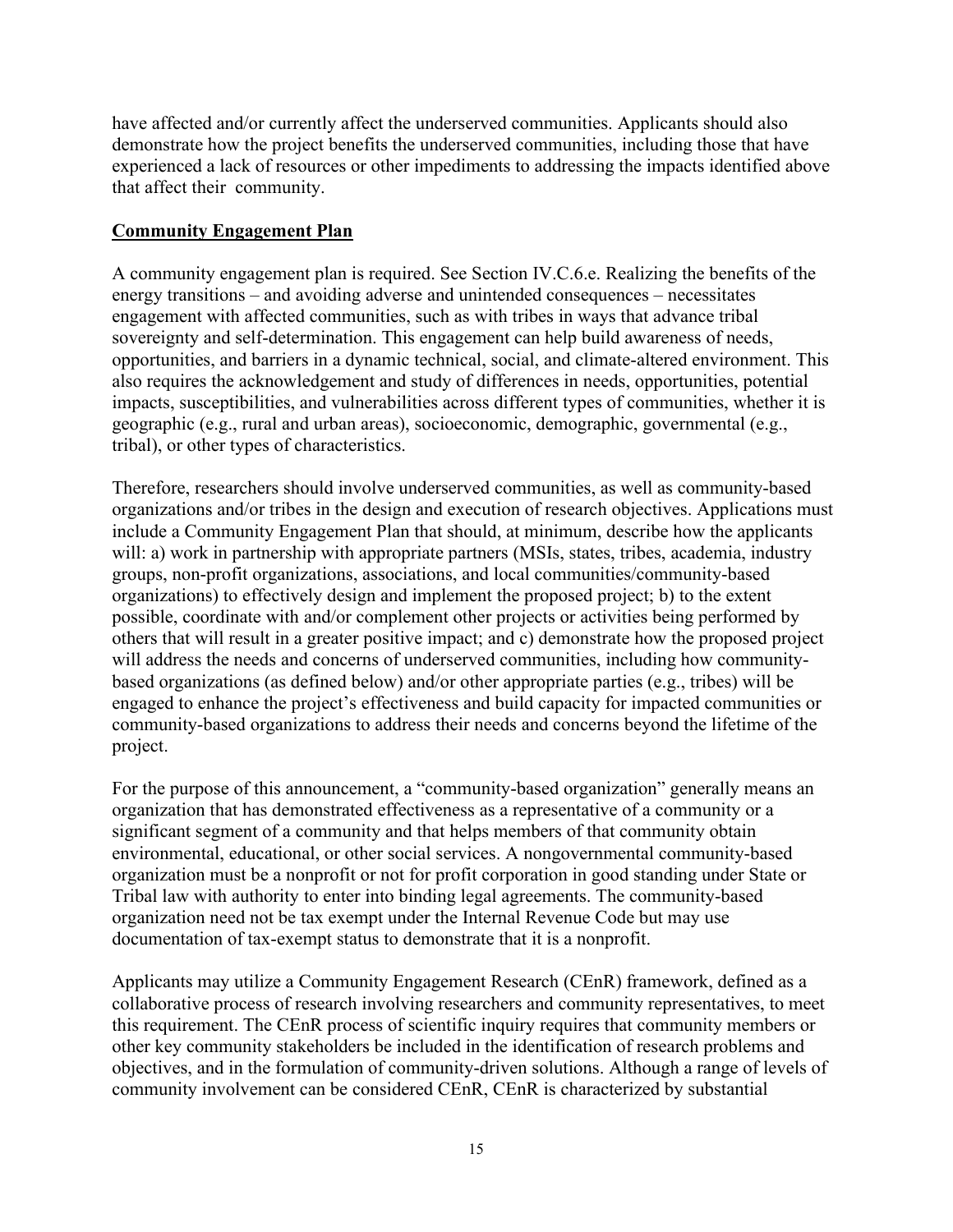have affected and/or currently affect the underserved communities. Applicants should also demonstrate how the project benefits the underserved communities, including those that have experienced a lack of resources or other impediments to addressing the impacts identified above that affect their community.

**Community Engagement Plan**

A community engagement plan is required. See Section IV.C.6.e. Realizing the benefits of the energy transitions – and avoiding adverse and unintended consequences – necessitates engagement with affected communities, such as with tribes in ways that advance tribal sovereignty and self-determination. This engagement can help build awareness of needs, opportunities, and barriers in a dynamic technical, social, and climate-altered environment. This also requires the acknowledgement and study of differences in needs, opportunities, potential impacts, susceptibilities, and vulnerabilities across different types of communities, whether it is geographic (e.g., rural and urban areas), socioeconomic, demographic, governmental (e.g., tribal), or other types of characteristics.

Therefore, researchers should involve underserved communities, as well as community-based organizations and/or tribes in the design and execution of research objectives. Applications must include a Community Engagement Plan that should, at minimum, describe how the applicants will: a) work in partnership with appropriate partners (MSIs, states, tribes, academia, industry groups, non-profit organizations, associations, and local communities/community-based organizations) to effectively design and implement the proposed project; b) to the extent possible, coordinate with and/or complement other projects or activities being performed by others that will result in a greater positive impact; and c) demonstrate how the proposed project will address the needs and concerns of underserved communities, including how community-based organizations (as defined below) and/or other appropriate parties (e.g., tribes) will be engaged to enhance the project's effectiveness and build capacity for impacted communities or community-based organizations to address their needs and concerns beyond the lifetime of the project.

For the purpose of this announcement, a "community-based organization" generally means an organization that has demonstrated effectiveness as a representative of a community or a significant segment of a community and that helps members of that community obtain environmental, educational, or other social services. A nongovernmental community-based organization must be a nonprofit or not for profit corporation in good standing under State or Tribal law with authority to enter into binding legal agreements. The community-based organization need not be tax exempt under the Internal Revenue Code but may use documentation of tax-exempt status to demonstrate that it is a nonprofit.

Applicants may utilize a Community Engagement Research (CEnR) framework, defined as a collaborative process of research involving researchers and community representatives, to meet this requirement. The CEnR process of scientific inquiry requires that community members or other key community stakeholders be included in the identification of research problems and objectives, and in the formulation of community-driven solutions. Although a range of levels of community involvement can be considered CEnR, CEnR is characterized by substantial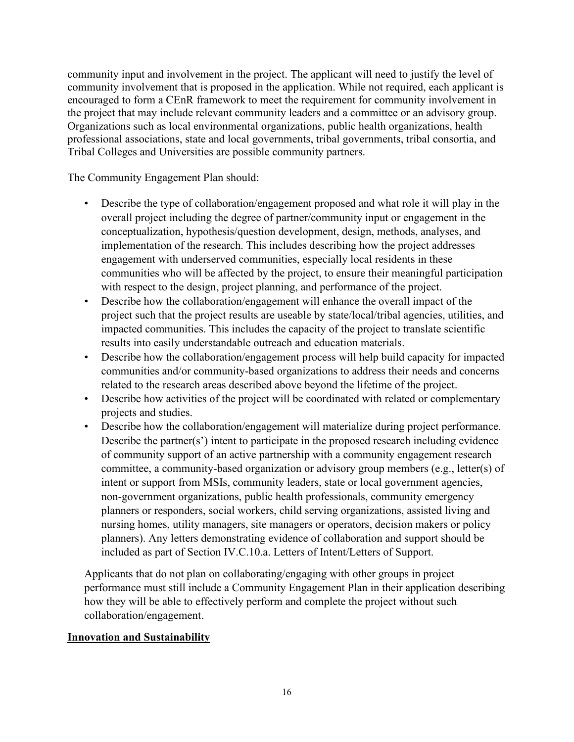community input and involvement in the project. The applicant will need to justify the level of community involvement that is proposed in the application. While not required, each applicant is encouraged to form a CEnR framework to meet the requirement for community involvement in the project that may include relevant community leaders and a committee or an advisory group. Organizations such as local environmental organizations, public health organizations, health professional associations, state and local governments, tribal governments, tribal consortia, and Tribal Colleges and Universities are possible community partners.

The Community Engagement Plan should:

- Describe the type of collaboration/engagement proposed and what role it will play in the overall project including the degree of partner/community input or engagement in the conceptualization, hypothesis/question development, design, methods, analyses, and implementation of the research. This includes describing how the project addresses engagement with underserved communities, especially local residents in these communities who will be affected by the project, to ensure their meaningful participation with respect to the design, project planning, and performance of the project.
- Describe how the collaboration/engagement will enhance the overall impact of the project such that the project results are useable by state/local/tribal agencies, utilities, and impacted communities. This includes the capacity of the project to translate scientific results into easily understandable outreach and education materials.
- Describe how the collaboration/engagement process will help build capacity for impacted communities and/or community-based organizations to address their needs and concerns related to the research areas described above beyond the lifetime of the project.
- Describe how activities of the project will be coordinated with related or complementary projects and studies.
- Describe how the collaboration/engagement will materialize during project performance. Describe the partner(s') intent to participate in the proposed research including evidence of community support of an active partnership with a community engagement research committee, a community-based organization or advisory group members (e.g., letter(s) of intent or support from MSIs, community leaders, state or local government agencies, non-government organizations, public health professionals, community emergency planners or responders, social workers, child serving organizations, assisted living and nursing homes, utility managers, site managers or operators, decision makers or policy planners). Any letters demonstrating evidence of collaboration and support should be included as part of Section IV.C.10.a. Letters of Intent/Letters of Support.

Applicants that do not plan on collaborating/engaging with other groups in project performance must still include a Community Engagement Plan in their application describing how they will be able to effectively perform and complete the project without such collaboration/engagement.

**Innovation and Sustainability**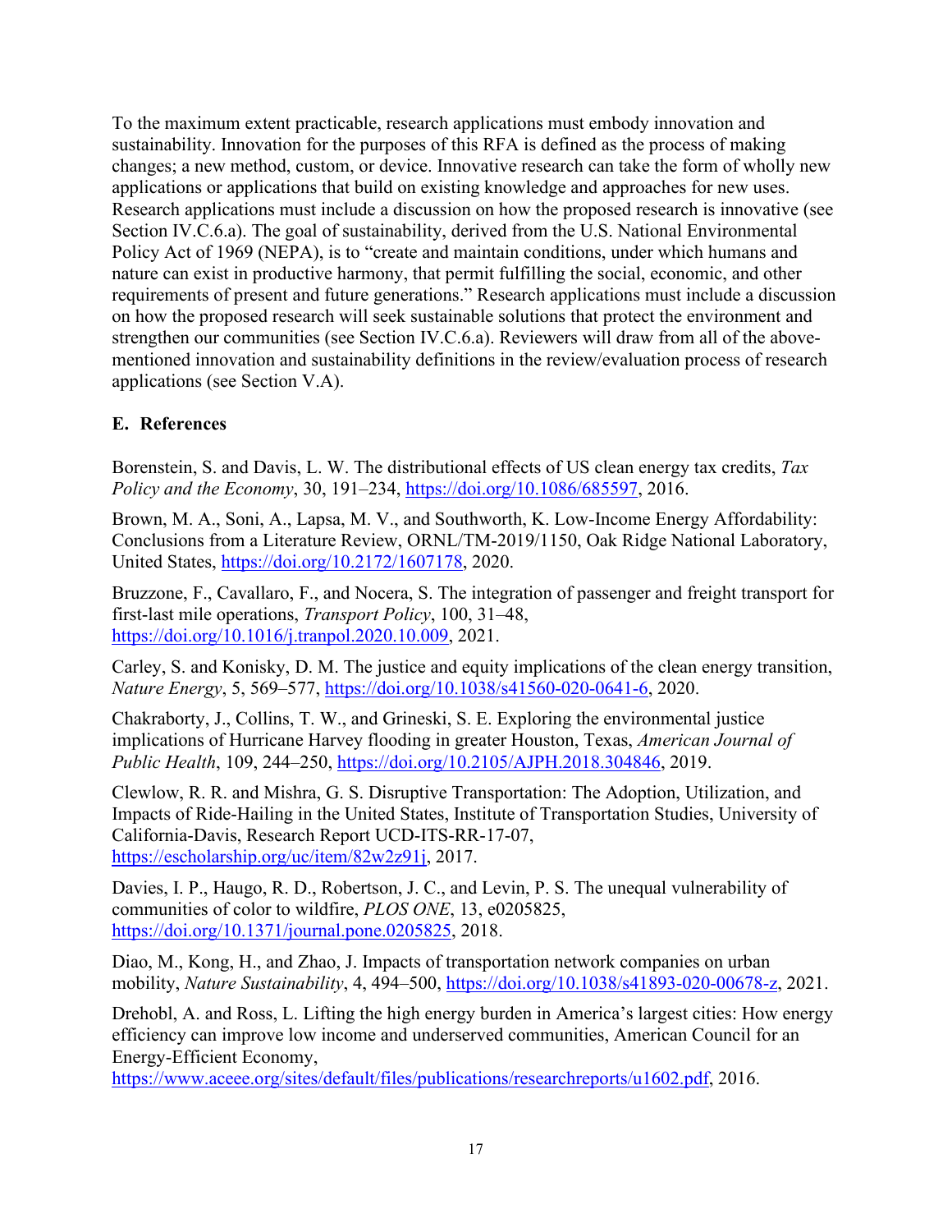To the maximum extent practicable, research applications must embody innovation and sustainability. Innovation for the purposes of this RFA is defined as the process of making changes; a new method, custom, or device. Innovative research can take the form of wholly new applications or applications that build on existing knowledge and approaches for new uses. Research applications must include a discussion on how the proposed research is innovative (see Section IV.C.6.a). The goal of sustainability, derived from the U.S. National Environmental Policy Act of 1969 (NEPA), is to "create and maintain conditions, under which humans and nature can exist in productive harmony, that permit fulfilling the social, economic, and other requirements of present and future generations." Research applications must include a discussion on how the proposed research will seek sustainable solutions that protect the environment and strengthen our communities (see Section IV.C.6.a). Reviewers will draw from all of the above-mentioned innovation and sustainability definitions in the review/evaluation process of research applications (see Section V.A).

## E. References

Borenstein, S. and Davis, L. W. The distributional effects of US clean energy tax credits, *Tax Policy and the Economy*, 30, 191–234, https://doi.org/10.1086/685597, 2016.

Brown, M. A., Soni, A., Lapsa, M. V., and Southworth, K. Low-Income Energy Affordability: Conclusions from a Literature Review, ORNL/TM-2019/1150, Oak Ridge National Laboratory, United States, https://doi.org/10.2172/1607178, 2020.

Bruzzone, F., Cavallaro, F., and Nocera, S. The integration of passenger and freight transport for first-last mile operations, *Transport Policy*, 100, 31–48, https://doi.org/10.1016/j.tranpol.2020.10.009, 2021.

Carley, S. and Konisky, D. M. The justice and equity implications of the clean energy transition, *Nature Energy*, 5, 569–577, https://doi.org/10.1038/s41560-020-0641-6, 2020.

Chakraborty, J., Collins, T. W., and Grineski, S. E. Exploring the environmental justice implications of Hurricane Harvey flooding in greater Houston, Texas, *American Journal of Public Health*, 109, 244–250, https://doi.org/10.2105/AJPH.2018.304846, 2019.

Clewlow, R. R. and Mishra, G. S. Disruptive Transportation: The Adoption, Utilization, and Impacts of Ride-Hailing in the United States, Institute of Transportation Studies, University of California-Davis, Research Report UCD-ITS-RR-17-07, https://escholarship.org/uc/item/82w2z91j, 2017.

Davies, I. P., Haugo, R. D., Robertson, J. C., and Levin, P. S. The unequal vulnerability of communities of color to wildfire, *PLOS ONE*, 13, e0205825, https://doi.org/10.1371/journal.pone.0205825, 2018.

Diao, M., Kong, H., and Zhao, J. Impacts of transportation network companies on urban mobility, *Nature Sustainability*, 4, 494–500, https://doi.org/10.1038/s41893-020-00678-z, 2021.

Drehobl, A. and Ross, L. Lifting the high energy burden in America's largest cities: How energy efficiency can improve low income and underserved communities, American Council for an Energy-Efficient Economy, https://www.aceee.org/sites/default/files/publications/researchreports/u1602.pdf, 2016.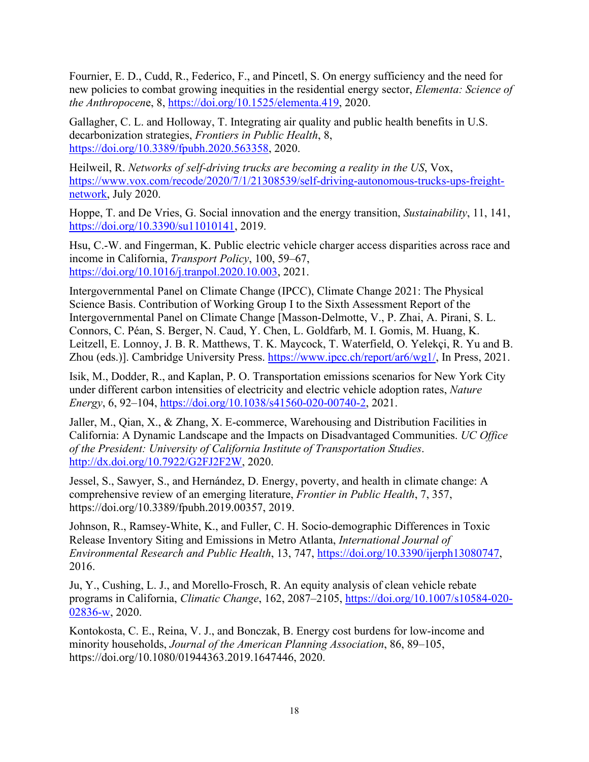Fournier, E. D., Cudd, R., Federico, F., and Pincetl, S. On energy sufficiency and the need for new policies to combat growing inequities in the residential energy sector, *Elementa: Science of the Anthropocene*, 8, https://doi.org/10.1525/elementa.419, 2020.

Gallagher, C. L. and Holloway, T. Integrating air quality and public health benefits in U.S. decarbonization strategies, *Frontiers in Public Health*, 8, https://doi.org/10.3389/fpubh.2020.563358, 2020.

Heilweil, R. *Networks of self-driving trucks are becoming a reality in the US*, Vox, https://www.vox.com/recode/2020/7/1/21308539/self-driving-autonomous-trucks-ups-freight-network, July 2020.

Hoppe, T. and De Vries, G. Social innovation and the energy transition, *Sustainability*, 11, 141, https://doi.org/10.3390/su11010141, 2019.

Hsu, C.-W. and Fingerman, K. Public electric vehicle charger access disparities across race and income in California, *Transport Policy*, 100, 59–67, https://doi.org/10.1016/j.tranpol.2020.10.003, 2021.

Intergovernmental Panel on Climate Change (IPCC), Climate Change 2021: The Physical Science Basis. Contribution of Working Group I to the Sixth Assessment Report of the Intergovernmental Panel on Climate Change [Masson-Delmotte, V., P. Zhai, A. Pirani, S. L. Connors, C. Péan, S. Berger, N. Caud, Y. Chen, L. Goldfarb, M. I. Gomis, M. Huang, K. Leitzell, E. Lonnoy, J. B. R. Matthews, T. K. Maycock, T. Waterfield, O. Yelekçi, R. Yu and B. Zhou (eds.)]. Cambridge University Press. https://www.ipcc.ch/report/ar6/wg1/, In Press, 2021.

Isik, M., Dodder, R., and Kaplan, P. O. Transportation emissions scenarios for New York City under different carbon intensities of electricity and electric vehicle adoption rates, *Nature Energy*, 6, 92–104, https://doi.org/10.1038/s41560-020-00740-2, 2021.

Jaller, M., Qian, X., & Zhang, X. E-commerce, Warehousing and Distribution Facilities in California: A Dynamic Landscape and the Impacts on Disadvantaged Communities. *UC Office of the President: University of California Institute of Transportation Studies*. http://dx.doi.org/10.7922/G2FJ2F2W, 2020.

Jessel, S., Sawyer, S., and Hernández, D. Energy, poverty, and health in climate change: A comprehensive review of an emerging literature, *Frontier in Public Health*, 7, 357, https://doi.org/10.3389/fpubh.2019.00357, 2019.

Johnson, R., Ramsey-White, K., and Fuller, C. H. Socio-demographic Differences in Toxic Release Inventory Siting and Emissions in Metro Atlanta, *International Journal of Environmental Research and Public Health*, 13, 747, https://doi.org/10.3390/ijerph13080747, 2016.

Ju, Y., Cushing, L. J., and Morello-Frosch, R. An equity analysis of clean vehicle rebate programs in California, *Climatic Change*, 162, 2087–2105, https://doi.org/10.1007/s10584-020-02836-w, 2020.

Kontokosta, C. E., Reina, V. J., and Bonczak, B. Energy cost burdens for low-income and minority households, *Journal of the American Planning Association*, 86, 89–105, https://doi.org/10.1080/01944363.2019.1647446, 2020.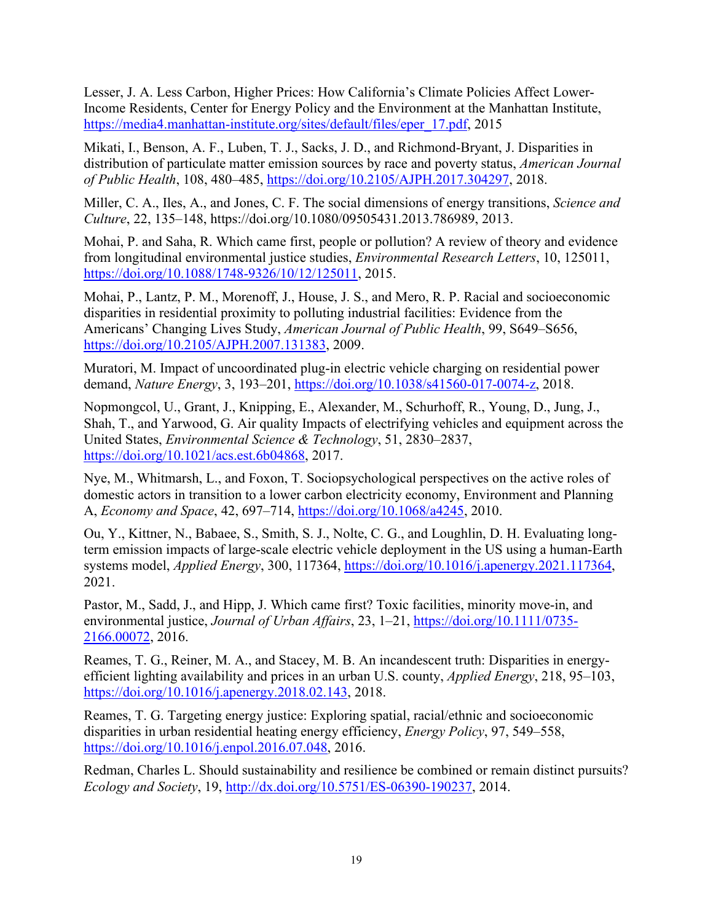Lesser, J. A. Less Carbon, Higher Prices: How California's Climate Policies Affect Lower-Income Residents, Center for Energy Policy and the Environment at the Manhattan Institute, https://media4.manhattan-institute.org/sites/default/files/eper_17.pdf, 2015

Mikati, I., Benson, A. F., Luben, T. J., Sacks, J. D., and Richmond-Bryant, J. Disparities in distribution of particulate matter emission sources by race and poverty status, *American Journal of Public Health*, 108, 480–485, https://doi.org/10.2105/AJPH.2017.304297, 2018.

Miller, C. A., Iles, A., and Jones, C. F. The social dimensions of energy transitions, *Science and Culture*, 22, 135–148, https://doi.org/10.1080/09505431.2013.786989, 2013.

Mohai, P. and Saha, R. Which came first, people or pollution? A review of theory and evidence from longitudinal environmental justice studies, *Environmental Research Letters*, 10, 125011, https://doi.org/10.1088/1748-9326/10/12/125011, 2015.

Mohai, P., Lantz, P. M., Morenoff, J., House, J. S., and Mero, R. P. Racial and socioeconomic disparities in residential proximity to polluting industrial facilities: Evidence from the Americans' Changing Lives Study, *American Journal of Public Health*, 99, S649–S656, https://doi.org/10.2105/AJPH.2007.131383, 2009.

Muratori, M. Impact of uncoordinated plug-in electric vehicle charging on residential power demand, *Nature Energy*, 3, 193–201, https://doi.org/10.1038/s41560-017-0074-z, 2018.

Nopmongcol, U., Grant, J., Knipping, E., Alexander, M., Schurhoff, R., Young, D., Jung, J., Shah, T., and Yarwood, G. Air quality Impacts of electrifying vehicles and equipment across the United States, *Environmental Science & Technology*, 51, 2830–2837, https://doi.org/10.1021/acs.est.6b04868, 2017.

Nye, M., Whitmarsh, L., and Foxon, T. Sociopsychological perspectives on the active roles of domestic actors in transition to a lower carbon electricity economy, Environment and Planning A, *Economy and Space*, 42, 697–714, https://doi.org/10.1068/a4245, 2010.

Ou, Y., Kittner, N., Babaee, S., Smith, S. J., Nolte, C. G., and Loughlin, D. H. Evaluating long-term emission impacts of large-scale electric vehicle deployment in the US using a human-Earth systems model, *Applied Energy*, 300, 117364, https://doi.org/10.1016/j.apenergy.2021.117364, 2021.

Pastor, M., Sadd, J., and Hipp, J. Which came first? Toxic facilities, minority move-in, and environmental justice, *Journal of Urban Affairs*, 23, 1–21, https://doi.org/10.1111/0735-2166.00072, 2016.

Reames, T. G., Reiner, M. A., and Stacey, M. B. An incandescent truth: Disparities in energy-efficient lighting availability and prices in an urban U.S. county, *Applied Energy*, 218, 95–103, https://doi.org/10.1016/j.apenergy.2018.02.143, 2018.

Reames, T. G. Targeting energy justice: Exploring spatial, racial/ethnic and socioeconomic disparities in urban residential heating energy efficiency, *Energy Policy*, 97, 549–558, https://doi.org/10.1016/j.enpol.2016.07.048, 2016.

Redman, Charles L. Should sustainability and resilience be combined or remain distinct pursuits? *Ecology and Society*, 19, http://dx.doi.org/10.5751/ES-06390-190237, 2014.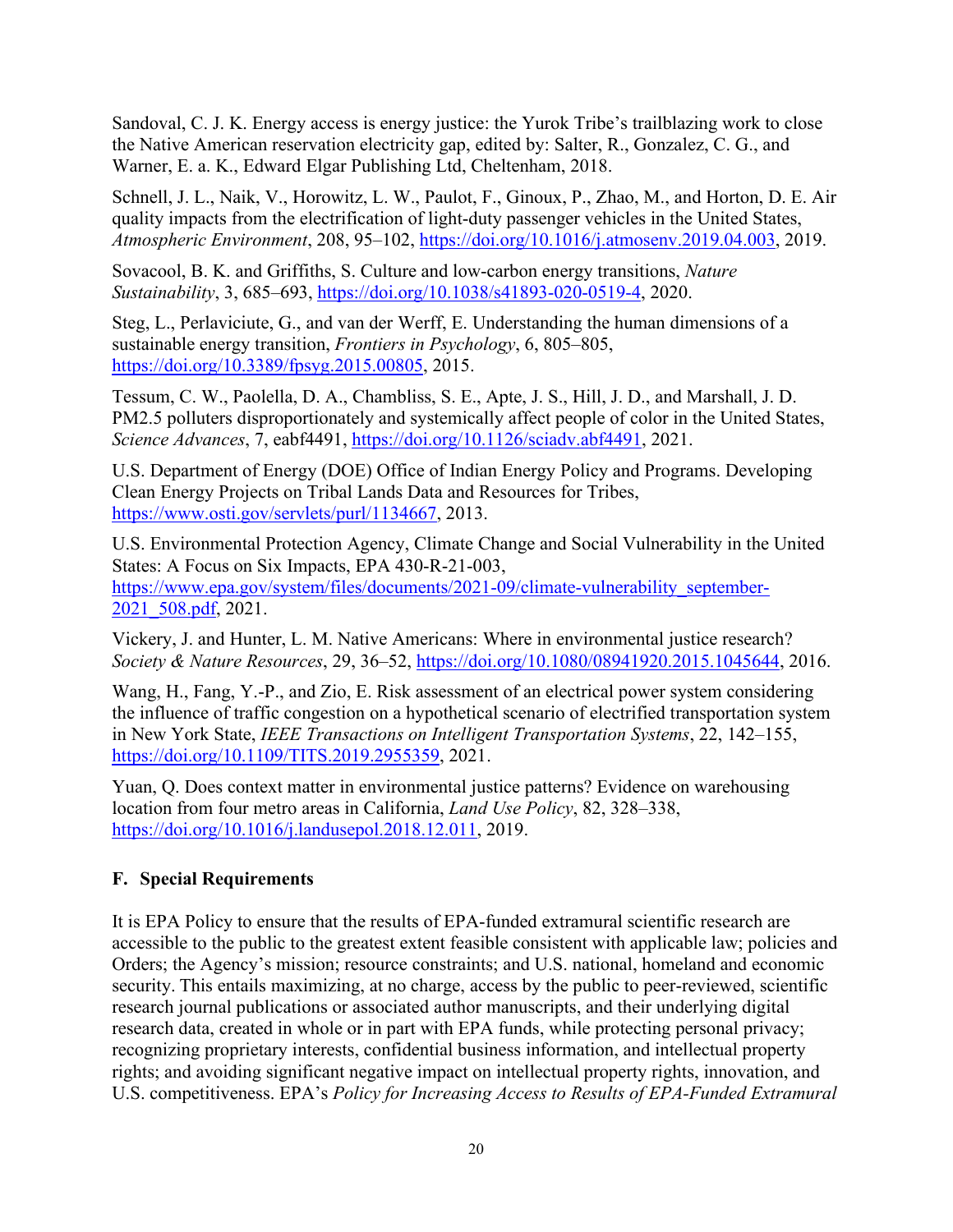Sandoval, C. J. K. Energy access is energy justice: the Yurok Tribe's trailblazing work to close the Native American reservation electricity gap, edited by: Salter, R., Gonzalez, C. G., and Warner, E. a. K., Edward Elgar Publishing Ltd, Cheltenham, 2018.

Schnell, J. L., Naik, V., Horowitz, L. W., Paulot, F., Ginoux, P., Zhao, M., and Horton, D. E. Air quality impacts from the electrification of light-duty passenger vehicles in the United States, *Atmospheric Environment*, 208, 95–102, https://doi.org/10.1016/j.atmosenv.2019.04.003, 2019.

Sovacool, B. K. and Griffiths, S. Culture and low-carbon energy transitions, *Nature Sustainability*, 3, 685–693, https://doi.org/10.1038/s41893-020-0519-4, 2020.

Steg, L., Perlaviciute, G., and van der Werff, E. Understanding the human dimensions of a sustainable energy transition, *Frontiers in Psychology*, 6, 805–805, https://doi.org/10.3389/fpsyg.2015.00805, 2015.

Tessum, C. W., Paolella, D. A., Chambliss, S. E., Apte, J. S., Hill, J. D., and Marshall, J. D. PM2.5 polluters disproportionately and systemically affect people of color in the United States, *Science Advances*, 7, eabf4491, https://doi.org/10.1126/sciadv.abf4491, 2021.

U.S. Department of Energy (DOE) Office of Indian Energy Policy and Programs. Developing Clean Energy Projects on Tribal Lands Data and Resources for Tribes, https://www.osti.gov/servlets/purl/1134667, 2013.

U.S. Environmental Protection Agency, Climate Change and Social Vulnerability in the United States: A Focus on Six Impacts, EPA 430-R-21-003, https://www.epa.gov/system/files/documents/2021-09/climate-vulnerability_september-2021_508.pdf, 2021.

Vickery, J. and Hunter, L. M. Native Americans: Where in environmental justice research? *Society & Nature Resources*, 29, 36–52, https://doi.org/10.1080/08941920.2015.1045644, 2016.

Wang, H., Fang, Y.-P., and Zio, E. Risk assessment of an electrical power system considering the influence of traffic congestion on a hypothetical scenario of electrified transportation system in New York State, *IEEE Transactions on Intelligent Transportation Systems*, 22, 142–155, https://doi.org/10.1109/TITS.2019.2955359, 2021.

Yuan, Q. Does context matter in environmental justice patterns? Evidence on warehousing location from four metro areas in California, *Land Use Policy*, 82, 328–338, https://doi.org/10.1016/j.landusepol.2018.12.011, 2019.

## F. Special Requirements

It is EPA Policy to ensure that the results of EPA-funded extramural scientific research are accessible to the public to the greatest extent feasible consistent with applicable law; policies and Orders; the Agency's mission; resource constraints; and U.S. national, homeland and economic security. This entails maximizing, at no charge, access by the public to peer-reviewed, scientific research journal publications or associated author manuscripts, and their underlying digital research data, created in whole or in part with EPA funds, while protecting personal privacy; recognizing proprietary interests, confidential business information, and intellectual property rights; and avoiding significant negative impact on intellectual property rights, innovation, and U.S. competitiveness. EPA's *Policy for Increasing Access to Results of EPA-Funded Extramural*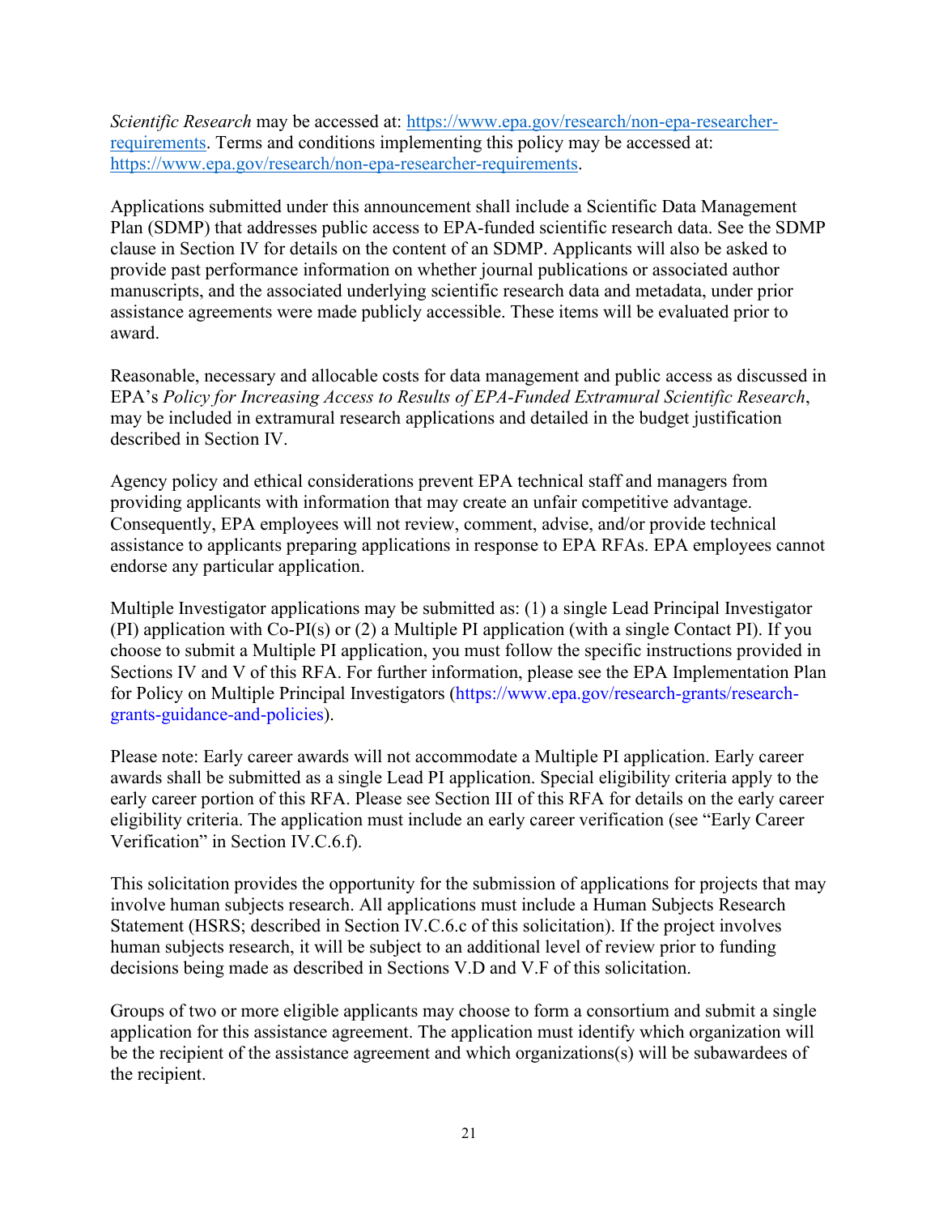*Scientific Research* may be accessed at: [https://www.epa.gov/research/non-epa-researcher-requirements](https://www.epa.gov/research/non-epa-researcher-requirements). Terms and conditions implementing this policy may be accessed at: [https://www.epa.gov/research/non-epa-researcher-requirements](https://www.epa.gov/research/non-epa-researcher-requirements).

Applications submitted under this announcement shall include a Scientific Data Management Plan (SDMP) that addresses public access to EPA-funded scientific research data. See the SDMP clause in Section IV for details on the content of an SDMP. Applicants will also be asked to provide past performance information on whether journal publications or associated author manuscripts, and the associated underlying scientific research data and metadata, under prior assistance agreements were made publicly accessible. These items will be evaluated prior to award.

Reasonable, necessary and allocable costs for data management and public access as discussed in EPA's *Policy for Increasing Access to Results of EPA-Funded Extramural Scientific Research*, may be included in extramural research applications and detailed in the budget justification described in Section IV.

Agency policy and ethical considerations prevent EPA technical staff and managers from providing applicants with information that may create an unfair competitive advantage. Consequently, EPA employees will not review, comment, advise, and/or provide technical assistance to applicants preparing applications in response to EPA RFAs. EPA employees cannot endorse any particular application.

Multiple Investigator applications may be submitted as: (1) a single Lead Principal Investigator (PI) application with Co-PI(s) or (2) a Multiple PI application (with a single Contact PI). If you choose to submit a Multiple PI application, you must follow the specific instructions provided in Sections IV and V of this RFA. For further information, please see the EPA Implementation Plan for Policy on Multiple Principal Investigators (https://www.epa.gov/research-grants/research-grants-guidance-and-policies).

Please note: Early career awards will not accommodate a Multiple PI application. Early career awards shall be submitted as a single Lead PI application. Special eligibility criteria apply to the early career portion of this RFA. Please see Section III of this RFA for details on the early career eligibility criteria. The application must include an early career verification (see "Early Career Verification" in Section IV.C.6.f).

This solicitation provides the opportunity for the submission of applications for projects that may involve human subjects research. All applications must include a Human Subjects Research Statement (HSRS; described in Section IV.C.6.c of this solicitation). If the project involves human subjects research, it will be subject to an additional level of review prior to funding decisions being made as described in Sections V.D and V.F of this solicitation.

Groups of two or more eligible applicants may choose to form a consortium and submit a single application for this assistance agreement. The application must identify which organization will be the recipient of the assistance agreement and which organizations(s) will be subawardees of the recipient.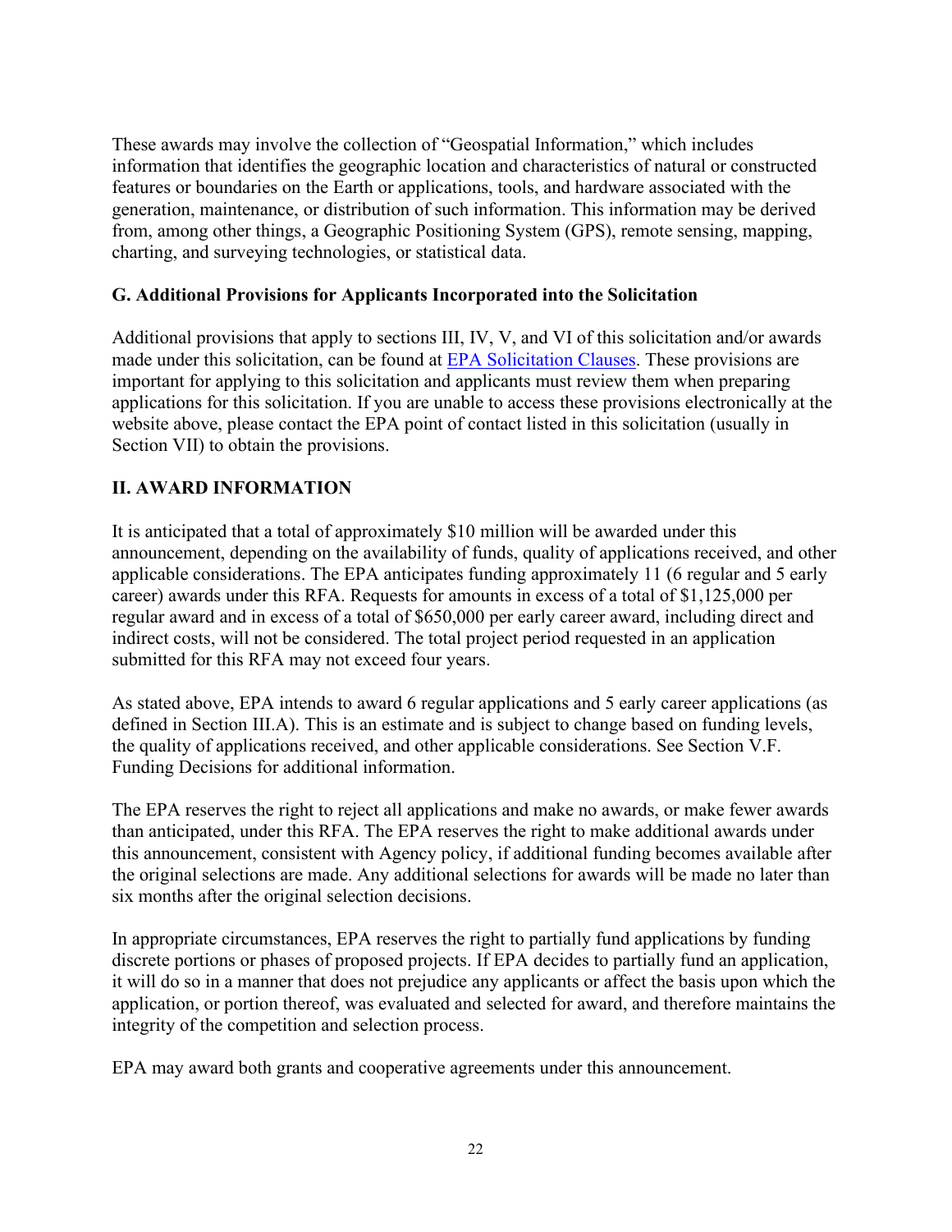These awards may involve the collection of "Geospatial Information," which includes information that identifies the geographic location and characteristics of natural or constructed features or boundaries on the Earth or applications, tools, and hardware associated with the generation, maintenance, or distribution of such information. This information may be derived from, among other things, a Geographic Positioning System (GPS), remote sensing, mapping, charting, and surveying technologies, or statistical data.

### G. Additional Provisions for Applicants Incorporated into the Solicitation

Additional provisions that apply to sections III, IV, V, and VI of this solicitation and/or awards made under this solicitation, can be found at [EPA Solicitation Clauses](). These provisions are important for applying to this solicitation and applicants must review them when preparing applications for this solicitation. If you are unable to access these provisions electronically at the website above, please contact the EPA point of contact listed in this solicitation (usually in Section VII) to obtain the provisions.

## II. AWARD INFORMATION

It is anticipated that a total of approximately $10 million will be awarded under this announcement, depending on the availability of funds, quality of applications received, and other applicable considerations. The EPA anticipates funding approximately 11 (6 regular and 5 early career) awards under this RFA. Requests for amounts in excess of a total of $1,125,000 per regular award and in excess of a total of $650,000 per early career award, including direct and indirect costs, will not be considered. The total project period requested in an application submitted for this RFA may not exceed four years.

As stated above, EPA intends to award 6 regular applications and 5 early career applications (as defined in Section III.A). This is an estimate and is subject to change based on funding levels, the quality of applications received, and other applicable considerations. See Section V.F. Funding Decisions for additional information.

The EPA reserves the right to reject all applications and make no awards, or make fewer awards than anticipated, under this RFA. The EPA reserves the right to make additional awards under this announcement, consistent with Agency policy, if additional funding becomes available after the original selections are made. Any additional selections for awards will be made no later than six months after the original selection decisions.

In appropriate circumstances, EPA reserves the right to partially fund applications by funding discrete portions or phases of proposed projects. If EPA decides to partially fund an application, it will do so in a manner that does not prejudice any applicants or affect the basis upon which the application, or portion thereof, was evaluated and selected for award, and therefore maintains the integrity of the competition and selection process.

EPA may award both grants and cooperative agreements under this announcement.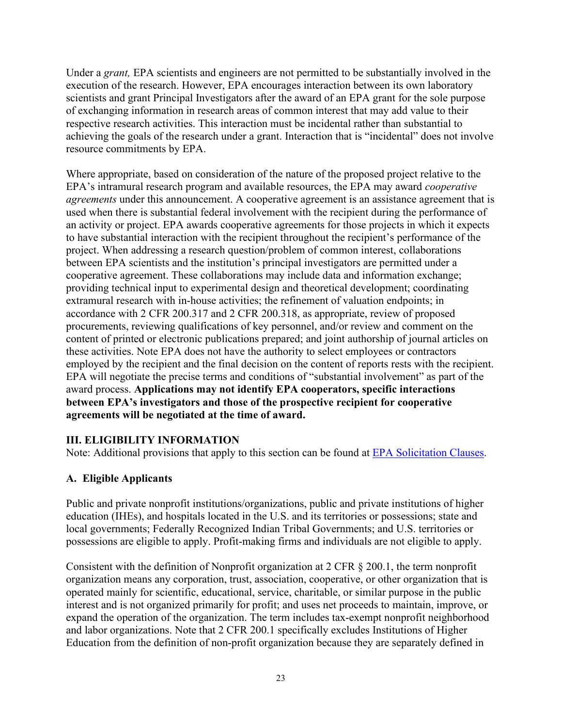Under a *grant,* EPA scientists and engineers are not permitted to be substantially involved in the execution of the research. However, EPA encourages interaction between its own laboratory scientists and grant Principal Investigators after the award of an EPA grant for the sole purpose of exchanging information in research areas of common interest that may add value to their respective research activities. This interaction must be incidental rather than substantial to achieving the goals of the research under a grant. Interaction that is "incidental" does not involve resource commitments by EPA.

Where appropriate, based on consideration of the nature of the proposed project relative to the EPA's intramural research program and available resources, the EPA may award *cooperative agreements* under this announcement. A cooperative agreement is an assistance agreement that is used when there is substantial federal involvement with the recipient during the performance of an activity or project. EPA awards cooperative agreements for those projects in which it expects to have substantial interaction with the recipient throughout the recipient's performance of the project. When addressing a research question/problem of common interest, collaborations between EPA scientists and the institution's principal investigators are permitted under a cooperative agreement. These collaborations may include data and information exchange; providing technical input to experimental design and theoretical development; coordinating extramural research with in-house activities; the refinement of valuation endpoints; in accordance with 2 CFR 200.317 and 2 CFR 200.318, as appropriate, review of proposed procurements, reviewing qualifications of key personnel, and/or review and comment on the content of printed or electronic publications prepared; and joint authorship of journal articles on these activities. Note EPA does not have the authority to select employees or contractors employed by the recipient and the final decision on the content of reports rests with the recipient. EPA will negotiate the precise terms and conditions of "substantial involvement" as part of the award process. **Applications may not identify EPA cooperators, specific interactions between EPA's investigators and those of the prospective recipient for cooperative agreements will be negotiated at the time of award.**

## III. ELIGIBILITY INFORMATION

Note: Additional provisions that apply to this section can be found at [EPA Solicitation Clauses](EPA Solicitation Clauses).

### A. Eligible Applicants

Public and private nonprofit institutions/organizations, public and private institutions of higher education (IHEs), and hospitals located in the U.S. and its territories or possessions; state and local governments; Federally Recognized Indian Tribal Governments; and U.S. territories or possessions are eligible to apply. Profit-making firms and individuals are not eligible to apply.

Consistent with the definition of Nonprofit organization at 2 CFR § 200.1, the term nonprofit organization means any corporation, trust, association, cooperative, or other organization that is operated mainly for scientific, educational, service, charitable, or similar purpose in the public interest and is not organized primarily for profit; and uses net proceeds to maintain, improve, or expand the operation of the organization. The term includes tax-exempt nonprofit neighborhood and labor organizations. Note that 2 CFR 200.1 specifically excludes Institutions of Higher Education from the definition of non-profit organization because they are separately defined in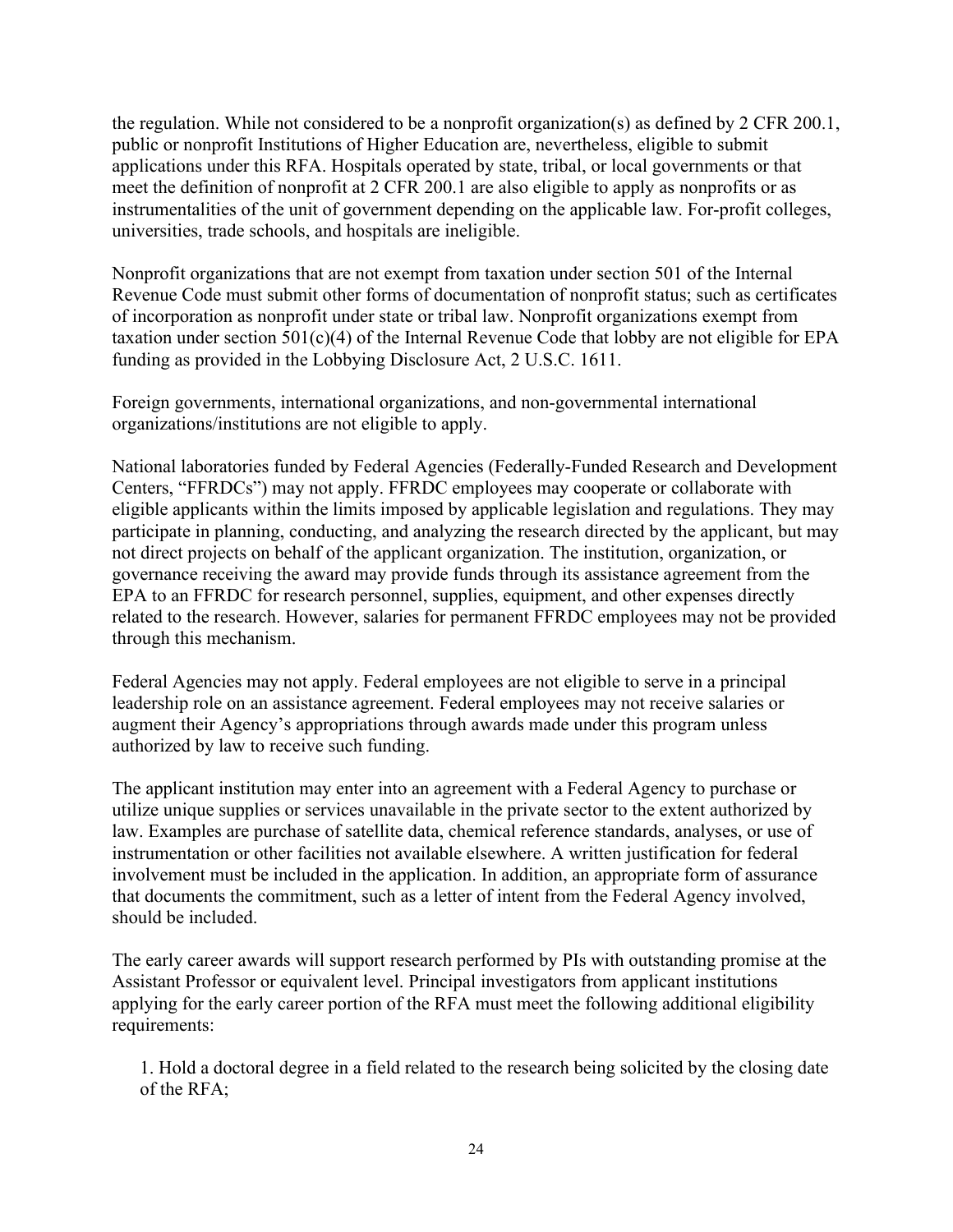the regulation. While not considered to be a nonprofit organization(s) as defined by 2 CFR 200.1, public or nonprofit Institutions of Higher Education are, nevertheless, eligible to submit applications under this RFA. Hospitals operated by state, tribal, or local governments or that meet the definition of nonprofit at 2 CFR 200.1 are also eligible to apply as nonprofits or as instrumentalities of the unit of government depending on the applicable law. For-profit colleges, universities, trade schools, and hospitals are ineligible.

Nonprofit organizations that are not exempt from taxation under section 501 of the Internal Revenue Code must submit other forms of documentation of nonprofit status; such as certificates of incorporation as nonprofit under state or tribal law. Nonprofit organizations exempt from taxation under section 501(c)(4) of the Internal Revenue Code that lobby are not eligible for EPA funding as provided in the Lobbying Disclosure Act, 2 U.S.C. 1611.

Foreign governments, international organizations, and non-governmental international organizations/institutions are not eligible to apply.

National laboratories funded by Federal Agencies (Federally-Funded Research and Development Centers, "FFRDCs") may not apply. FFRDC employees may cooperate or collaborate with eligible applicants within the limits imposed by applicable legislation and regulations. They may participate in planning, conducting, and analyzing the research directed by the applicant, but may not direct projects on behalf of the applicant organization. The institution, organization, or governance receiving the award may provide funds through its assistance agreement from the EPA to an FFRDC for research personnel, supplies, equipment, and other expenses directly related to the research. However, salaries for permanent FFRDC employees may not be provided through this mechanism.

Federal Agencies may not apply. Federal employees are not eligible to serve in a principal leadership role on an assistance agreement. Federal employees may not receive salaries or augment their Agency's appropriations through awards made under this program unless authorized by law to receive such funding.

The applicant institution may enter into an agreement with a Federal Agency to purchase or utilize unique supplies or services unavailable in the private sector to the extent authorized by law. Examples are purchase of satellite data, chemical reference standards, analyses, or use of instrumentation or other facilities not available elsewhere. A written justification for federal involvement must be included in the application. In addition, an appropriate form of assurance that documents the commitment, such as a letter of intent from the Federal Agency involved, should be included.

The early career awards will support research performed by PIs with outstanding promise at the Assistant Professor or equivalent level. Principal investigators from applicant institutions applying for the early career portion of the RFA must meet the following additional eligibility requirements:

1. Hold a doctoral degree in a field related to the research being solicited by the closing date of the RFA;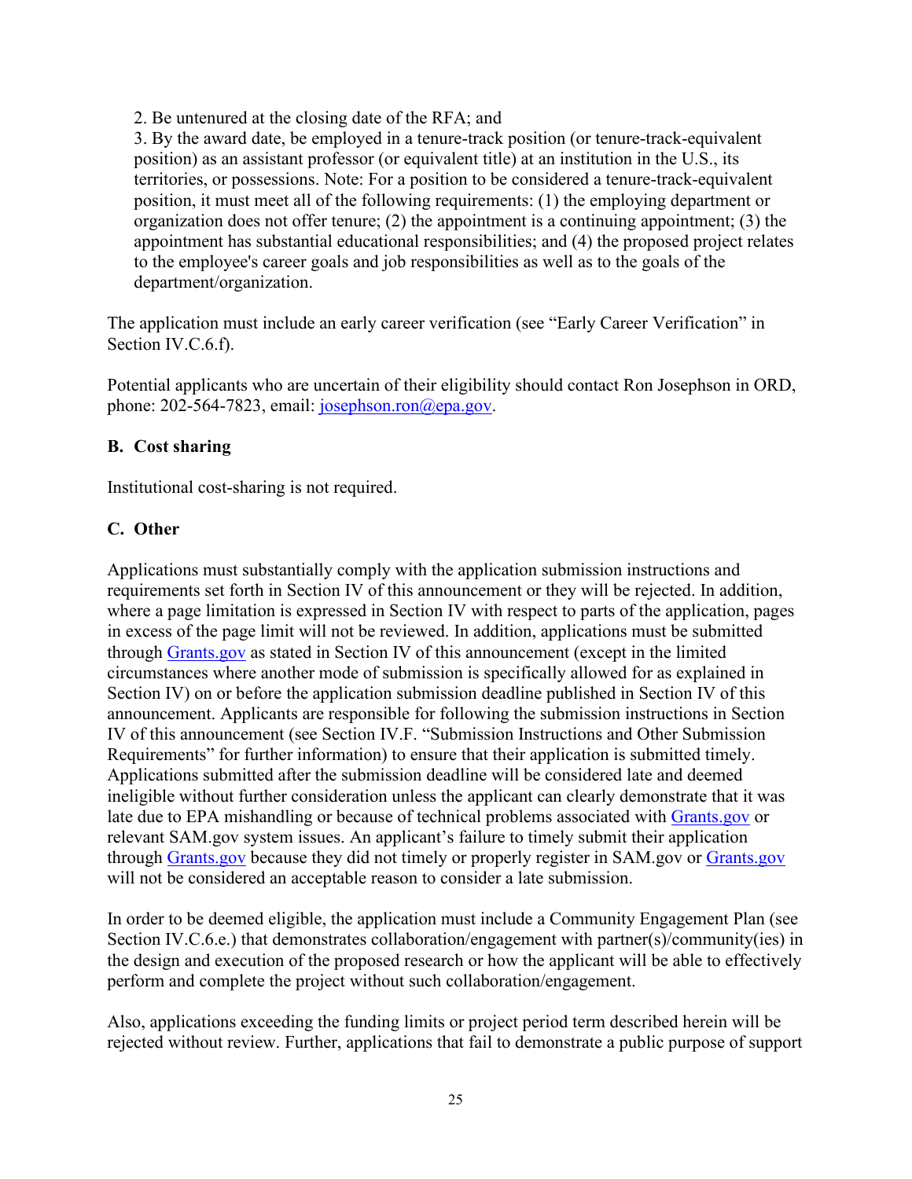2. Be untenured at the closing date of the RFA; and
3. By the award date, be employed in a tenure-track position (or tenure-track-equivalent position) as an assistant professor (or equivalent title) at an institution in the U.S., its territories, or possessions. Note: For a position to be considered a tenure-track-equivalent position, it must meet all of the following requirements: (1) the employing department or organization does not offer tenure; (2) the appointment is a continuing appointment; (3) the appointment has substantial educational responsibilities; and (4) the proposed project relates to the employee's career goals and job responsibilities as well as to the goals of the department/organization.

The application must include an early career verification (see "Early Career Verification" in Section IV.C.6.f).

Potential applicants who are uncertain of their eligibility should contact Ron Josephson in ORD, phone: 202-564-7823, email: josephson.ron@epa.gov.

### B. Cost sharing

Institutional cost-sharing is not required.

### C. Other

Applications must substantially comply with the application submission instructions and requirements set forth in Section IV of this announcement or they will be rejected. In addition, where a page limitation is expressed in Section IV with respect to parts of the application, pages in excess of the page limit will not be reviewed. In addition, applications must be submitted through Grants.gov as stated in Section IV of this announcement (except in the limited circumstances where another mode of submission is specifically allowed for as explained in Section IV) on or before the application submission deadline published in Section IV of this announcement. Applicants are responsible for following the submission instructions in Section IV of this announcement (see Section IV.F. "Submission Instructions and Other Submission Requirements" for further information) to ensure that their application is submitted timely. Applications submitted after the submission deadline will be considered late and deemed ineligible without further consideration unless the applicant can clearly demonstrate that it was late due to EPA mishandling or because of technical problems associated with Grants.gov or relevant SAM.gov system issues. An applicant's failure to timely submit their application through Grants.gov because they did not timely or properly register in SAM.gov or Grants.gov will not be considered an acceptable reason to consider a late submission.

In order to be deemed eligible, the application must include a Community Engagement Plan (see Section IV.C.6.e.) that demonstrates collaboration/engagement with partner(s)/community(ies) in the design and execution of the proposed research or how the applicant will be able to effectively perform and complete the project without such collaboration/engagement.

Also, applications exceeding the funding limits or project period term described herein will be rejected without review. Further, applications that fail to demonstrate a public purpose of support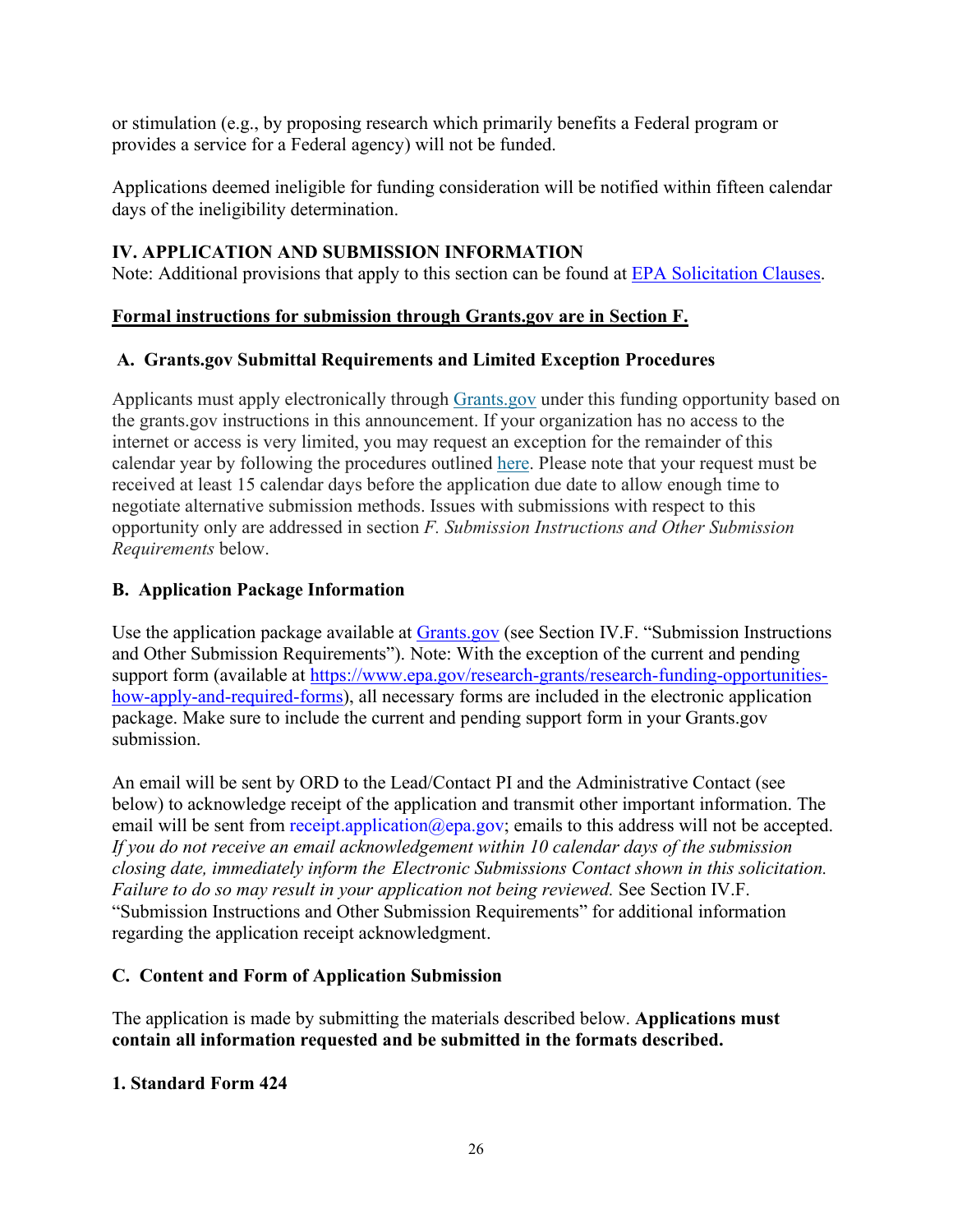or stimulation (e.g., by proposing research which primarily benefits a Federal program or provides a service for a Federal agency) will not be funded.

Applications deemed ineligible for funding consideration will be notified within fifteen calendar days of the ineligibility determination.

## IV. APPLICATION AND SUBMISSION INFORMATION

Note: Additional provisions that apply to this section can be found at EPA Solicitation Clauses.

**Formal instructions for submission through Grants.gov are in Section F.**

### A. Grants.gov Submittal Requirements and Limited Exception Procedures

Applicants must apply electronically through Grants.gov under this funding opportunity based on the grants.gov instructions in this announcement. If your organization has no access to the internet or access is very limited, you may request an exception for the remainder of this calendar year by following the procedures outlined here. Please note that your request must be received at least 15 calendar days before the application due date to allow enough time to negotiate alternative submission methods. Issues with submissions with respect to this opportunity only are addressed in section *F. Submission Instructions and Other Submission Requirements* below.

### B. Application Package Information

Use the application package available at Grants.gov (see Section IV.F. "Submission Instructions and Other Submission Requirements"). Note: With the exception of the current and pending support form (available at https://www.epa.gov/research-grants/research-funding-opportunities-how-apply-and-required-forms), all necessary forms are included in the electronic application package. Make sure to include the current and pending support form in your Grants.gov submission.

An email will be sent by ORD to the Lead/Contact PI and the Administrative Contact (see below) to acknowledge receipt of the application and transmit other important information. The email will be sent from receipt.application@epa.gov; emails to this address will not be accepted. *If you do not receive an email acknowledgement within 10 calendar days of the submission closing date, immediately inform the Electronic Submissions Contact shown in this solicitation. Failure to do so may result in your application not being reviewed.* See Section IV.F. "Submission Instructions and Other Submission Requirements" for additional information regarding the application receipt acknowledgment.

### C. Content and Form of Application Submission

The application is made by submitting the materials described below. **Applications must contain all information requested and be submitted in the formats described.**

#### 1. Standard Form 424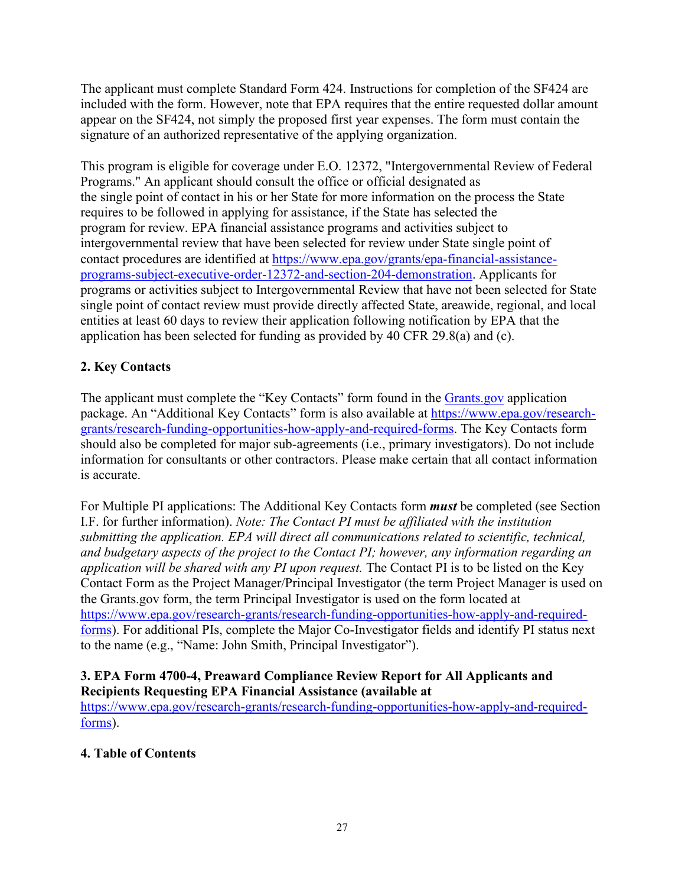The applicant must complete Standard Form 424. Instructions for completion of the SF424 are included with the form. However, note that EPA requires that the entire requested dollar amount appear on the SF424, not simply the proposed first year expenses. The form must contain the signature of an authorized representative of the applying organization.

This program is eligible for coverage under E.O. 12372, "Intergovernmental Review of Federal Programs." An applicant should consult the office or official designated as the single point of contact in his or her State for more information on the process the State requires to be followed in applying for assistance, if the State has selected the program for review. EPA financial assistance programs and activities subject to intergovernmental review that have been selected for review under State single point of contact procedures are identified at [https://www.epa.gov/grants/epa-financial-assistance-programs-subject-executive-order-12372-and-section-204-demonstration](https://www.epa.gov/grants/epa-financial-assistance-programs-subject-executive-order-12372-and-section-204-demonstration). Applicants for programs or activities subject to Intergovernmental Review that have not been selected for State single point of contact review must provide directly affected State, areawide, regional, and local entities at least 60 days to review their application following notification by EPA that the application has been selected for funding as provided by 40 CFR 29.8(a) and (c).

### 2. Key Contacts

The applicant must complete the "Key Contacts" form found in the [Grants.gov](https://www.grants.gov) application package. An "Additional Key Contacts" form is also available at [https://www.epa.gov/research-grants/research-funding-opportunities-how-apply-and-required-forms](https://www.epa.gov/research-grants/research-funding-opportunities-how-apply-and-required-forms). The Key Contacts form should also be completed for major sub-agreements (i.e., primary investigators). Do not include information for consultants or other contractors. Please make certain that all contact information is accurate.

For Multiple PI applications: The Additional Key Contacts form ***must*** be completed (see Section I.F. for further information). *Note: The Contact PI must be affiliated with the institution submitting the application. EPA will direct all communications related to scientific, technical, and budgetary aspects of the project to the Contact PI; however, any information regarding an application will be shared with any PI upon request.* The Contact PI is to be listed on the Key Contact Form as the Project Manager/Principal Investigator (the term Project Manager is used on the Grants.gov form, the term Principal Investigator is used on the form located at [https://www.epa.gov/research-grants/research-funding-opportunities-how-apply-and-required-forms](https://www.epa.gov/research-grants/research-funding-opportunities-how-apply-and-required-forms)). For additional PIs, complete the Major Co-Investigator fields and identify PI status next to the name (e.g., "Name: John Smith, Principal Investigator").

### 3. EPA Form 4700-4, Preaward Compliance Review Report for All Applicants and Recipients Requesting EPA Financial Assistance (available at [https://www.epa.gov/research-grants/research-funding-opportunities-how-apply-and-required-forms](https://www.epa.gov/research-grants/research-funding-opportunities-how-apply-and-required-forms)).

### 4. Table of Contents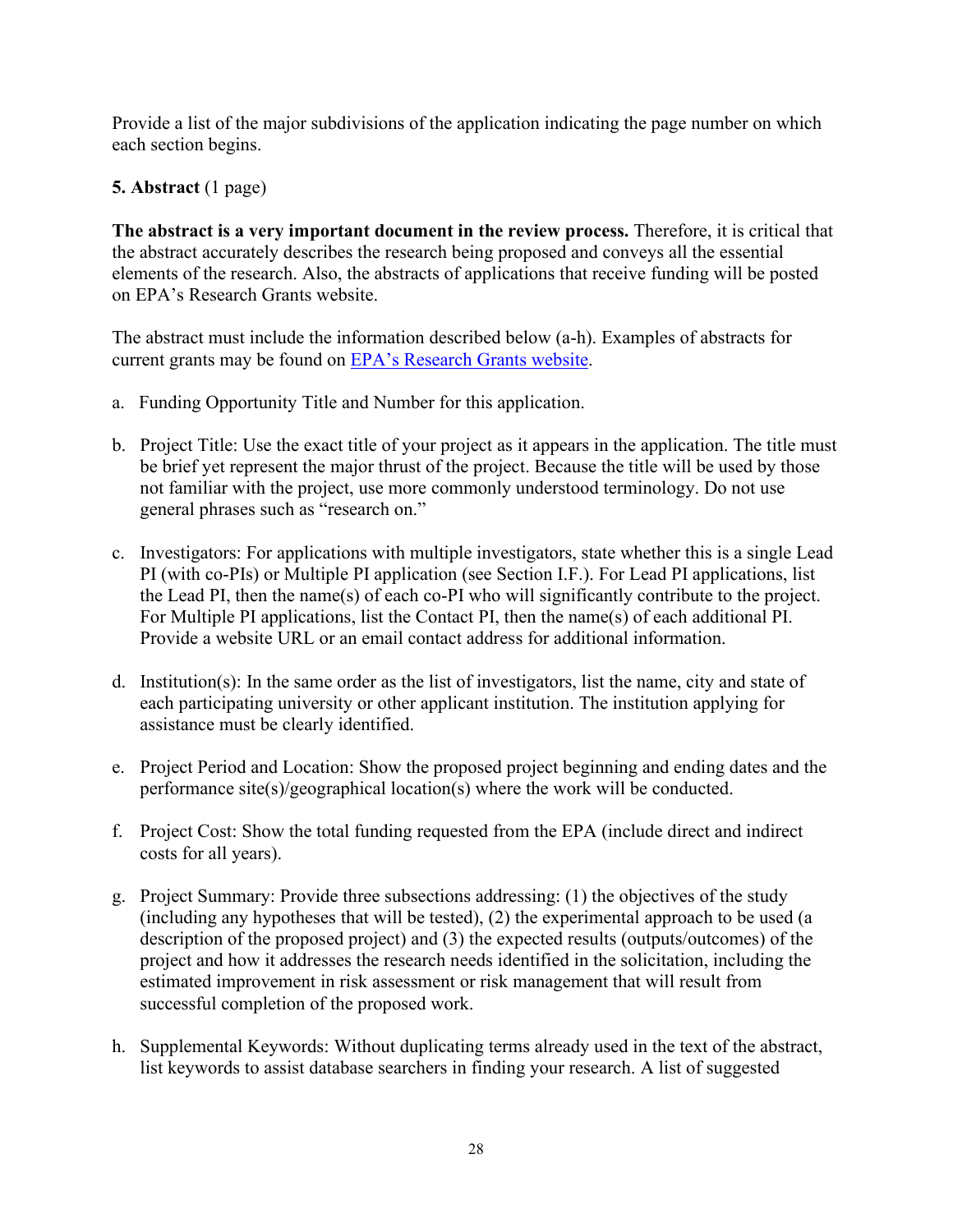Provide a list of the major subdivisions of the application indicating the page number on which each section begins.

**5. Abstract** (1 page)

**The abstract is a very important document in the review process.** Therefore, it is critical that the abstract accurately describes the research being proposed and conveys all the essential elements of the research. Also, the abstracts of applications that receive funding will be posted on EPA's Research Grants website.

The abstract must include the information described below (a-h). Examples of abstracts for current grants may be found on [EPA's Research Grants website](https://www.epa.gov).

a. Funding Opportunity Title and Number for this application.

b. Project Title: Use the exact title of your project as it appears in the application. The title must be brief yet represent the major thrust of the project. Because the title will be used by those not familiar with the project, use more commonly understood terminology. Do not use general phrases such as "research on."

c. Investigators: For applications with multiple investigators, state whether this is a single Lead PI (with co-PIs) or Multiple PI application (see Section I.F.). For Lead PI applications, list the Lead PI, then the name(s) of each co-PI who will significantly contribute to the project. For Multiple PI applications, list the Contact PI, then the name(s) of each additional PI. Provide a website URL or an email contact address for additional information.

d. Institution(s): In the same order as the list of investigators, list the name, city and state of each participating university or other applicant institution. The institution applying for assistance must be clearly identified.

e. Project Period and Location: Show the proposed project beginning and ending dates and the performance site(s)/geographical location(s) where the work will be conducted.

f. Project Cost: Show the total funding requested from the EPA (include direct and indirect costs for all years).

g. Project Summary: Provide three subsections addressing: (1) the objectives of the study (including any hypotheses that will be tested), (2) the experimental approach to be used (a description of the proposed project) and (3) the expected results (outputs/outcomes) of the project and how it addresses the research needs identified in the solicitation, including the estimated improvement in risk assessment or risk management that will result from successful completion of the proposed work.

h. Supplemental Keywords: Without duplicating terms already used in the text of the abstract, list keywords to assist database searchers in finding your research. A list of suggested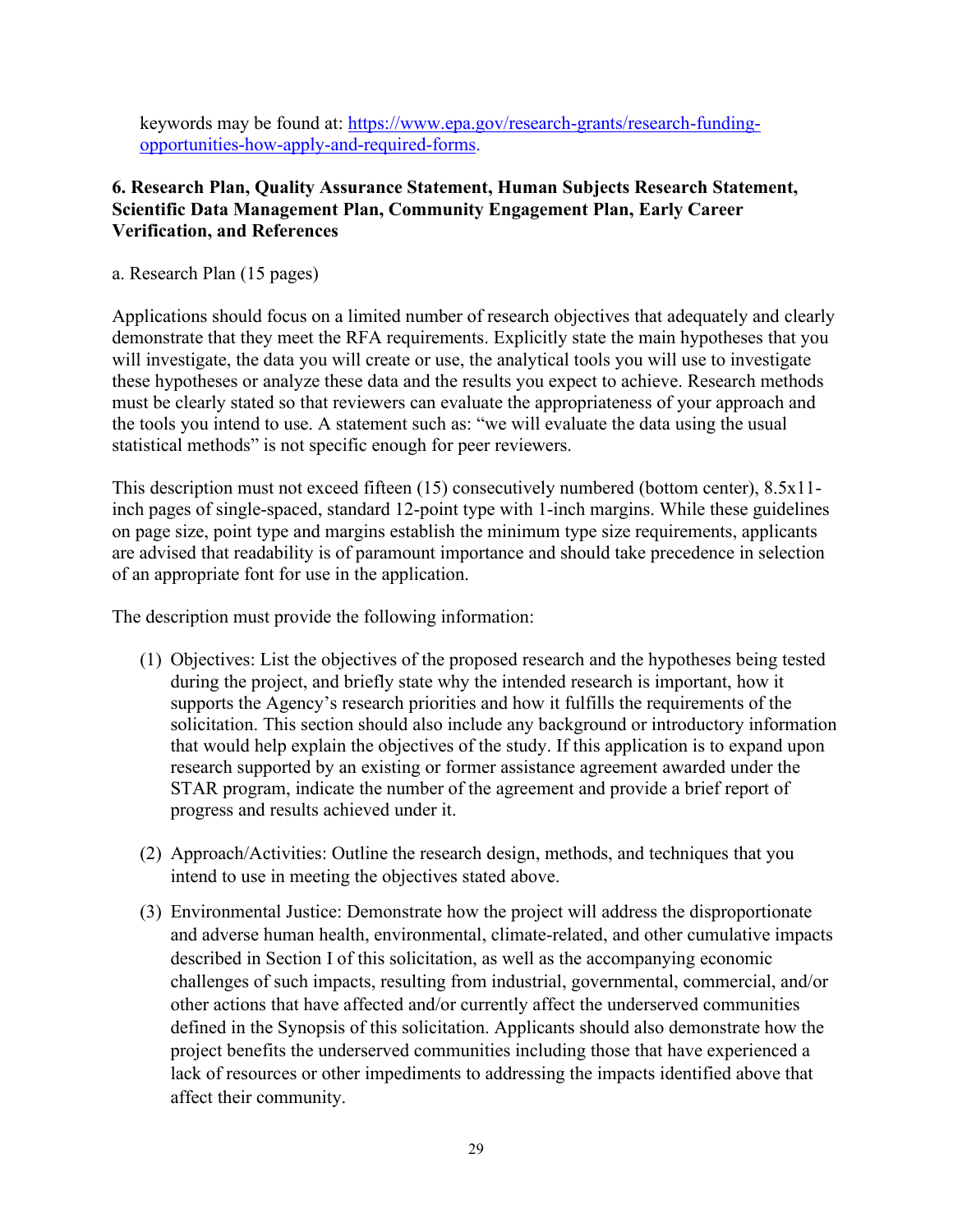keywords may be found at: [https://www.epa.gov/research-grants/research-funding-opportunities-how-apply-and-required-forms](https://www.epa.gov/research-grants/research-funding-opportunities-how-apply-and-required-forms).

**6. Research Plan, Quality Assurance Statement, Human Subjects Research Statement, Scientific Data Management Plan, Community Engagement Plan, Early Career Verification, and References**

a. Research Plan (15 pages)

Applications should focus on a limited number of research objectives that adequately and clearly demonstrate that they meet the RFA requirements. Explicitly state the main hypotheses that you will investigate, the data you will create or use, the analytical tools you will use to investigate these hypotheses or analyze these data and the results you expect to achieve. Research methods must be clearly stated so that reviewers can evaluate the appropriateness of your approach and the tools you intend to use. A statement such as: "we will evaluate the data using the usual statistical methods" is not specific enough for peer reviewers.

This description must not exceed fifteen (15) consecutively numbered (bottom center), 8.5x11-inch pages of single-spaced, standard 12-point type with 1-inch margins. While these guidelines on page size, point type and margins establish the minimum type size requirements, applicants are advised that readability is of paramount importance and should take precedence in selection of an appropriate font for use in the application.

The description must provide the following information:

(1) Objectives: List the objectives of the proposed research and the hypotheses being tested during the project, and briefly state why the intended research is important, how it supports the Agency's research priorities and how it fulfills the requirements of the solicitation. This section should also include any background or introductory information that would help explain the objectives of the study. If this application is to expand upon research supported by an existing or former assistance agreement awarded under the STAR program, indicate the number of the agreement and provide a brief report of progress and results achieved under it.

(2) Approach/Activities: Outline the research design, methods, and techniques that you intend to use in meeting the objectives stated above.

(3) Environmental Justice: Demonstrate how the project will address the disproportionate and adverse human health, environmental, climate-related, and other cumulative impacts described in Section I of this solicitation, as well as the accompanying economic challenges of such impacts, resulting from industrial, governmental, commercial, and/or other actions that have affected and/or currently affect the underserved communities defined in the Synopsis of this solicitation. Applicants should also demonstrate how the project benefits the underserved communities including those that have experienced a lack of resources or other impediments to addressing the impacts identified above that affect their community.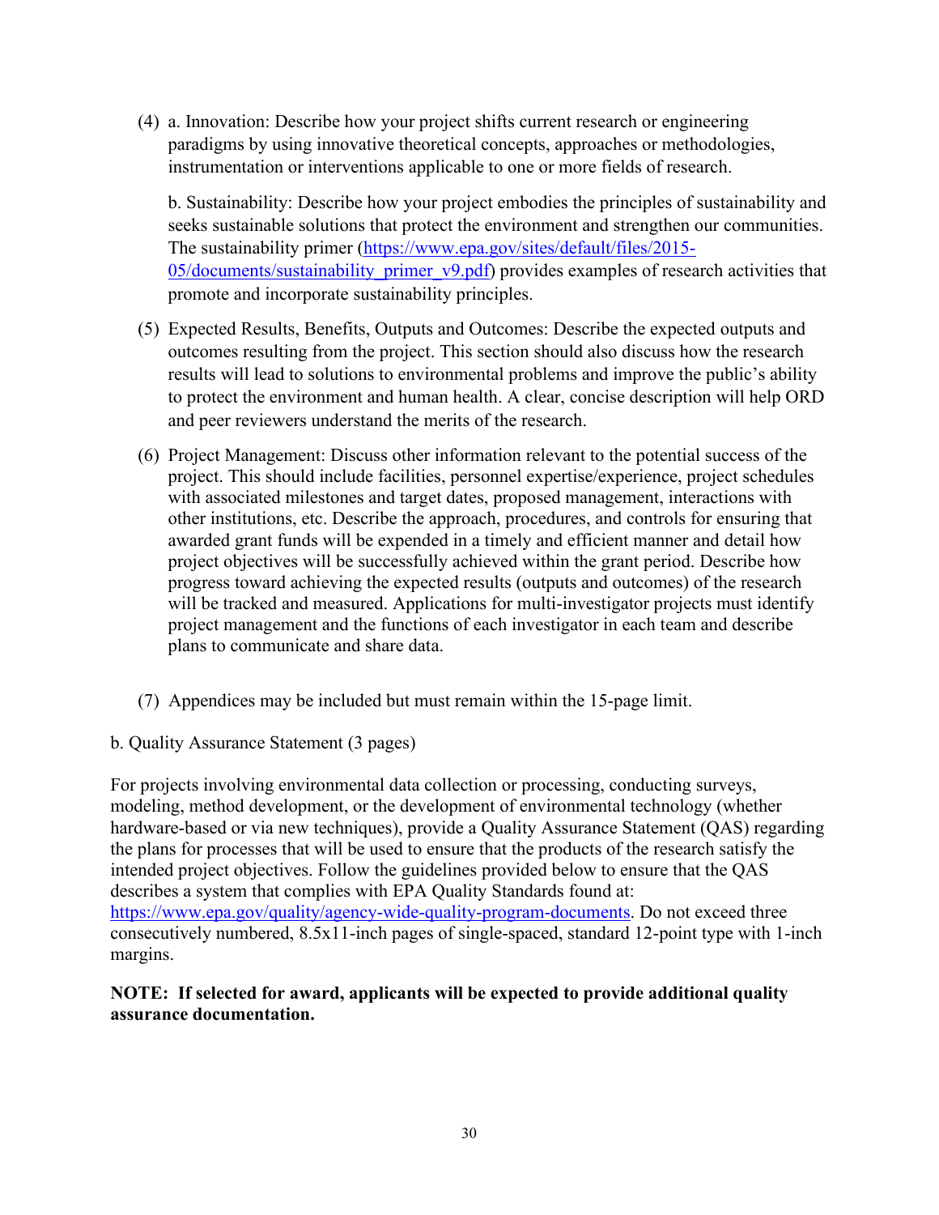(4) a. Innovation: Describe how your project shifts current research or engineering paradigms by using innovative theoretical concepts, approaches or methodologies, instrumentation or interventions applicable to one or more fields of research.

    b. Sustainability: Describe how your project embodies the principles of sustainability and seeks sustainable solutions that protect the environment and strengthen our communities. The sustainability primer (https://www.epa.gov/sites/default/files/2015-05/documents/sustainability_primer_v9.pdf) provides examples of research activities that promote and incorporate sustainability principles.

(5) Expected Results, Benefits, Outputs and Outcomes: Describe the expected outputs and outcomes resulting from the project. This section should also discuss how the research results will lead to solutions to environmental problems and improve the public's ability to protect the environment and human health. A clear, concise description will help ORD and peer reviewers understand the merits of the research.

(6) Project Management: Discuss other information relevant to the potential success of the project. This should include facilities, personnel expertise/experience, project schedules with associated milestones and target dates, proposed management, interactions with other institutions, etc. Describe the approach, procedures, and controls for ensuring that awarded grant funds will be expended in a timely and efficient manner and detail how project objectives will be successfully achieved within the grant period. Describe how progress toward achieving the expected results (outputs and outcomes) of the research will be tracked and measured. Applications for multi-investigator projects must identify project management and the functions of each investigator in each team and describe plans to communicate and share data.

(7) Appendices may be included but must remain within the 15-page limit.

b. Quality Assurance Statement (3 pages)

For projects involving environmental data collection or processing, conducting surveys, modeling, method development, or the development of environmental technology (whether hardware-based or via new techniques), provide a Quality Assurance Statement (QAS) regarding the plans for processes that will be used to ensure that the products of the research satisfy the intended project objectives. Follow the guidelines provided below to ensure that the QAS describes a system that complies with EPA Quality Standards found at: https://www.epa.gov/quality/agency-wide-quality-program-documents. Do not exceed three consecutively numbered, 8.5x11-inch pages of single-spaced, standard 12-point type with 1-inch margins.

**NOTE: If selected for award, applicants will be expected to provide additional quality assurance documentation.**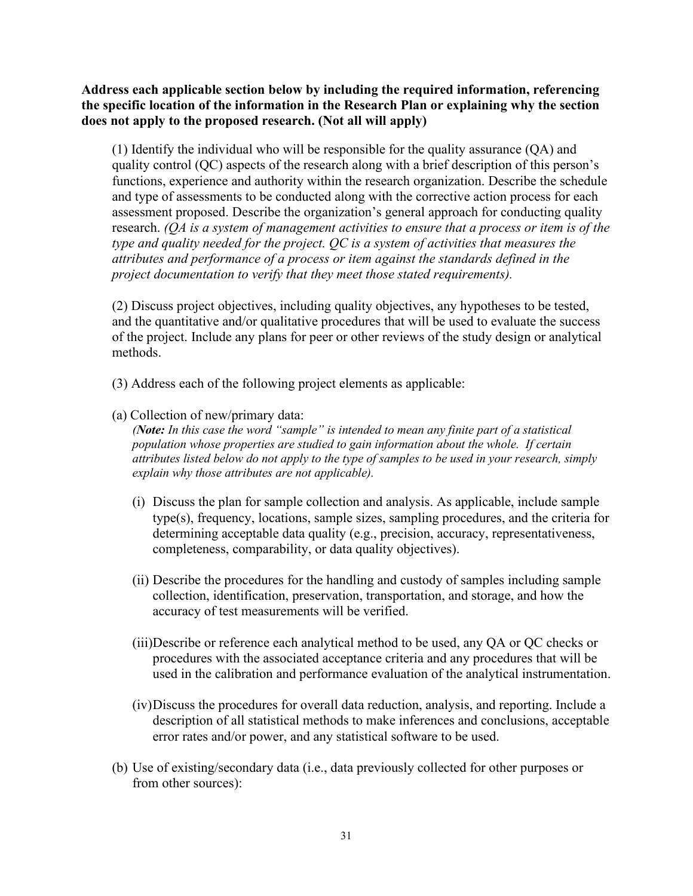**Address each applicable section below by including the required information, referencing the specific location of the information in the Research Plan or explaining why the section does not apply to the proposed research. (Not all will apply)**

(1) Identify the individual who will be responsible for the quality assurance (QA) and quality control (QC) aspects of the research along with a brief description of this person's functions, experience and authority within the research organization. Describe the schedule and type of assessments to be conducted along with the corrective action process for each assessment proposed. Describe the organization's general approach for conducting quality research. *(QA is a system of management activities to ensure that a process or item is of the type and quality needed for the project. QC is a system of activities that measures the attributes and performance of a process or item against the standards defined in the project documentation to verify that they meet those stated requirements).*

(2) Discuss project objectives, including quality objectives, any hypotheses to be tested, and the quantitative and/or qualitative procedures that will be used to evaluate the success of the project. Include any plans for peer or other reviews of the study design or analytical methods.

(3) Address each of the following project elements as applicable:

(a) Collection of new/primary data:
*(**Note:** In this case the word "sample" is intended to mean any finite part of a statistical population whose properties are studied to gain information about the whole. If certain attributes listed below do not apply to the type of samples to be used in your research, simply explain why those attributes are not applicable).*

- (i) Discuss the plan for sample collection and analysis. As applicable, include sample type(s), frequency, locations, sample sizes, sampling procedures, and the criteria for determining acceptable data quality (e.g., precision, accuracy, representativeness, completeness, comparability, or data quality objectives).

- (ii) Describe the procedures for the handling and custody of samples including sample collection, identification, preservation, transportation, and storage, and how the accuracy of test measurements will be verified.

- (iii) Describe or reference each analytical method to be used, any QA or QC checks or procedures with the associated acceptance criteria and any procedures that will be used in the calibration and performance evaluation of the analytical instrumentation.

- (iv) Discuss the procedures for overall data reduction, analysis, and reporting. Include a description of all statistical methods to make inferences and conclusions, acceptable error rates and/or power, and any statistical software to be used.

(b) Use of existing/secondary data (i.e., data previously collected for other purposes or from other sources):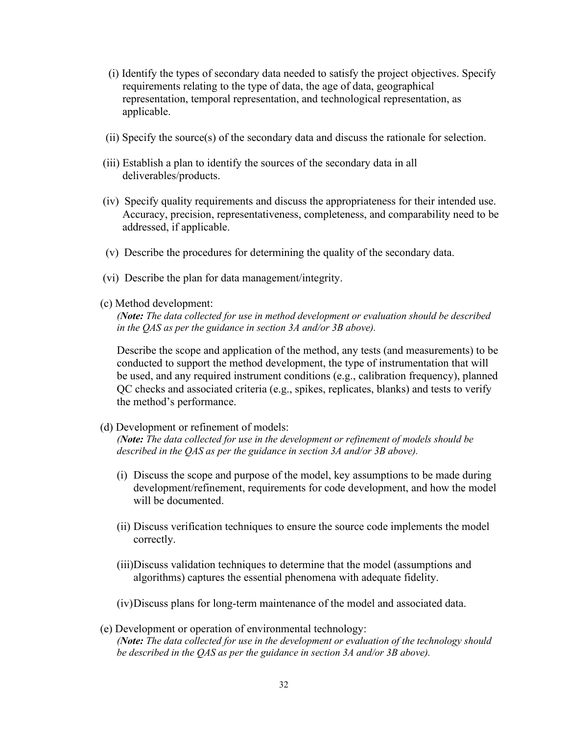(i) Identify the types of secondary data needed to satisfy the project objectives. Specify requirements relating to the type of data, the age of data, geographical representation, temporal representation, and technological representation, as applicable.

(ii) Specify the source(s) of the secondary data and discuss the rationale for selection.

(iii) Establish a plan to identify the sources of the secondary data in all deliverables/products.

(iv) Specify quality requirements and discuss the appropriateness for their intended use. Accuracy, precision, representativeness, completeness, and comparability need to be addressed, if applicable.

(v) Describe the procedures for determining the quality of the secondary data.

(vi) Describe the plan for data management/integrity.

(c) Method development:
*(**Note:** The data collected for use in method development or evaluation should be described in the QAS as per the guidance in section 3A and/or 3B above).*

Describe the scope and application of the method, any tests (and measurements) to be conducted to support the method development, the type of instrumentation that will be used, and any required instrument conditions (e.g., calibration frequency), planned QC checks and associated criteria (e.g., spikes, replicates, blanks) and tests to verify the method's performance.

(d) Development or refinement of models:
*(**Note:** The data collected for use in the development or refinement of models should be described in the QAS as per the guidance in section 3A and/or 3B above).*

(i) Discuss the scope and purpose of the model, key assumptions to be made during development/refinement, requirements for code development, and how the model will be documented.

(ii) Discuss verification techniques to ensure the source code implements the model correctly.

(iii) Discuss validation techniques to determine that the model (assumptions and algorithms) captures the essential phenomena with adequate fidelity.

(iv) Discuss plans for long-term maintenance of the model and associated data.

(e) Development or operation of environmental technology:
*(**Note:** The data collected for use in the development or evaluation of the technology should be described in the QAS as per the guidance in section 3A and/or 3B above).*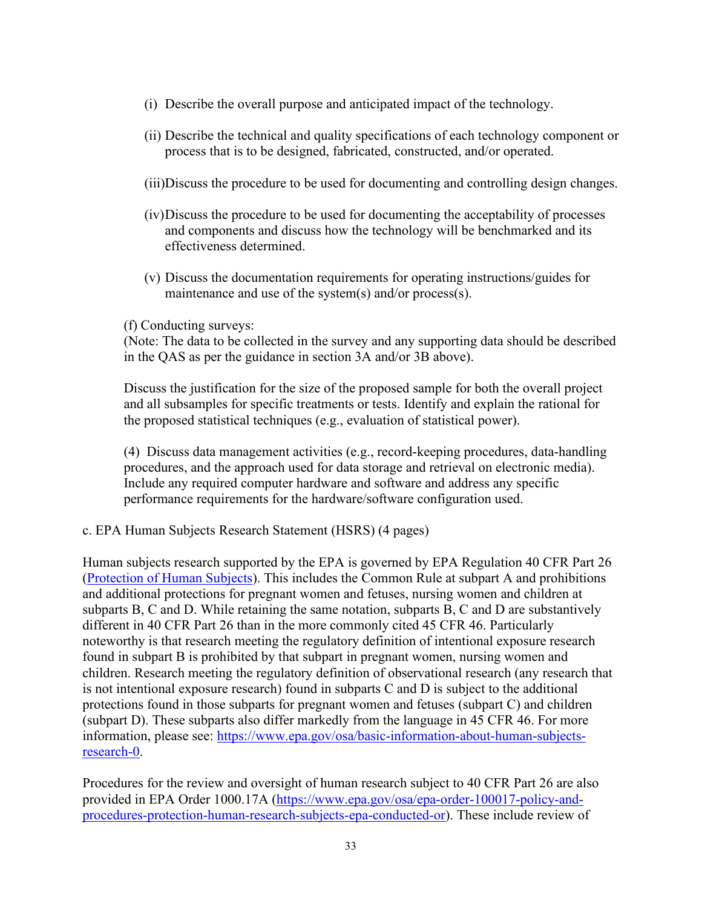(i) Describe the overall purpose and anticipated impact of the technology.

(ii) Describe the technical and quality specifications of each technology component or process that is to be designed, fabricated, constructed, and/or operated.

(iii) Discuss the procedure to be used for documenting and controlling design changes.

(iv) Discuss the procedure to be used for documenting the acceptability of processes and components and discuss how the technology will be benchmarked and its effectiveness determined.

(v) Discuss the documentation requirements for operating instructions/guides for maintenance and use of the system(s) and/or process(s).

(f) Conducting surveys:
(Note: The data to be collected in the survey and any supporting data should be described in the QAS as per the guidance in section 3A and/or 3B above).

Discuss the justification for the size of the proposed sample for both the overall project and all subsamples for specific treatments or tests. Identify and explain the rational for the proposed statistical techniques (e.g., evaluation of statistical power).

(4) Discuss data management activities (e.g., record-keeping procedures, data-handling procedures, and the approach used for data storage and retrieval on electronic media). Include any required computer hardware and software and address any specific performance requirements for the hardware/software configuration used.

c. EPA Human Subjects Research Statement (HSRS) (4 pages)

Human subjects research supported by the EPA is governed by EPA Regulation 40 CFR Part 26 ([Protection of Human Subjects](https://www.ecfr.gov/)). This includes the Common Rule at subpart A and prohibitions and additional protections for pregnant women and fetuses, nursing women and children at subparts B, C and D. While retaining the same notation, subparts B, C and D are substantively different in 40 CFR Part 26 than in the more commonly cited 45 CFR 46. Particularly noteworthy is that research meeting the regulatory definition of intentional exposure research found in subpart B is prohibited by that subpart in pregnant women, nursing women and children. Research meeting the regulatory definition of observational research (any research that is not intentional exposure research) found in subparts C and D is subject to the additional protections found in those subparts for pregnant women and fetuses (subpart C) and children (subpart D). These subparts also differ markedly from the language in 45 CFR 46. For more information, please see: [https://www.epa.gov/osa/basic-information-about-human-subjects-research-0](https://www.epa.gov/osa/basic-information-about-human-subjects-research-0).

Procedures for the review and oversight of human research subject to 40 CFR Part 26 are also provided in EPA Order 1000.17A ([https://www.epa.gov/osa/epa-order-100017-policy-and-procedures-protection-human-research-subjects-epa-conducted-or](https://www.epa.gov/osa/epa-order-100017-policy-and-procedures-protection-human-research-subjects-epa-conducted-or)). These include review of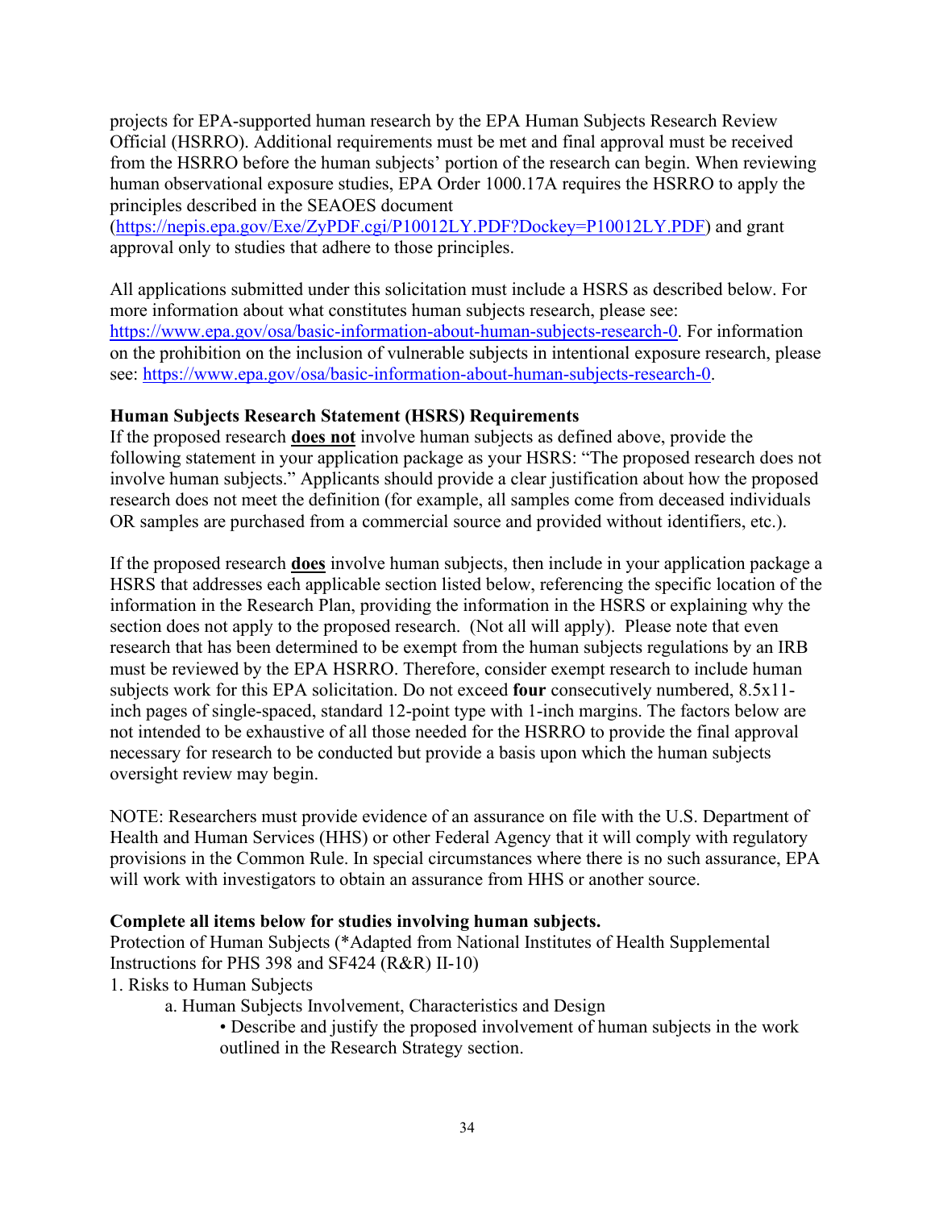projects for EPA-supported human research by the EPA Human Subjects Research Review Official (HSRRO). Additional requirements must be met and final approval must be received from the HSRRO before the human subjects' portion of the research can begin. When reviewing human observational exposure studies, EPA Order 1000.17A requires the HSRRO to apply the principles described in the SEAOES document (https://nepis.epa.gov/Exe/ZyPDF.cgi/P10012LY.PDF?Dockey=P10012LY.PDF) and grant approval only to studies that adhere to those principles.

All applications submitted under this solicitation must include a HSRS as described below. For more information about what constitutes human subjects research, please see: https://www.epa.gov/osa/basic-information-about-human-subjects-research-0. For information on the prohibition on the inclusion of vulnerable subjects in intentional exposure research, please see: https://www.epa.gov/osa/basic-information-about-human-subjects-research-0.

**Human Subjects Research Statement (HSRS) Requirements**

If the proposed research **does not** involve human subjects as defined above, provide the following statement in your application package as your HSRS: "The proposed research does not involve human subjects." Applicants should provide a clear justification about how the proposed research does not meet the definition (for example, all samples come from deceased individuals OR samples are purchased from a commercial source and provided without identifiers, etc.).

If the proposed research **does** involve human subjects, then include in your application package a HSRS that addresses each applicable section listed below, referencing the specific location of the information in the Research Plan, providing the information in the HSRS or explaining why the section does not apply to the proposed research. (Not all will apply). Please note that even research that has been determined to be exempt from the human subjects regulations by an IRB must be reviewed by the EPA HSRRO. Therefore, consider exempt research to include human subjects work for this EPA solicitation. Do not exceed **four** consecutively numbered, 8.5x11-inch pages of single-spaced, standard 12-point type with 1-inch margins. The factors below are not intended to be exhaustive of all those needed for the HSRRO to provide the final approval necessary for research to be conducted but provide a basis upon which the human subjects oversight review may begin.

NOTE: Researchers must provide evidence of an assurance on file with the U.S. Department of Health and Human Services (HHS) or other Federal Agency that it will comply with regulatory provisions in the Common Rule. In special circumstances where there is no such assurance, EPA will work with investigators to obtain an assurance from HHS or another source.

**Complete all items below for studies involving human subjects.**

Protection of Human Subjects (*Adapted from National Institutes of Health Supplemental Instructions for PHS 398 and SF424 (R&R) II-10)

1. Risks to Human Subjects
    - a. Human Subjects Involvement, Characteristics and Design
        - Describe and justify the proposed involvement of human subjects in the work outlined in the Research Strategy section.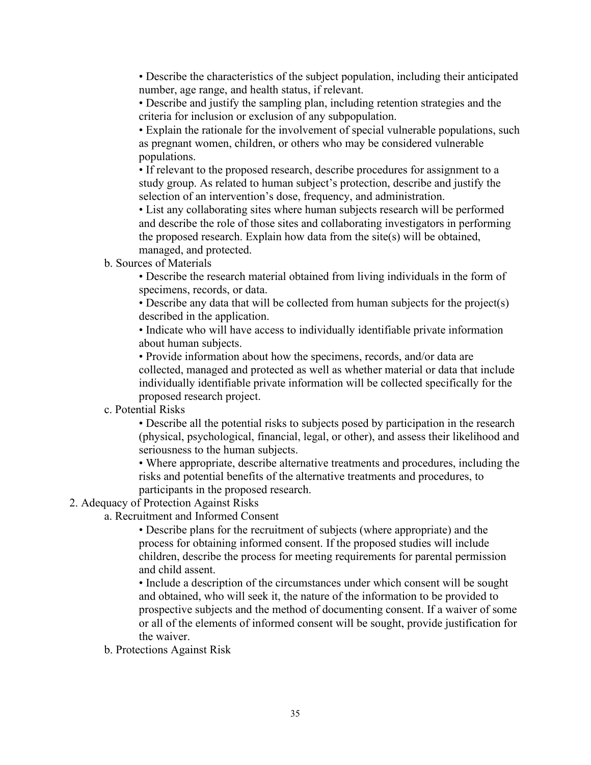- Describe the characteristics of the subject population, including their anticipated number, age range, and health status, if relevant.
- Describe and justify the sampling plan, including retention strategies and the criteria for inclusion or exclusion of any subpopulation.
- Explain the rationale for the involvement of special vulnerable populations, such as pregnant women, children, or others who may be considered vulnerable populations.
- If relevant to the proposed research, describe procedures for assignment to a study group. As related to human subject's protection, describe and justify the selection of an intervention's dose, frequency, and administration.
- List any collaborating sites where human subjects research will be performed and describe the role of those sites and collaborating investigators in performing the proposed research. Explain how data from the site(s) will be obtained, managed, and protected.

b. Sources of Materials

- Describe the research material obtained from living individuals in the form of specimens, records, or data.
- Describe any data that will be collected from human subjects for the project(s) described in the application.
- Indicate who will have access to individually identifiable private information about human subjects.
- Provide information about how the specimens, records, and/or data are collected, managed and protected as well as whether material or data that include individually identifiable private information will be collected specifically for the proposed research project.

c. Potential Risks

- Describe all the potential risks to subjects posed by participation in the research (physical, psychological, financial, legal, or other), and assess their likelihood and seriousness to the human subjects.
- Where appropriate, describe alternative treatments and procedures, including the risks and potential benefits of the alternative treatments and procedures, to participants in the proposed research.

2. Adequacy of Protection Against Risks

a. Recruitment and Informed Consent

- Describe plans for the recruitment of subjects (where appropriate) and the process for obtaining informed consent. If the proposed studies will include children, describe the process for meeting requirements for parental permission and child assent.
- Include a description of the circumstances under which consent will be sought and obtained, who will seek it, the nature of the information to be provided to prospective subjects and the method of documenting consent. If a waiver of some or all of the elements of informed consent will be sought, provide justification for the waiver.

b. Protections Against Risk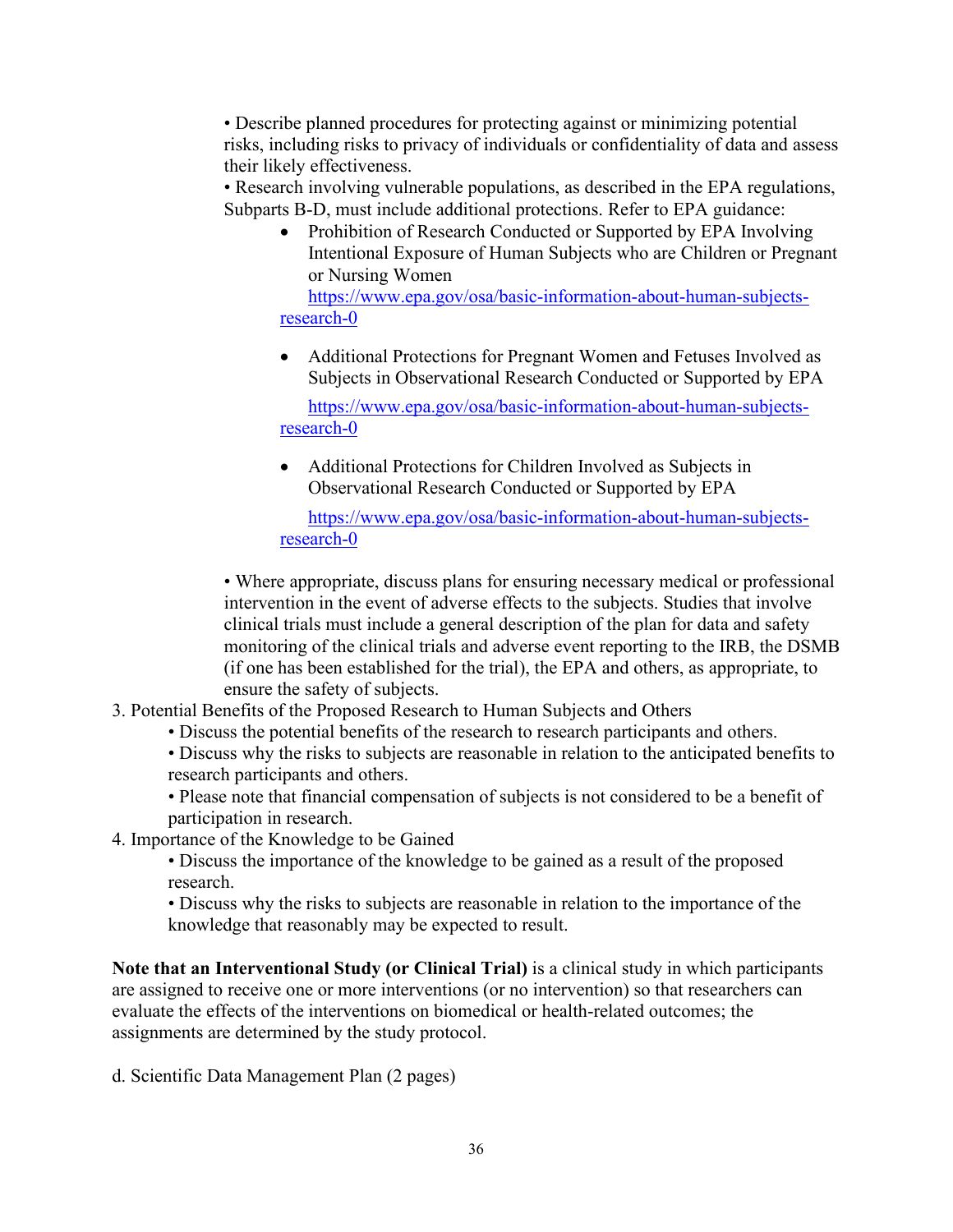- Describe planned procedures for protecting against or minimizing potential risks, including risks to privacy of individuals or confidentiality of data and assess their likely effectiveness.
- Research involving vulnerable populations, as described in the EPA regulations, Subparts B-D, must include additional protections. Refer to EPA guidance:
  - Prohibition of Research Conducted or Supported by EPA Involving Intentional Exposure of Human Subjects who are Children or Pregnant or Nursing Women
    https://www.epa.gov/osa/basic-information-about-human-subjects-research-0
  - Additional Protections for Pregnant Women and Fetuses Involved as Subjects in Observational Research Conducted or Supported by EPA
    https://www.epa.gov/osa/basic-information-about-human-subjects-research-0
  - Additional Protections for Children Involved as Subjects in Observational Research Conducted or Supported by EPA
    https://www.epa.gov/osa/basic-information-about-human-subjects-research-0
- Where appropriate, discuss plans for ensuring necessary medical or professional intervention in the event of adverse effects to the subjects. Studies that involve clinical trials must include a general description of the plan for data and safety monitoring of the clinical trials and adverse event reporting to the IRB, the DSMB (if one has been established for the trial), the EPA and others, as appropriate, to ensure the safety of subjects.

3. Potential Benefits of the Proposed Research to Human Subjects and Others
   - Discuss the potential benefits of the research to research participants and others.
   - Discuss why the risks to subjects are reasonable in relation to the anticipated benefits to research participants and others.
   - Please note that financial compensation of subjects is not considered to be a benefit of participation in research.
4. Importance of the Knowledge to be Gained
   - Discuss the importance of the knowledge to be gained as a result of the proposed research.
   - Discuss why the risks to subjects are reasonable in relation to the importance of the knowledge that reasonably may be expected to result.

**Note that an Interventional Study (or Clinical Trial)** is a clinical study in which participants are assigned to receive one or more interventions (or no intervention) so that researchers can evaluate the effects of the interventions on biomedical or health-related outcomes; the assignments are determined by the study protocol.

d. Scientific Data Management Plan (2 pages)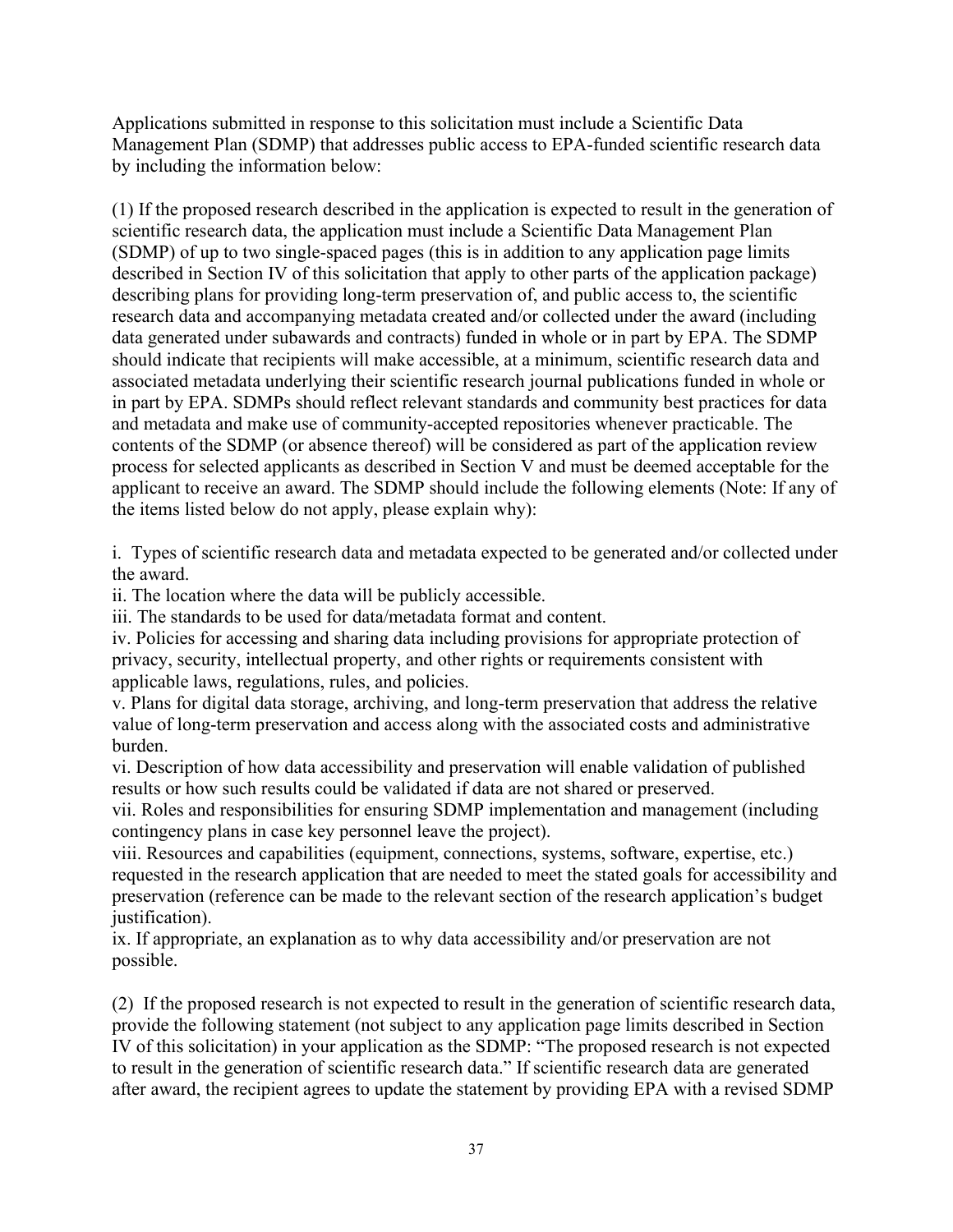Applications submitted in response to this solicitation must include a Scientific Data Management Plan (SDMP) that addresses public access to EPA-funded scientific research data by including the information below:

(1) If the proposed research described in the application is expected to result in the generation of scientific research data, the application must include a Scientific Data Management Plan (SDMP) of up to two single-spaced pages (this is in addition to any application page limits described in Section IV of this solicitation that apply to other parts of the application package) describing plans for providing long-term preservation of, and public access to, the scientific research data and accompanying metadata created and/or collected under the award (including data generated under subawards and contracts) funded in whole or in part by EPA. The SDMP should indicate that recipients will make accessible, at a minimum, scientific research data and associated metadata underlying their scientific research journal publications funded in whole or in part by EPA. SDMPs should reflect relevant standards and community best practices for data and metadata and make use of community-accepted repositories whenever practicable. The contents of the SDMP (or absence thereof) will be considered as part of the application review process for selected applicants as described in Section V and must be deemed acceptable for the applicant to receive an award. The SDMP should include the following elements (Note: If any of the items listed below do not apply, please explain why):

i. Types of scientific research data and metadata expected to be generated and/or collected under the award.
ii. The location where the data will be publicly accessible.
iii. The standards to be used for data/metadata format and content.
iv. Policies for accessing and sharing data including provisions for appropriate protection of privacy, security, intellectual property, and other rights or requirements consistent with applicable laws, regulations, rules, and policies.
v. Plans for digital data storage, archiving, and long-term preservation that address the relative value of long-term preservation and access along with the associated costs and administrative burden.
vi. Description of how data accessibility and preservation will enable validation of published results or how such results could be validated if data are not shared or preserved.
vii. Roles and responsibilities for ensuring SDMP implementation and management (including contingency plans in case key personnel leave the project).
viii. Resources and capabilities (equipment, connections, systems, software, expertise, etc.) requested in the research application that are needed to meet the stated goals for accessibility and preservation (reference can be made to the relevant section of the research application's budget justification).
ix. If appropriate, an explanation as to why data accessibility and/or preservation are not possible.

(2) If the proposed research is not expected to result in the generation of scientific research data, provide the following statement (not subject to any application page limits described in Section IV of this solicitation) in your application as the SDMP: "The proposed research is not expected to result in the generation of scientific research data." If scientific research data are generated after award, the recipient agrees to update the statement by providing EPA with a revised SDMP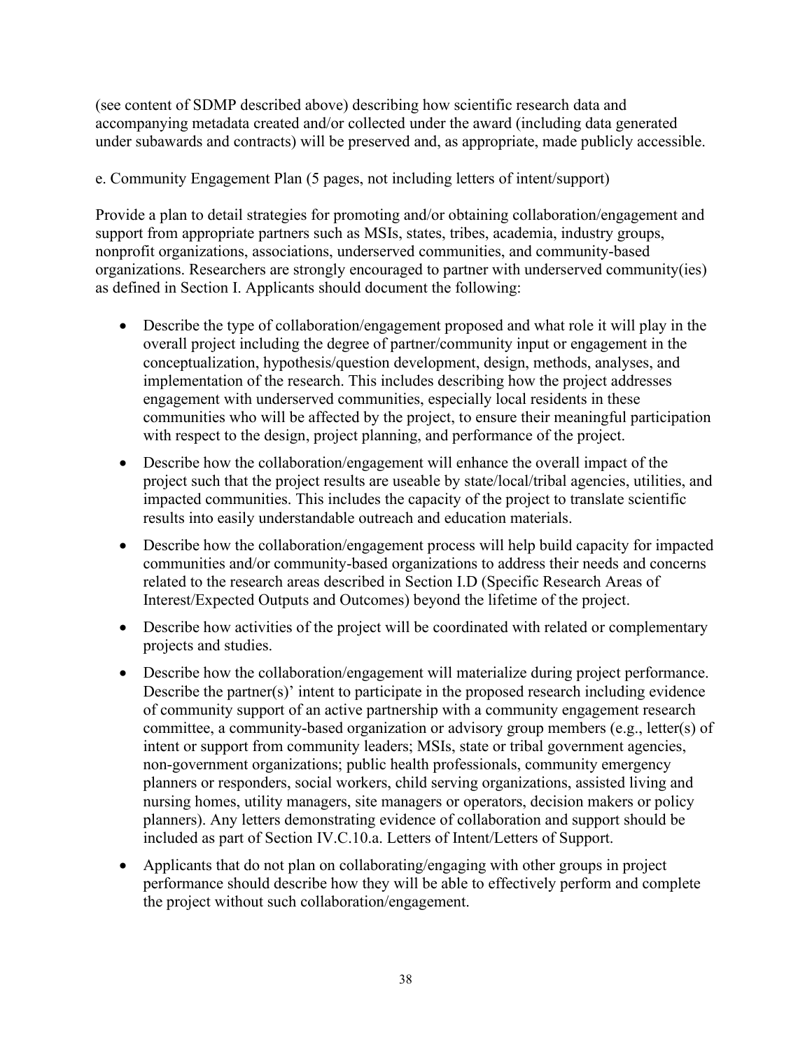(see content of SDMP described above) describing how scientific research data and accompanying metadata created and/or collected under the award (including data generated under subawards and contracts) will be preserved and, as appropriate, made publicly accessible.

e. Community Engagement Plan (5 pages, not including letters of intent/support)

Provide a plan to detail strategies for promoting and/or obtaining collaboration/engagement and support from appropriate partners such as MSIs, states, tribes, academia, industry groups, nonprofit organizations, associations, underserved communities, and community-based organizations. Researchers are strongly encouraged to partner with underserved community(ies) as defined in Section I. Applicants should document the following:

- Describe the type of collaboration/engagement proposed and what role it will play in the overall project including the degree of partner/community input or engagement in the conceptualization, hypothesis/question development, design, methods, analyses, and implementation of the research. This includes describing how the project addresses engagement with underserved communities, especially local residents in these communities who will be affected by the project, to ensure their meaningful participation with respect to the design, project planning, and performance of the project.
- Describe how the collaboration/engagement will enhance the overall impact of the project such that the project results are useable by state/local/tribal agencies, utilities, and impacted communities. This includes the capacity of the project to translate scientific results into easily understandable outreach and education materials.
- Describe how the collaboration/engagement process will help build capacity for impacted communities and/or community-based organizations to address their needs and concerns related to the research areas described in Section I.D (Specific Research Areas of Interest/Expected Outputs and Outcomes) beyond the lifetime of the project.
- Describe how activities of the project will be coordinated with related or complementary projects and studies.
- Describe how the collaboration/engagement will materialize during project performance. Describe the partner(s)' intent to participate in the proposed research including evidence of community support of an active partnership with a community engagement research committee, a community-based organization or advisory group members (e.g., letter(s) of intent or support from community leaders; MSIs, state or tribal government agencies, non-government organizations; public health professionals, community emergency planners or responders, social workers, child serving organizations, assisted living and nursing homes, utility managers, site managers or operators, decision makers or policy planners). Any letters demonstrating evidence of collaboration and support should be included as part of Section IV.C.10.a. Letters of Intent/Letters of Support.
- Applicants that do not plan on collaborating/engaging with other groups in project performance should describe how they will be able to effectively perform and complete the project without such collaboration/engagement.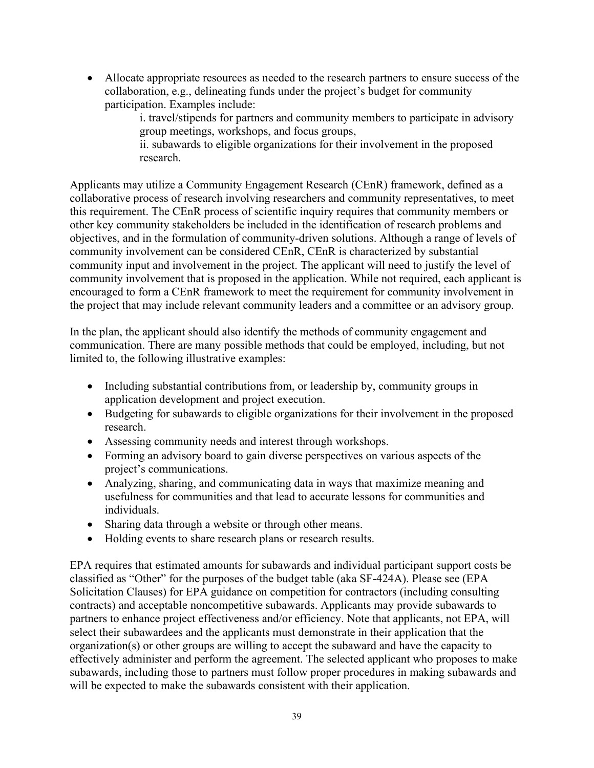- Allocate appropriate resources as needed to the research partners to ensure success of the collaboration, e.g., delineating funds under the project's budget for community participation. Examples include:
  - i. travel/stipends for partners and community members to participate in advisory group meetings, workshops, and focus groups,
  - ii. subawards to eligible organizations for their involvement in the proposed research.

Applicants may utilize a Community Engagement Research (CEnR) framework, defined as a collaborative process of research involving researchers and community representatives, to meet this requirement. The CEnR process of scientific inquiry requires that community members or other key community stakeholders be included in the identification of research problems and objectives, and in the formulation of community-driven solutions. Although a range of levels of community involvement can be considered CEnR, CEnR is characterized by substantial community input and involvement in the project. The applicant will need to justify the level of community involvement that is proposed in the application. While not required, each applicant is encouraged to form a CEnR framework to meet the requirement for community involvement in the project that may include relevant community leaders and a committee or an advisory group.

In the plan, the applicant should also identify the methods of community engagement and communication. There are many possible methods that could be employed, including, but not limited to, the following illustrative examples:

- Including substantial contributions from, or leadership by, community groups in application development and project execution.
- Budgeting for subawards to eligible organizations for their involvement in the proposed research.
- Assessing community needs and interest through workshops.
- Forming an advisory board to gain diverse perspectives on various aspects of the project's communications.
- Analyzing, sharing, and communicating data in ways that maximize meaning and usefulness for communities and that lead to accurate lessons for communities and individuals.
- Sharing data through a website or through other means.
- Holding events to share research plans or research results.

EPA requires that estimated amounts for subawards and individual participant support costs be classified as "Other" for the purposes of the budget table (aka SF-424A). Please see (EPA Solicitation Clauses) for EPA guidance on competition for contractors (including consulting contracts) and acceptable noncompetitive subawards. Applicants may provide subawards to partners to enhance project effectiveness and/or efficiency. Note that applicants, not EPA, will select their subawardees and the applicants must demonstrate in their application that the organization(s) or other groups are willing to accept the subaward and have the capacity to effectively administer and perform the agreement. The selected applicant who proposes to make subawards, including those to partners must follow proper procedures in making subawards and will be expected to make the subawards consistent with their application.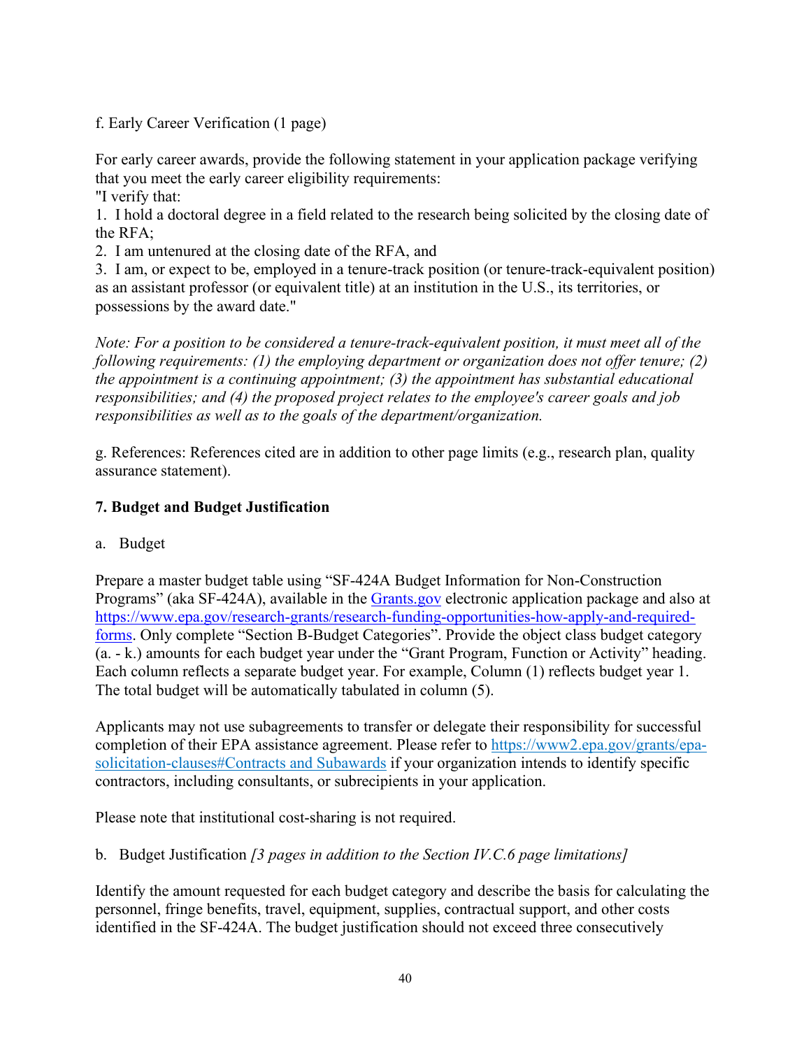f. Early Career Verification (1 page)

For early career awards, provide the following statement in your application package verifying that you meet the early career eligibility requirements:

"I verify that:

1. I hold a doctoral degree in a field related to the research being solicited by the closing date of the RFA;
2. I am untenured at the closing date of the RFA, and
3. I am, or expect to be, employed in a tenure-track position (or tenure-track-equivalent position) as an assistant professor (or equivalent title) at an institution in the U.S., its territories, or possessions by the award date."

*Note: For a position to be considered a tenure-track-equivalent position, it must meet all of the following requirements: (1) the employing department or organization does not offer tenure; (2) the appointment is a continuing appointment; (3) the appointment has substantial educational responsibilities; and (4) the proposed project relates to the employee's career goals and job responsibilities as well as to the goals of the department/organization.*

g. References: References cited are in addition to other page limits (e.g., research plan, quality assurance statement).

**7. Budget and Budget Justification**

a. Budget

Prepare a master budget table using "SF-424A Budget Information for Non-Construction Programs" (aka SF-424A), available in the [Grants.gov](https://www.grants.gov) electronic application package and also at [https://www.epa.gov/research-grants/research-funding-opportunities-how-apply-and-required-forms](https://www.epa.gov/research-grants/research-funding-opportunities-how-apply-and-required-forms). Only complete "Section B-Budget Categories". Provide the object class budget category (a. - k.) amounts for each budget year under the "Grant Program, Function or Activity" heading. Each column reflects a separate budget year. For example, Column (1) reflects budget year 1. The total budget will be automatically tabulated in column (5).

Applicants may not use subagreements to transfer or delegate their responsibility for successful completion of their EPA assistance agreement. Please refer to [https://www2.epa.gov/grants/epa-solicitation-clauses#Contracts and Subawards](https://www2.epa.gov/grants/epa-solicitation-clauses#Contracts and Subawards) if your organization intends to identify specific contractors, including consultants, or subrecipients in your application.

Please note that institutional cost-sharing is not required.

b. Budget Justification *[3 pages in addition to the Section IV.C.6 page limitations]*

Identify the amount requested for each budget category and describe the basis for calculating the personnel, fringe benefits, travel, equipment, supplies, contractual support, and other costs identified in the SF-424A. The budget justification should not exceed three consecutively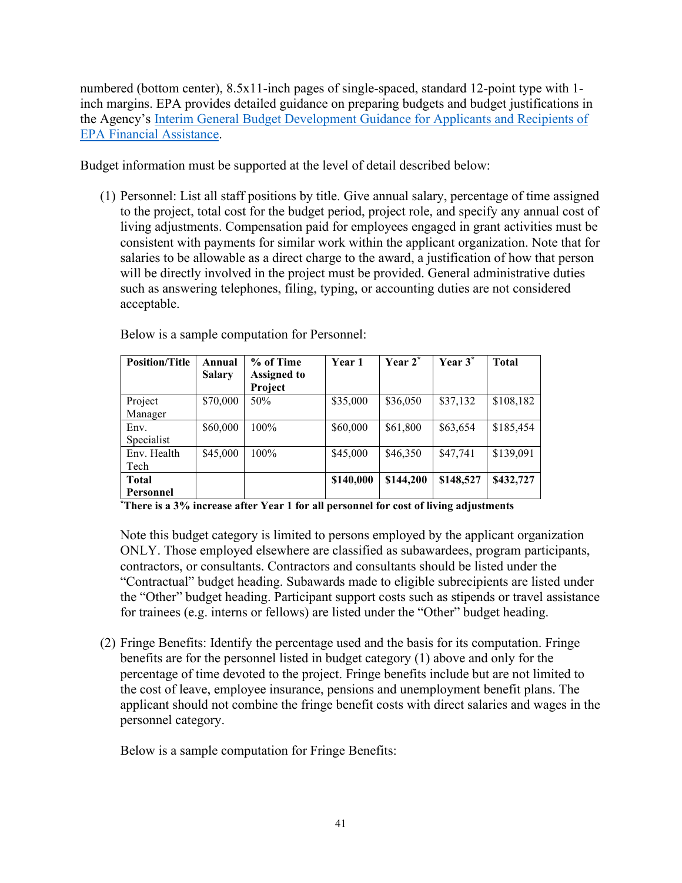numbered (bottom center), 8.5x11-inch pages of single-spaced, standard 12-point type with 1-inch margins. EPA provides detailed guidance on preparing budgets and budget justifications in the Agency's [Interim General Budget Development Guidance for Applicants and Recipients of EPA Financial Assistance](#).

Budget information must be supported at the level of detail described below:

(1) Personnel: List all staff positions by title. Give annual salary, percentage of time assigned to the project, total cost for the budget period, project role, and specify any annual cost of living adjustments. Compensation paid for employees engaged in grant activities must be consistent with payments for similar work within the applicant organization. Note that for salaries to be allowable as a direct charge to the award, a justification of how that person will be directly involved in the project must be provided. General administrative duties such as answering telephones, filing, typing, or accounting duties are not considered acceptable.

Below is a sample computation for Personnel:

| **Position/Title** | **Annual Salary** | **% of Time Assigned to Project** | **Year 1** | **Year 2*** | **Year 3*** | **Total** |
|---|---|---|---|---|---|---|
| Project Manager | $70,000 | 50% | $35,000 | $36,050 | $37,132 | $108,182 |
| Env. Specialist | $60,000 | 100% | $60,000 | $61,800 | $63,654 | $185,454 |
| Env. Health Tech | $45,000 | 100% | $45,000 | $46,350 | $47,741 | $139,091 |
| **Total Personnel** | | | **$140,000** | **$144,200** | **$148,527** | **$432,727** |

***There is a 3% increase after Year 1 for all personnel for cost of living adjustments**

Note this budget category is limited to persons employed by the applicant organization ONLY. Those employed elsewhere are classified as subawardees, program participants, contractors, or consultants. Contractors and consultants should be listed under the "Contractual" budget heading. Subawards made to eligible subrecipients are listed under the "Other" budget heading. Participant support costs such as stipends or travel assistance for trainees (e.g. interns or fellows) are listed under the "Other" budget heading.

(2) Fringe Benefits: Identify the percentage used and the basis for its computation. Fringe benefits are for the personnel listed in budget category (1) above and only for the percentage of time devoted to the project. Fringe benefits include but are not limited to the cost of leave, employee insurance, pensions and unemployment benefit plans. The applicant should not combine the fringe benefit costs with direct salaries and wages in the personnel category.

Below is a sample computation for Fringe Benefits: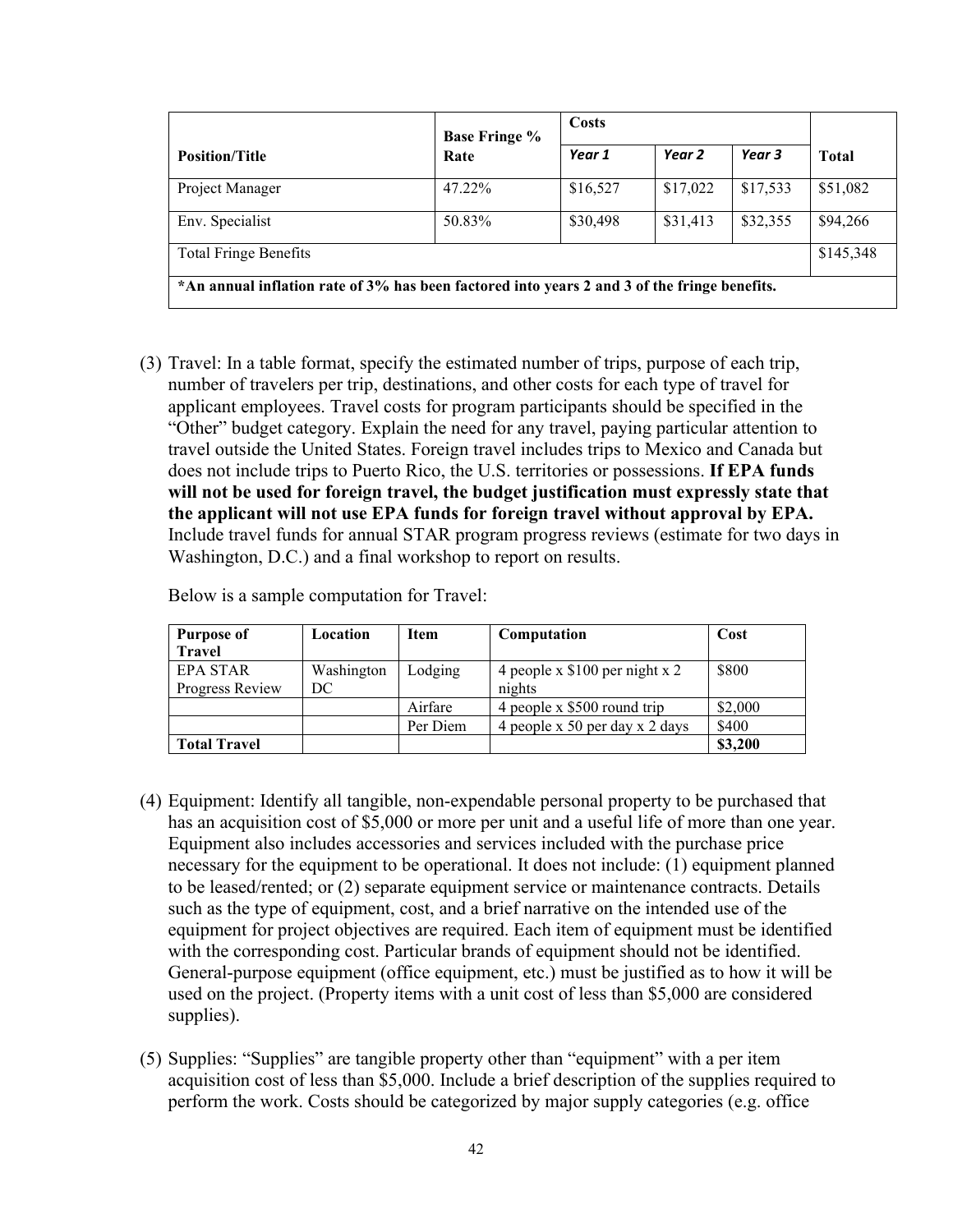| Position/Title | Base Fringe % Rate | Costs | | | Total |
|---|---|---|---|---|---|
| | | *Year 1* | *Year 2* | *Year 3* | |
| Project Manager | 47.22% | $16,527 | $17,022 | $17,533 | $51,082 |
| Env. Specialist | 50.83% | $30,498 | $31,413 | $32,355 | $94,266 |
| Total Fringe Benefits | | | | | $145,348 |
| **\*An annual inflation rate of 3% has been factored into years 2 and 3 of the fringe benefits.** | | | | | |

(3) Travel: In a table format, specify the estimated number of trips, purpose of each trip, number of travelers per trip, destinations, and other costs for each type of travel for applicant employees. Travel costs for program participants should be specified in the "Other" budget category. Explain the need for any travel, paying particular attention to travel outside the United States. Foreign travel includes trips to Mexico and Canada but does not include trips to Puerto Rico, the U.S. territories or possessions. **If EPA funds will not be used for foreign travel, the budget justification must expressly state that the applicant will not use EPA funds for foreign travel without approval by EPA.** Include travel funds for annual STAR program progress reviews (estimate for two days in Washington, D.C.) and a final workshop to report on results.

Below is a sample computation for Travel:

| Purpose of Travel | Location | Item | Computation | Cost |
|---|---|---|---|---|
| EPA STAR Progress Review | Washington DC | Lodging | 4 people x $100 per night x 2 nights | $800 |
| | | Airfare | 4 people x $500 round trip | $2,000 |
| | | Per Diem | 4 people x 50 per day x 2 days | $400 |
| **Total Travel** | | | | **$3,200** |

(4) Equipment: Identify all tangible, non-expendable personal property to be purchased that has an acquisition cost of $5,000 or more per unit and a useful life of more than one year. Equipment also includes accessories and services included with the purchase price necessary for the equipment to be operational. It does not include: (1) equipment planned to be leased/rented; or (2) separate equipment service or maintenance contracts. Details such as the type of equipment, cost, and a brief narrative on the intended use of the equipment for project objectives are required. Each item of equipment must be identified with the corresponding cost. Particular brands of equipment should not be identified. General-purpose equipment (office equipment, etc.) must be justified as to how it will be used on the project. (Property items with a unit cost of less than $5,000 are considered supplies).

(5) Supplies: "Supplies" are tangible property other than "equipment" with a per item acquisition cost of less than $5,000. Include a brief description of the supplies required to perform the work. Costs should be categorized by major supply categories (e.g. office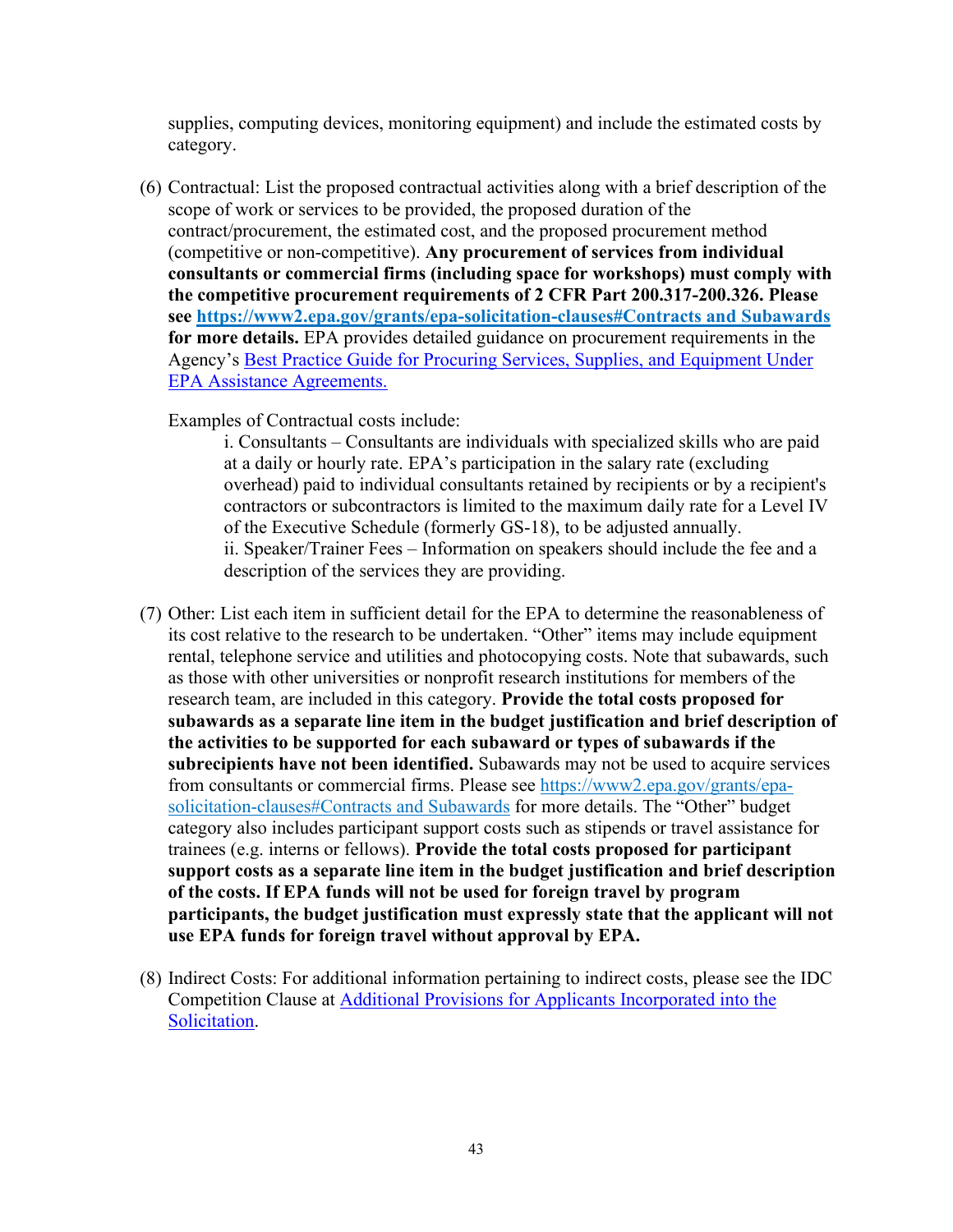supplies, computing devices, monitoring equipment) and include the estimated costs by category.

(6) Contractual: List the proposed contractual activities along with a brief description of the scope of work or services to be provided, the proposed duration of the contract/procurement, the estimated cost, and the proposed procurement method (competitive or non-competitive). **Any procurement of services from individual consultants or commercial firms (including space for workshops) must comply with the competitive procurement requirements of 2 CFR Part 200.317-200.326. Please see [https://www2.epa.gov/grants/epa-solicitation-clauses#Contracts and Subawards](https://www2.epa.gov/grants/epa-solicitation-clauses#Contracts and Subawards) for more details.** EPA provides detailed guidance on procurement requirements in the Agency's Best Practice Guide for Procuring Services, Supplies, and Equipment Under EPA Assistance Agreements.

Examples of Contractual costs include:

i. Consultants – Consultants are individuals with specialized skills who are paid at a daily or hourly rate. EPA's participation in the salary rate (excluding overhead) paid to individual consultants retained by recipients or by a recipient's contractors or subcontractors is limited to the maximum daily rate for a Level IV of the Executive Schedule (formerly GS-18), to be adjusted annually.

ii. Speaker/Trainer Fees – Information on speakers should include the fee and a description of the services they are providing.

(7) Other: List each item in sufficient detail for the EPA to determine the reasonableness of its cost relative to the research to be undertaken. "Other" items may include equipment rental, telephone service and utilities and photocopying costs. Note that subawards, such as those with other universities or nonprofit research institutions for members of the research team, are included in this category. **Provide the total costs proposed for subawards as a separate line item in the budget justification and brief description of the activities to be supported for each subaward or types of subawards if the subrecipients have not been identified.** Subawards may not be used to acquire services from consultants or commercial firms. Please see https://www2.epa.gov/grants/epa-solicitation-clauses#Contracts and Subawards for more details. The "Other" budget category also includes participant support costs such as stipends or travel assistance for trainees (e.g. interns or fellows). **Provide the total costs proposed for participant support costs as a separate line item in the budget justification and brief description of the costs. If EPA funds will not be used for foreign travel by program participants, the budget justification must expressly state that the applicant will not use EPA funds for foreign travel without approval by EPA.**

(8) Indirect Costs: For additional information pertaining to indirect costs, please see the IDC Competition Clause at Additional Provisions for Applicants Incorporated into the Solicitation.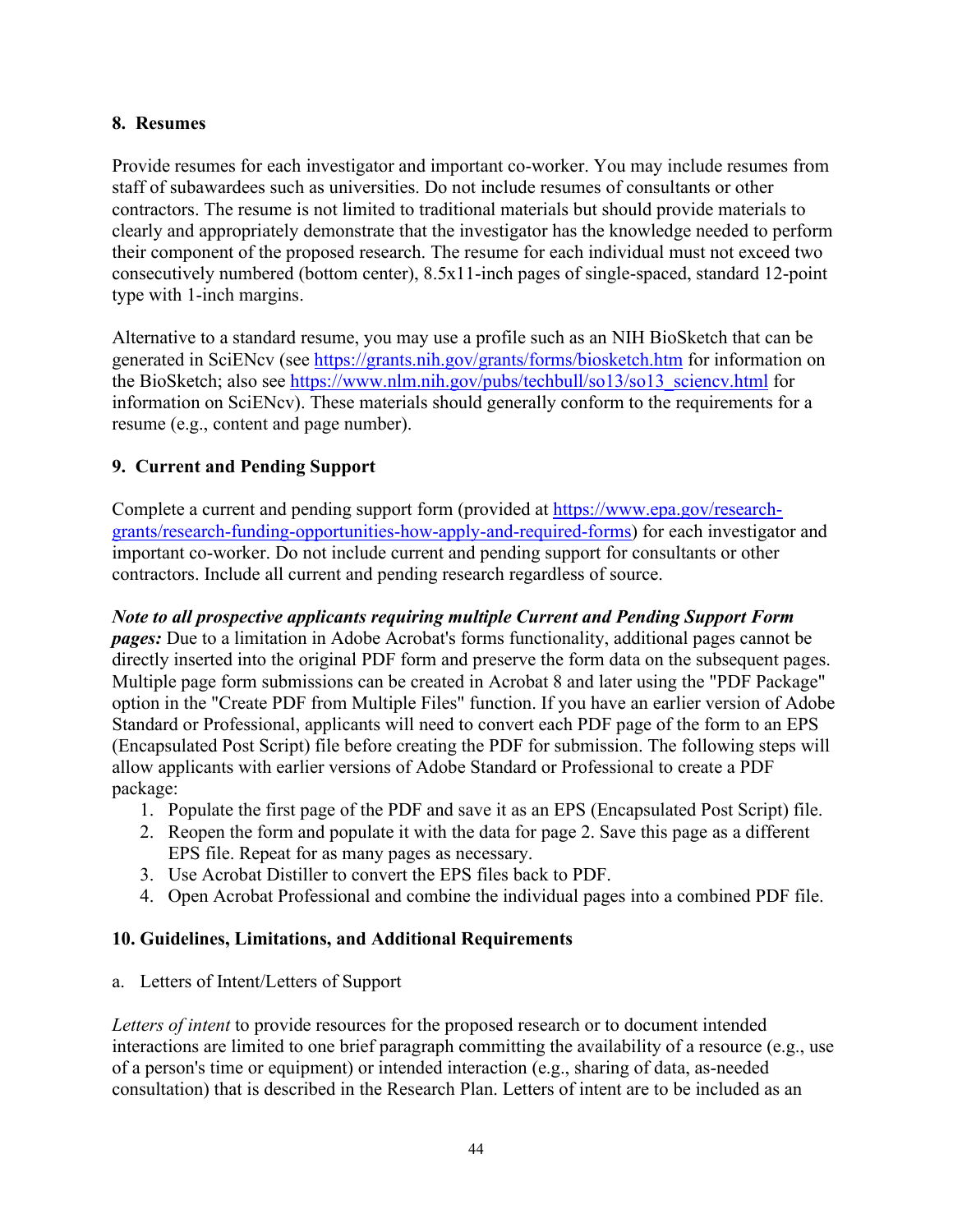## 8. Resumes

Provide resumes for each investigator and important co-worker. You may include resumes from staff of subawardees such as universities. Do not include resumes of consultants or other contractors. The resume is not limited to traditional materials but should provide materials to clearly and appropriately demonstrate that the investigator has the knowledge needed to perform their component of the proposed research. The resume for each individual must not exceed two consecutively numbered (bottom center), 8.5x11-inch pages of single-spaced, standard 12-point type with 1-inch margins.

Alternative to a standard resume, you may use a profile such as an NIH BioSketch that can be generated in SciENcv (see [https://grants.nih.gov/grants/forms/biosketch.htm](https://grants.nih.gov/grants/forms/biosketch.htm) for information on the BioSketch; also see [https://www.nlm.nih.gov/pubs/techbull/so13/so13_sciencv.html](https://www.nlm.nih.gov/pubs/techbull/so13/so13_sciencv.html) for information on SciENcv). These materials should generally conform to the requirements for a resume (e.g., content and page number).

## 9. Current and Pending Support

Complete a current and pending support form (provided at [https://www.epa.gov/research-grants/research-funding-opportunities-how-apply-and-required-forms](https://www.epa.gov/research-grants/research-funding-opportunities-how-apply-and-required-forms)) for each investigator and important co-worker. Do not include current and pending support for consultants or other contractors. Include all current and pending research regardless of source.

***Note to all prospective applicants requiring multiple Current and Pending Support Form pages:*** Due to a limitation in Adobe Acrobat's forms functionality, additional pages cannot be directly inserted into the original PDF form and preserve the form data on the subsequent pages. Multiple page form submissions can be created in Acrobat 8 and later using the "PDF Package" option in the "Create PDF from Multiple Files" function. If you have an earlier version of Adobe Standard or Professional, applicants will need to convert each PDF page of the form to an EPS (Encapsulated Post Script) file before creating the PDF for submission. The following steps will allow applicants with earlier versions of Adobe Standard or Professional to create a PDF package:

1. Populate the first page of the PDF and save it as an EPS (Encapsulated Post Script) file.
2. Reopen the form and populate it with the data for page 2. Save this page as a different EPS file. Repeat for as many pages as necessary.
3. Use Acrobat Distiller to convert the EPS files back to PDF.
4. Open Acrobat Professional and combine the individual pages into a combined PDF file.

## 10. Guidelines, Limitations, and Additional Requirements

a. Letters of Intent/Letters of Support

*Letters of intent* to provide resources for the proposed research or to document intended interactions are limited to one brief paragraph committing the availability of a resource (e.g., use of a person's time or equipment) or intended interaction (e.g., sharing of data, as-needed consultation) that is described in the Research Plan. Letters of intent are to be included as an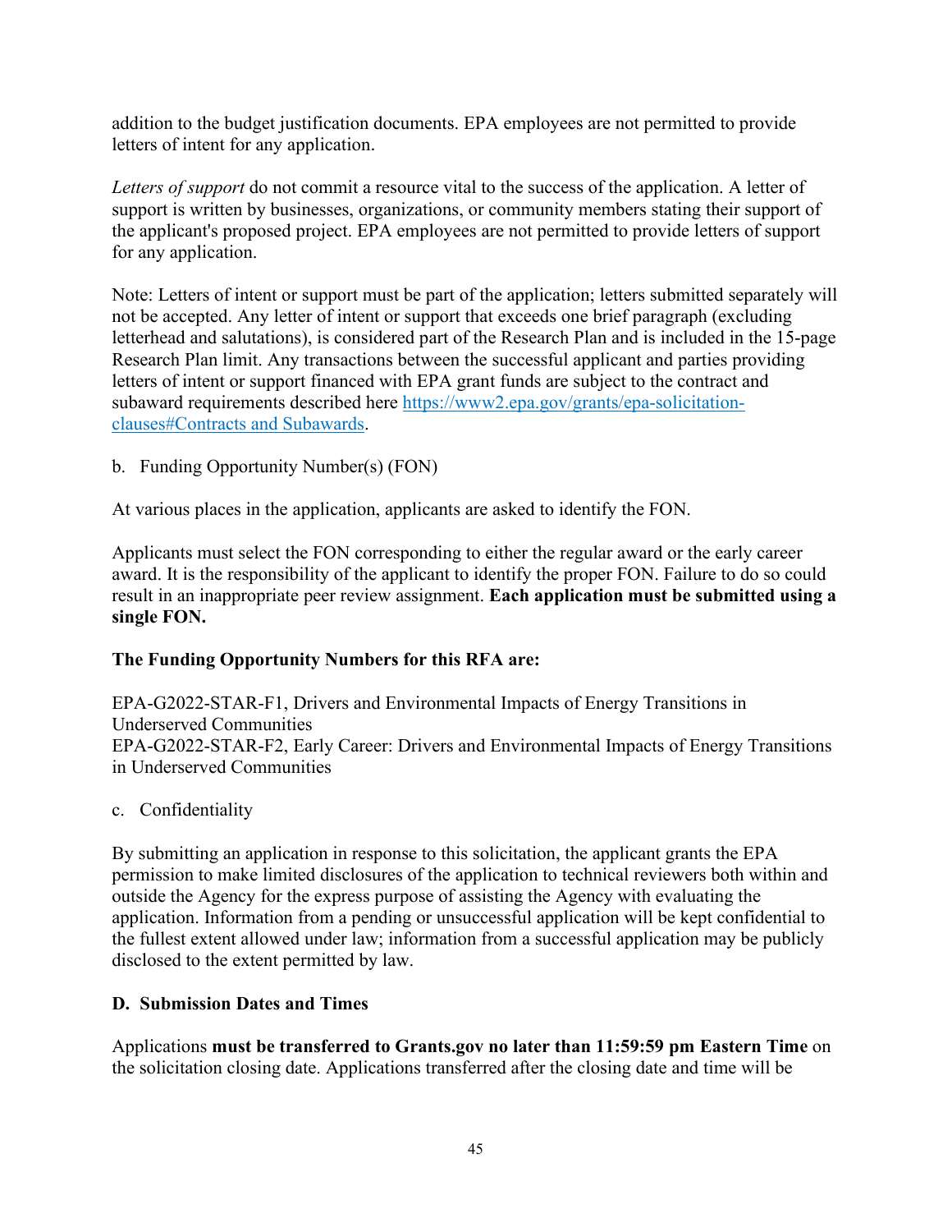addition to the budget justification documents. EPA employees are not permitted to provide letters of intent for any application.

*Letters of support* do not commit a resource vital to the success of the application. A letter of support is written by businesses, organizations, or community members stating their support of the applicant's proposed project. EPA employees are not permitted to provide letters of support for any application.

Note: Letters of intent or support must be part of the application; letters submitted separately will not be accepted. Any letter of intent or support that exceeds one brief paragraph (excluding letterhead and salutations), is considered part of the Research Plan and is included in the 15-page Research Plan limit. Any transactions between the successful applicant and parties providing letters of intent or support financed with EPA grant funds are subject to the contract and subaward requirements described here [https://www2.epa.gov/grants/epa-solicitation-clauses#Contracts and Subawards](https://www2.epa.gov/grants/epa-solicitation-clauses#Contracts%20and%20Subawards).

b. Funding Opportunity Number(s) (FON)

At various places in the application, applicants are asked to identify the FON.

Applicants must select the FON corresponding to either the regular award or the early career award. It is the responsibility of the applicant to identify the proper FON. Failure to do so could result in an inappropriate peer review assignment. **Each application must be submitted using a single FON.**

**The Funding Opportunity Numbers for this RFA are:**

EPA-G2022-STAR-F1, Drivers and Environmental Impacts of Energy Transitions in Underserved Communities
EPA-G2022-STAR-F2, Early Career: Drivers and Environmental Impacts of Energy Transitions in Underserved Communities

c. Confidentiality

By submitting an application in response to this solicitation, the applicant grants the EPA permission to make limited disclosures of the application to technical reviewers both within and outside the Agency for the express purpose of assisting the Agency with evaluating the application. Information from a pending or unsuccessful application will be kept confidential to the fullest extent allowed under law; information from a successful application may be publicly disclosed to the extent permitted by law.

### D. Submission Dates and Times

Applications **must be transferred to Grants.gov no later than 11:59:59 pm Eastern Time** on the solicitation closing date. Applications transferred after the closing date and time will be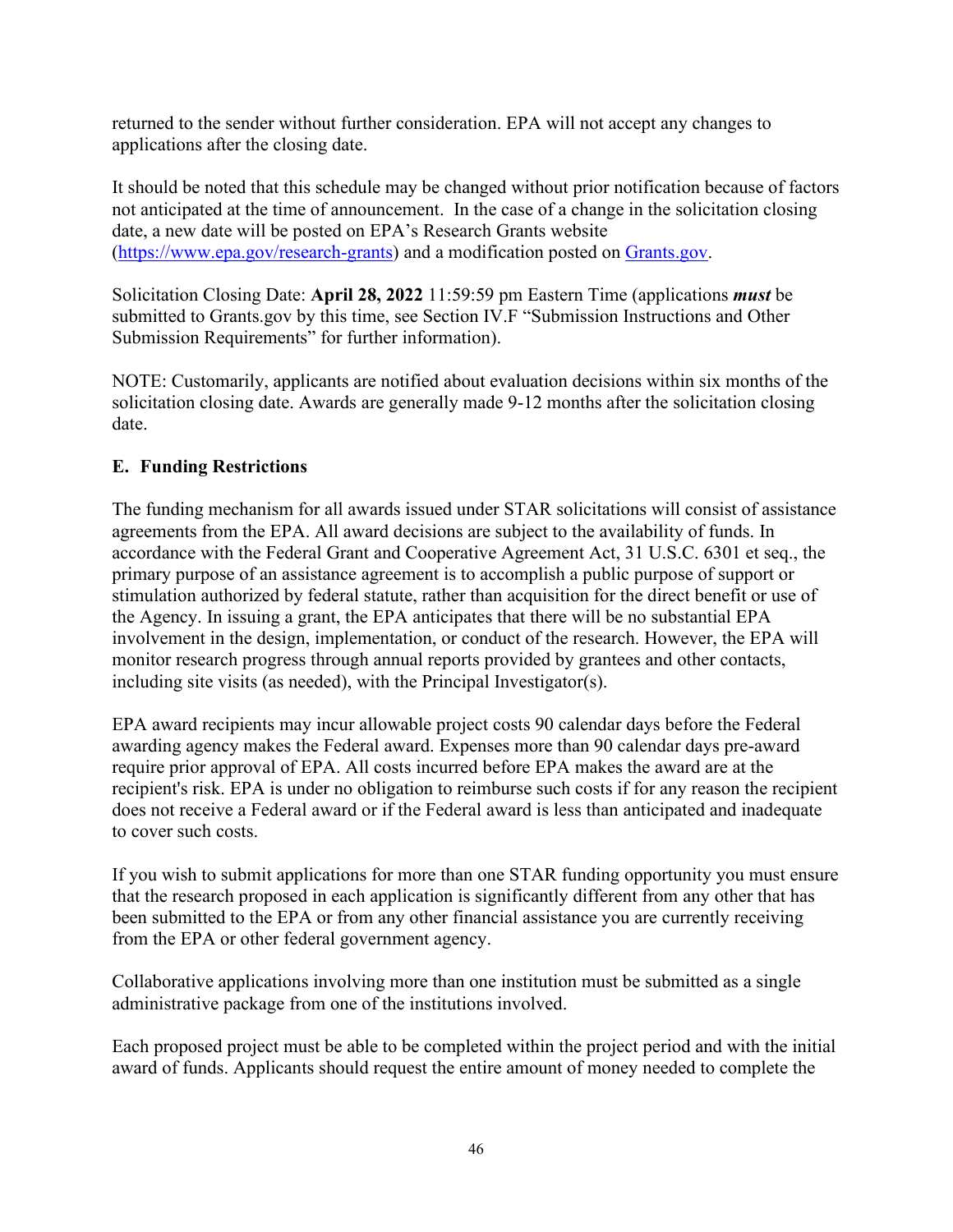returned to the sender without further consideration. EPA will not accept any changes to applications after the closing date.

It should be noted that this schedule may be changed without prior notification because of factors not anticipated at the time of announcement. In the case of a change in the solicitation closing date, a new date will be posted on EPA's Research Grants website (https://www.epa.gov/research-grants) and a modification posted on Grants.gov.

Solicitation Closing Date: **April 28, 2022** 11:59:59 pm Eastern Time (applications ***must*** be submitted to Grants.gov by this time, see Section IV.F "Submission Instructions and Other Submission Requirements" for further information).

NOTE: Customarily, applicants are notified about evaluation decisions within six months of the solicitation closing date. Awards are generally made 9-12 months after the solicitation closing date.

### E. Funding Restrictions

The funding mechanism for all awards issued under STAR solicitations will consist of assistance agreements from the EPA. All award decisions are subject to the availability of funds. In accordance with the Federal Grant and Cooperative Agreement Act, 31 U.S.C. 6301 et seq., the primary purpose of an assistance agreement is to accomplish a public purpose of support or stimulation authorized by federal statute, rather than acquisition for the direct benefit or use of the Agency. In issuing a grant, the EPA anticipates that there will be no substantial EPA involvement in the design, implementation, or conduct of the research. However, the EPA will monitor research progress through annual reports provided by grantees and other contacts, including site visits (as needed), with the Principal Investigator(s).

EPA award recipients may incur allowable project costs 90 calendar days before the Federal awarding agency makes the Federal award. Expenses more than 90 calendar days pre-award require prior approval of EPA. All costs incurred before EPA makes the award are at the recipient's risk. EPA is under no obligation to reimburse such costs if for any reason the recipient does not receive a Federal award or if the Federal award is less than anticipated and inadequate to cover such costs.

If you wish to submit applications for more than one STAR funding opportunity you must ensure that the research proposed in each application is significantly different from any other that has been submitted to the EPA or from any other financial assistance you are currently receiving from the EPA or other federal government agency.

Collaborative applications involving more than one institution must be submitted as a single administrative package from one of the institutions involved.

Each proposed project must be able to be completed within the project period and with the initial award of funds. Applicants should request the entire amount of money needed to complete the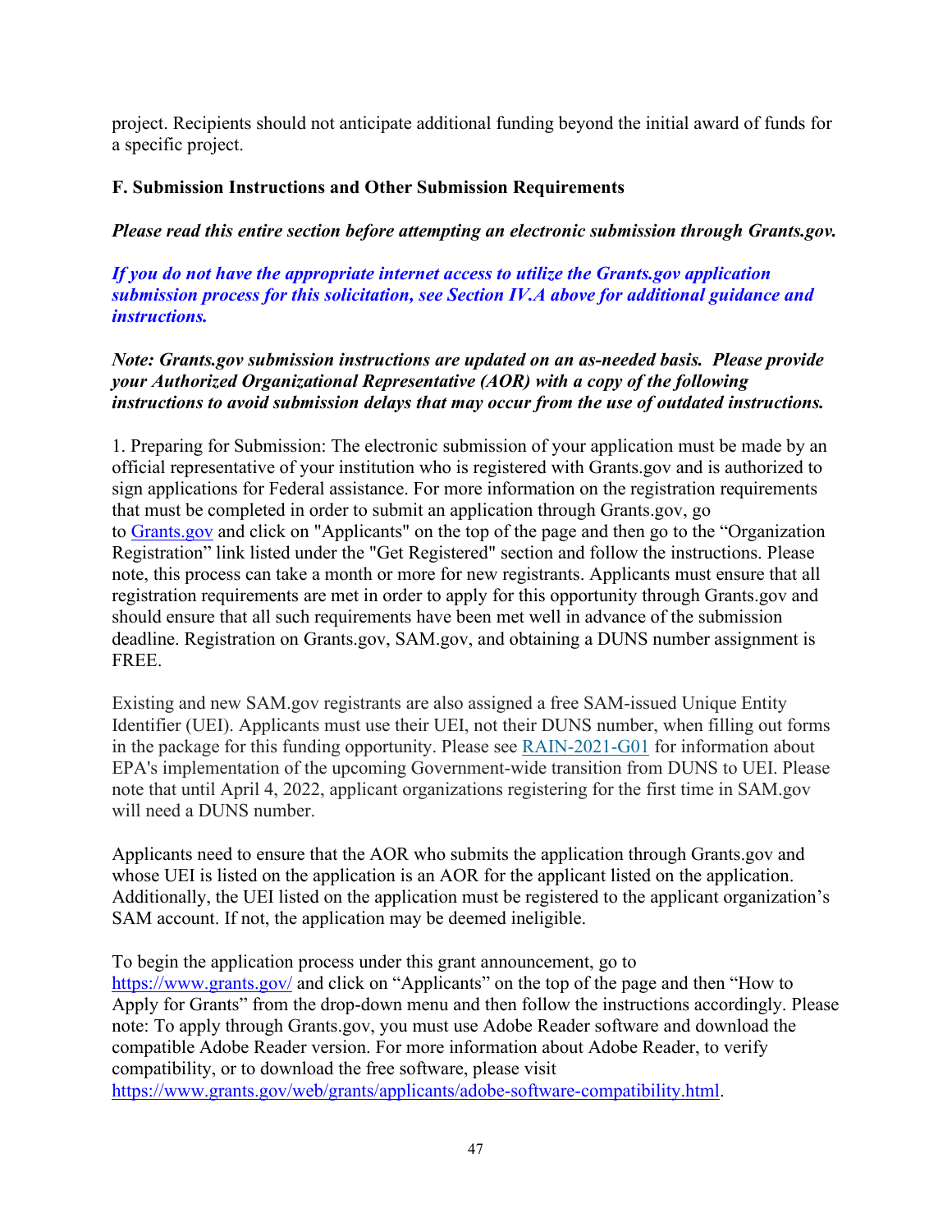project. Recipients should not anticipate additional funding beyond the initial award of funds for a specific project.

### F. Submission Instructions and Other Submission Requirements

***Please read this entire section before attempting an electronic submission through Grants.gov.***

***If you do not have the appropriate internet access to utilize the Grants.gov application submission process for this solicitation, see Section IV.A above for additional guidance and instructions.***

***Note: Grants.gov submission instructions are updated on an as-needed basis. Please provide your Authorized Organizational Representative (AOR) with a copy of the following instructions to avoid submission delays that may occur from the use of outdated instructions.***

1. Preparing for Submission: The electronic submission of your application must be made by an official representative of your institution who is registered with Grants.gov and is authorized to sign applications for Federal assistance. For more information on the registration requirements that must be completed in order to submit an application through Grants.gov, go to [Grants.gov](https://www.grants.gov) and click on "Applicants" on the top of the page and then go to the "Organization Registration" link listed under the "Get Registered" section and follow the instructions. Please note, this process can take a month or more for new registrants. Applicants must ensure that all registration requirements are met in order to apply for this opportunity through Grants.gov and should ensure that all such requirements have been met well in advance of the submission deadline. Registration on Grants.gov, SAM.gov, and obtaining a DUNS number assignment is FREE.

Existing and new SAM.gov registrants are also assigned a free SAM-issued Unique Entity Identifier (UEI). Applicants must use their UEI, not their DUNS number, when filling out forms in the package for this funding opportunity. Please see RAIN-2021-G01 for information about EPA's implementation of the upcoming Government-wide transition from DUNS to UEI. Please note that until April 4, 2022, applicant organizations registering for the first time in SAM.gov will need a DUNS number.

Applicants need to ensure that the AOR who submits the application through Grants.gov and whose UEI is listed on the application is an AOR for the applicant listed on the application. Additionally, the UEI listed on the application must be registered to the applicant organization's SAM account. If not, the application may be deemed ineligible.

To begin the application process under this grant announcement, go to https://www.grants.gov/ and click on "Applicants" on the top of the page and then "How to Apply for Grants" from the drop-down menu and then follow the instructions accordingly. Please note: To apply through Grants.gov, you must use Adobe Reader software and download the compatible Adobe Reader version. For more information about Adobe Reader, to verify compatibility, or to download the free software, please visit https://www.grants.gov/web/grants/applicants/adobe-software-compatibility.html.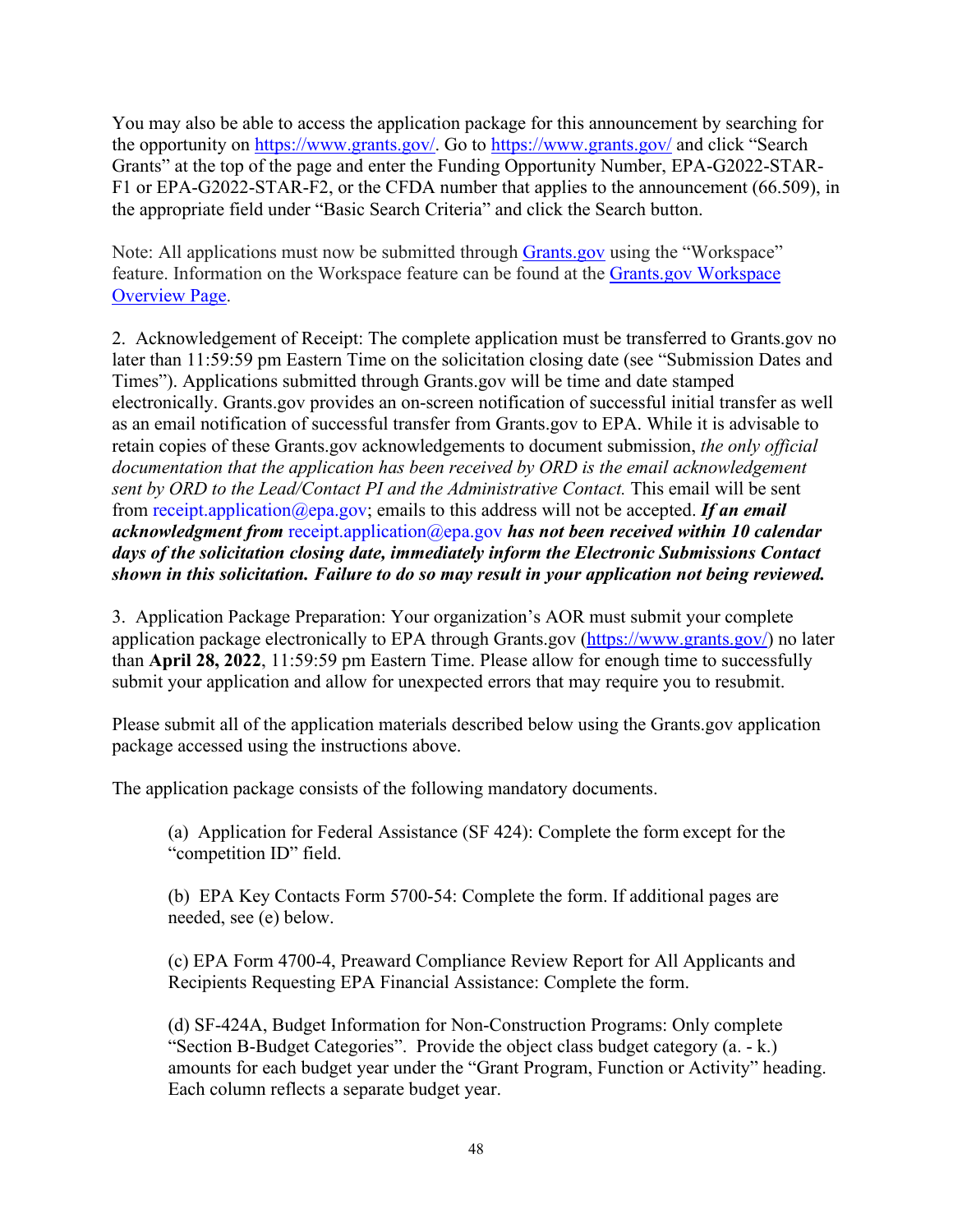You may also be able to access the application package for this announcement by searching for the opportunity on [https://www.grants.gov/](https://www.grants.gov/). Go to [https://www.grants.gov/](https://www.grants.gov/) and click "Search Grants" at the top of the page and enter the Funding Opportunity Number, EPA-G2022-STAR-F1 or EPA-G2022-STAR-F2, or the CFDA number that applies to the announcement (66.509), in the appropriate field under "Basic Search Criteria" and click the Search button.

Note: All applications must now be submitted through [Grants.gov](https://www.grants.gov/) using the "Workspace" feature. Information on the Workspace feature can be found at the [Grants.gov Workspace Overview Page](https://www.grants.gov/).

2. Acknowledgement of Receipt: The complete application must be transferred to Grants.gov no later than 11:59:59 pm Eastern Time on the solicitation closing date (see "Submission Dates and Times"). Applications submitted through Grants.gov will be time and date stamped electronically. Grants.gov provides an on-screen notification of successful initial transfer as well as an email notification of successful transfer from Grants.gov to EPA. While it is advisable to retain copies of these Grants.gov acknowledgements to document submission, *the only official documentation that the application has been received by ORD is the email acknowledgement sent by ORD to the Lead/Contact PI and the Administrative Contact.* This email will be sent from receipt.application@epa.gov; emails to this address will not be accepted. ***If an email acknowledgment from*** receipt.application@epa.gov ***has not been received within 10 calendar days of the solicitation closing date, immediately inform the Electronic Submissions Contact shown in this solicitation. Failure to do so may result in your application not being reviewed.***

3. Application Package Preparation: Your organization's AOR must submit your complete application package electronically to EPA through Grants.gov ([https://www.grants.gov/](https://www.grants.gov/)) no later than **April 28, 2022**, 11:59:59 pm Eastern Time. Please allow for enough time to successfully submit your application and allow for unexpected errors that may require you to resubmit.

Please submit all of the application materials described below using the Grants.gov application package accessed using the instructions above.

The application package consists of the following mandatory documents.

(a) Application for Federal Assistance (SF 424): Complete the form except for the "competition ID" field.

(b) EPA Key Contacts Form 5700-54: Complete the form. If additional pages are needed, see (e) below.

(c) EPA Form 4700-4, Preaward Compliance Review Report for All Applicants and Recipients Requesting EPA Financial Assistance: Complete the form.

(d) SF-424A, Budget Information for Non-Construction Programs: Only complete "Section B-Budget Categories". Provide the object class budget category (a. - k.) amounts for each budget year under the "Grant Program, Function or Activity" heading. Each column reflects a separate budget year.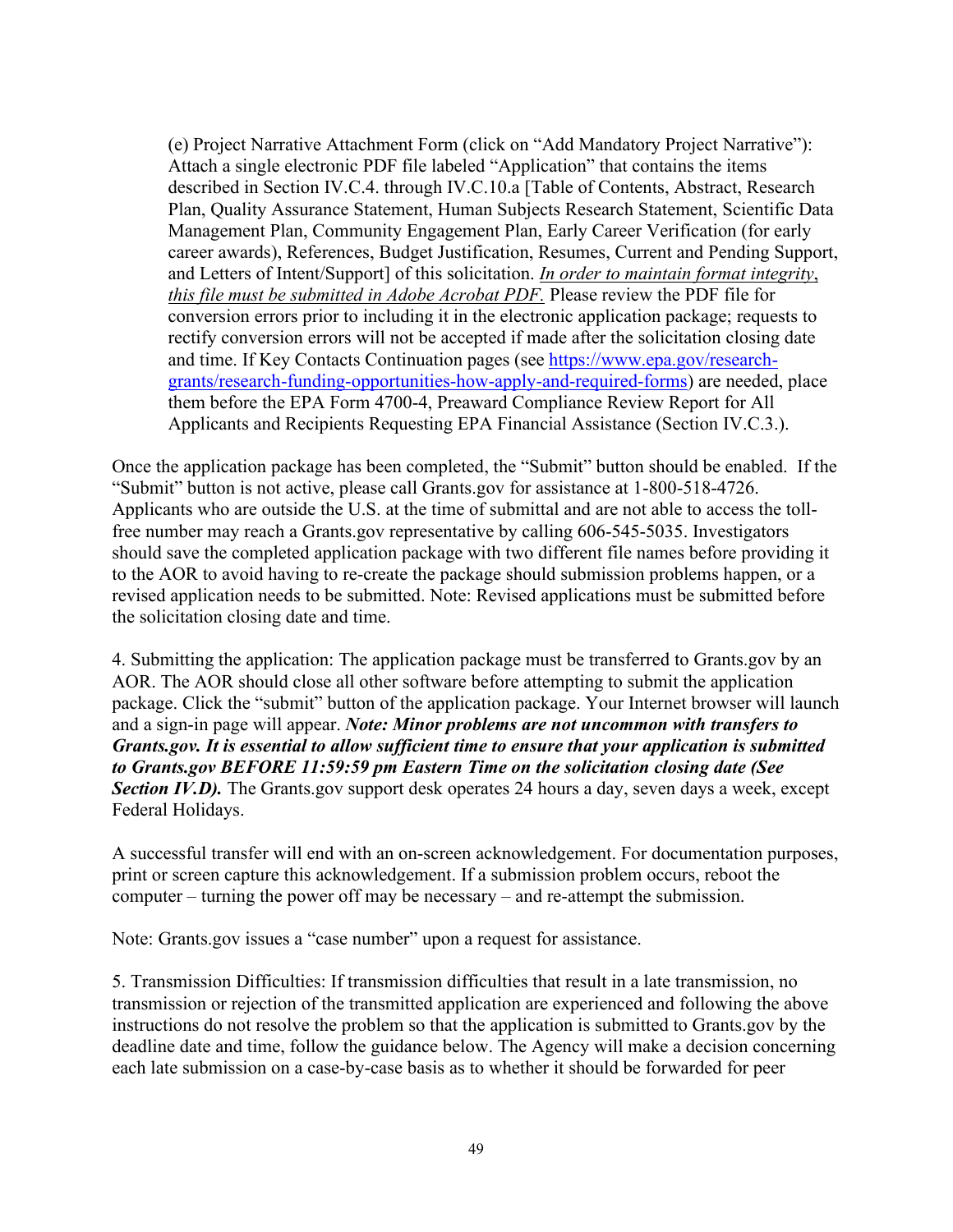(e) Project Narrative Attachment Form (click on "Add Mandatory Project Narrative"): Attach a single electronic PDF file labeled "Application" that contains the items described in Section IV.C.4. through IV.C.10.a [Table of Contents, Abstract, Research Plan, Quality Assurance Statement, Human Subjects Research Statement, Scientific Data Management Plan, Community Engagement Plan, Early Career Verification (for early career awards), References, Budget Justification, Resumes, Current and Pending Support, and Letters of Intent/Support] of this solicitation. *In order to maintain format integrity, this file must be submitted in Adobe Acrobat PDF.* Please review the PDF file for conversion errors prior to including it in the electronic application package; requests to rectify conversion errors will not be accepted if made after the solicitation closing date and time. If Key Contacts Continuation pages (see [https://www.epa.gov/research-grants/research-funding-opportunities-how-apply-and-required-forms](https://www.epa.gov/research-grants/research-funding-opportunities-how-apply-and-required-forms)) are needed, place them before the EPA Form 4700-4, Preaward Compliance Review Report for All Applicants and Recipients Requesting EPA Financial Assistance (Section IV.C.3.).

Once the application package has been completed, the "Submit" button should be enabled. If the "Submit" button is not active, please call Grants.gov for assistance at 1-800-518-4726. Applicants who are outside the U.S. at the time of submittal and are not able to access the toll-free number may reach a Grants.gov representative by calling 606-545-5035. Investigators should save the completed application package with two different file names before providing it to the AOR to avoid having to re-create the package should submission problems happen, or a revised application needs to be submitted. Note: Revised applications must be submitted before the solicitation closing date and time.

4. Submitting the application: The application package must be transferred to Grants.gov by an AOR. The AOR should close all other software before attempting to submit the application package. Click the "submit" button of the application package. Your Internet browser will launch and a sign-in page will appear. ***Note: Minor problems are not uncommon with transfers to Grants.gov. It is essential to allow sufficient time to ensure that your application is submitted to Grants.gov BEFORE 11:59:59 pm Eastern Time on the solicitation closing date (See Section IV.D).*** The Grants.gov support desk operates 24 hours a day, seven days a week, except Federal Holidays.

A successful transfer will end with an on-screen acknowledgement. For documentation purposes, print or screen capture this acknowledgement. If a submission problem occurs, reboot the computer – turning the power off may be necessary – and re-attempt the submission.

Note: Grants.gov issues a "case number" upon a request for assistance.

5. Transmission Difficulties: If transmission difficulties that result in a late transmission, no transmission or rejection of the transmitted application are experienced and following the above instructions do not resolve the problem so that the application is submitted to Grants.gov by the deadline date and time, follow the guidance below. The Agency will make a decision concerning each late submission on a case-by-case basis as to whether it should be forwarded for peer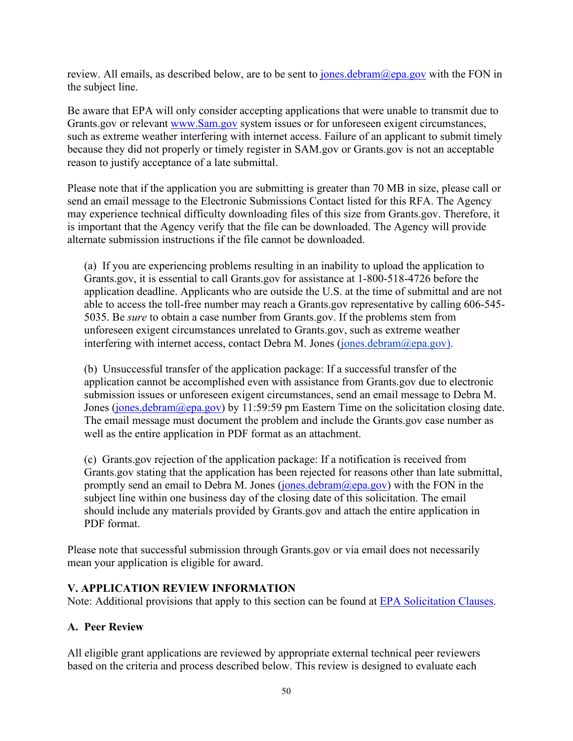review. All emails, as described below, are to be sent to jones.debram@epa.gov with the FON in the subject line.

Be aware that EPA will only consider accepting applications that were unable to transmit due to Grants.gov or relevant www.Sam.gov system issues or for unforeseen exigent circumstances, such as extreme weather interfering with internet access. Failure of an applicant to submit timely because they did not properly or timely register in SAM.gov or Grants.gov is not an acceptable reason to justify acceptance of a late submittal.

Please note that if the application you are submitting is greater than 70 MB in size, please call or send an email message to the Electronic Submissions Contact listed for this RFA. The Agency may experience technical difficulty downloading files of this size from Grants.gov. Therefore, it is important that the Agency verify that the file can be downloaded. The Agency will provide alternate submission instructions if the file cannot be downloaded.

(a) If you are experiencing problems resulting in an inability to upload the application to Grants.gov, it is essential to call Grants.gov for assistance at 1-800-518-4726 before the application deadline. Applicants who are outside the U.S. at the time of submittal and are not able to access the toll-free number may reach a Grants.gov representative by calling 606-545-5035. Be *sure* to obtain a case number from Grants.gov. If the problems stem from unforeseen exigent circumstances unrelated to Grants.gov, such as extreme weather interfering with internet access, contact Debra M. Jones (jones.debram@epa.gov).

(b) Unsuccessful transfer of the application package: If a successful transfer of the application cannot be accomplished even with assistance from Grants.gov due to electronic submission issues or unforeseen exigent circumstances, send an email message to Debra M. Jones (jones.debram@epa.gov) by 11:59:59 pm Eastern Time on the solicitation closing date. The email message must document the problem and include the Grants.gov case number as well as the entire application in PDF format as an attachment.

(c) Grants.gov rejection of the application package: If a notification is received from Grants.gov stating that the application has been rejected for reasons other than late submittal, promptly send an email to Debra M. Jones (jones.debram@epa.gov) with the FON in the subject line within one business day of the closing date of this solicitation. The email should include any materials provided by Grants.gov and attach the entire application in PDF format.

Please note that successful submission through Grants.gov or via email does not necessarily mean your application is eligible for award.

## V. APPLICATION REVIEW INFORMATION

Note: Additional provisions that apply to this section can be found at EPA Solicitation Clauses.

### A. Peer Review

All eligible grant applications are reviewed by appropriate external technical peer reviewers based on the criteria and process described below. This review is designed to evaluate each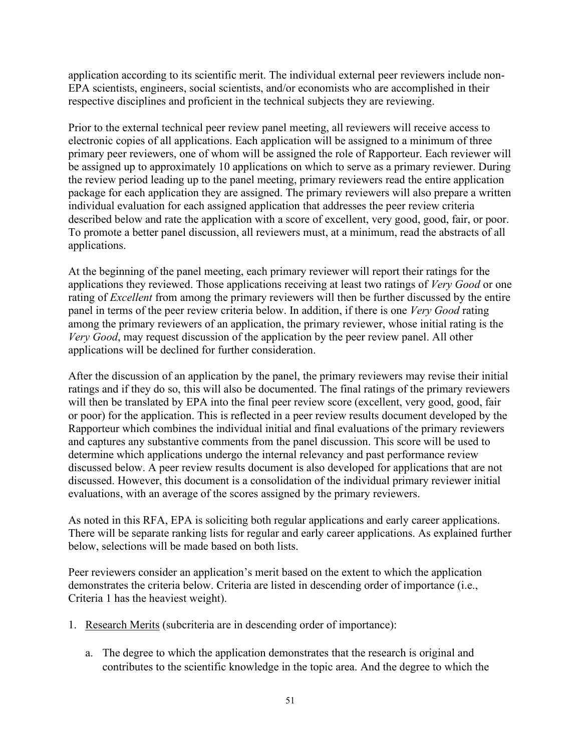application according to its scientific merit. The individual external peer reviewers include non-EPA scientists, engineers, social scientists, and/or economists who are accomplished in their respective disciplines and proficient in the technical subjects they are reviewing.

Prior to the external technical peer review panel meeting, all reviewers will receive access to electronic copies of all applications. Each application will be assigned to a minimum of three primary peer reviewers, one of whom will be assigned the role of Rapporteur. Each reviewer will be assigned up to approximately 10 applications on which to serve as a primary reviewer. During the review period leading up to the panel meeting, primary reviewers read the entire application package for each application they are assigned. The primary reviewers will also prepare a written individual evaluation for each assigned application that addresses the peer review criteria described below and rate the application with a score of excellent, very good, good, fair, or poor. To promote a better panel discussion, all reviewers must, at a minimum, read the abstracts of all applications.

At the beginning of the panel meeting, each primary reviewer will report their ratings for the applications they reviewed. Those applications receiving at least two ratings of *Very Good* or one rating of *Excellent* from among the primary reviewers will then be further discussed by the entire panel in terms of the peer review criteria below. In addition, if there is one *Very Good* rating among the primary reviewers of an application, the primary reviewer, whose initial rating is the *Very Good*, may request discussion of the application by the peer review panel. All other applications will be declined for further consideration.

After the discussion of an application by the panel, the primary reviewers may revise their initial ratings and if they do so, this will also be documented. The final ratings of the primary reviewers will then be translated by EPA into the final peer review score (excellent, very good, good, fair or poor) for the application. This is reflected in a peer review results document developed by the Rapporteur which combines the individual initial and final evaluations of the primary reviewers and captures any substantive comments from the panel discussion. This score will be used to determine which applications undergo the internal relevancy and past performance review discussed below. A peer review results document is also developed for applications that are not discussed. However, this document is a consolidation of the individual primary reviewer initial evaluations, with an average of the scores assigned by the primary reviewers.

As noted in this RFA, EPA is soliciting both regular applications and early career applications. There will be separate ranking lists for regular and early career applications. As explained further below, selections will be made based on both lists.

Peer reviewers consider an application's merit based on the extent to which the application demonstrates the criteria below. Criteria are listed in descending order of importance (i.e., Criteria 1 has the heaviest weight).

1. Research Merits (subcriteria are in descending order of importance):

   a. The degree to which the application demonstrates that the research is original and contributes to the scientific knowledge in the topic area. And the degree to which the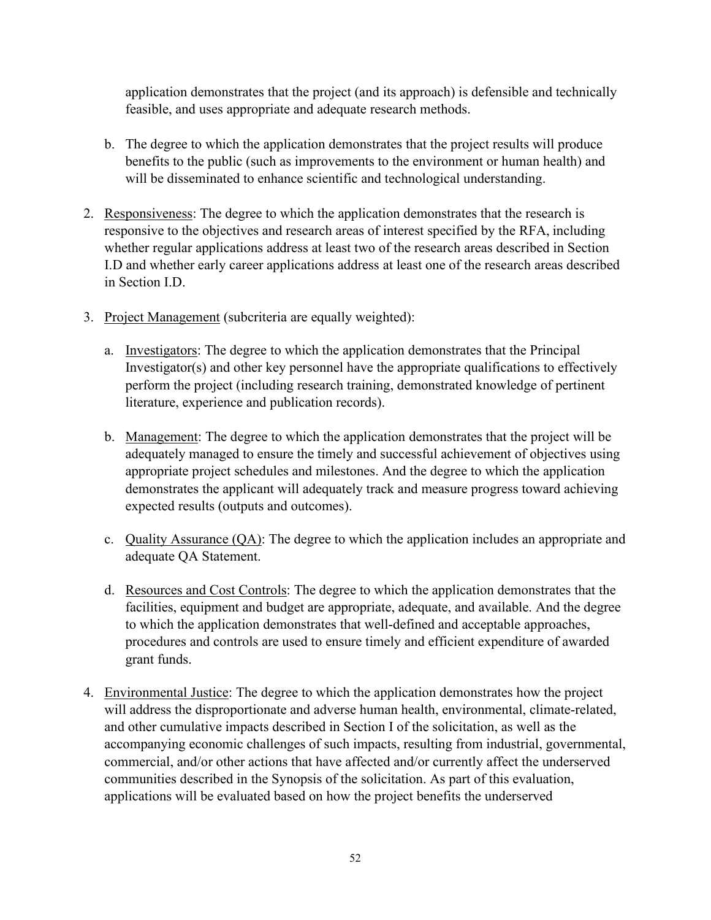application demonstrates that the project (and its approach) is defensible and technically feasible, and uses appropriate and adequate research methods.

   b. The degree to which the application demonstrates that the project results will produce benefits to the public (such as improvements to the environment or human health) and will be disseminated to enhance scientific and technological understanding.

2. Responsiveness: The degree to which the application demonstrates that the research is responsive to the objectives and research areas of interest specified by the RFA, including whether regular applications address at least two of the research areas described in Section I.D and whether early career applications address at least one of the research areas described in Section I.D.

3. Project Management (subcriteria are equally weighted):

   a. Investigators: The degree to which the application demonstrates that the Principal Investigator(s) and other key personnel have the appropriate qualifications to effectively perform the project (including research training, demonstrated knowledge of pertinent literature, experience and publication records).

   b. Management: The degree to which the application demonstrates that the project will be adequately managed to ensure the timely and successful achievement of objectives using appropriate project schedules and milestones. And the degree to which the application demonstrates the applicant will adequately track and measure progress toward achieving expected results (outputs and outcomes).

   c. Quality Assurance (QA): The degree to which the application includes an appropriate and adequate QA Statement.

   d. Resources and Cost Controls: The degree to which the application demonstrates that the facilities, equipment and budget are appropriate, adequate, and available. And the degree to which the application demonstrates that well-defined and acceptable approaches, procedures and controls are used to ensure timely and efficient expenditure of awarded grant funds.

4. Environmental Justice: The degree to which the application demonstrates how the project will address the disproportionate and adverse human health, environmental, climate-related, and other cumulative impacts described in Section I of the solicitation, as well as the accompanying economic challenges of such impacts, resulting from industrial, governmental, commercial, and/or other actions that have affected and/or currently affect the underserved communities described in the Synopsis of the solicitation. As part of this evaluation, applications will be evaluated based on how the project benefits the underserved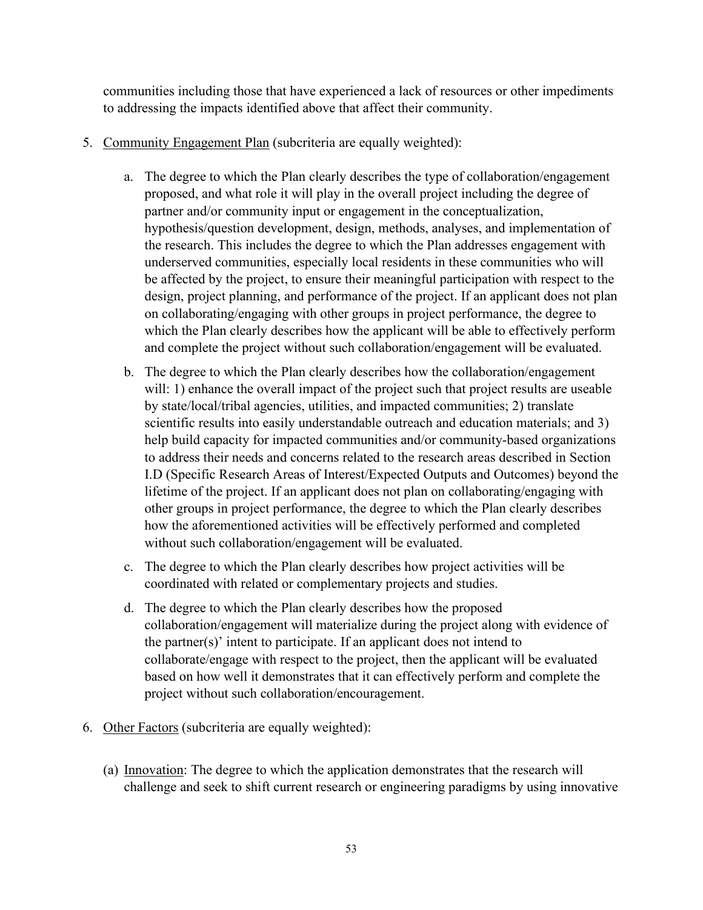communities including those that have experienced a lack of resources or other impediments to addressing the impacts identified above that affect their community.

5. <u>Community Engagement Plan</u> (subcriteria are equally weighted):

    a. The degree to which the Plan clearly describes the type of collaboration/engagement proposed, and what role it will play in the overall project including the degree of partner and/or community input or engagement in the conceptualization, hypothesis/question development, design, methods, analyses, and implementation of the research. This includes the degree to which the Plan addresses engagement with underserved communities, especially local residents in these communities who will be affected by the project, to ensure their meaningful participation with respect to the design, project planning, and performance of the project. If an applicant does not plan on collaborating/engaging with other groups in project performance, the degree to which the Plan clearly describes how the applicant will be able to effectively perform and complete the project without such collaboration/engagement will be evaluated.

    b. The degree to which the Plan clearly describes how the collaboration/engagement will: 1) enhance the overall impact of the project such that project results are useable by state/local/tribal agencies, utilities, and impacted communities; 2) translate scientific results into easily understandable outreach and education materials; and 3) help build capacity for impacted communities and/or community-based organizations to address their needs and concerns related to the research areas described in Section I.D (Specific Research Areas of Interest/Expected Outputs and Outcomes) beyond the lifetime of the project. If an applicant does not plan on collaborating/engaging with other groups in project performance, the degree to which the Plan clearly describes how the aforementioned activities will be effectively performed and completed without such collaboration/engagement will be evaluated.

    c. The degree to which the Plan clearly describes how project activities will be coordinated with related or complementary projects and studies.

    d. The degree to which the Plan clearly describes how the proposed collaboration/engagement will materialize during the project along with evidence of the partner(s)' intent to participate. If an applicant does not intend to collaborate/engage with respect to the project, then the applicant will be evaluated based on how well it demonstrates that it can effectively perform and complete the project without such collaboration/encouragement.

6. <u>Other Factors</u> (subcriteria are equally weighted):

    (a) <u>Innovation</u>: The degree to which the application demonstrates that the research will challenge and seek to shift current research or engineering paradigms by using innovative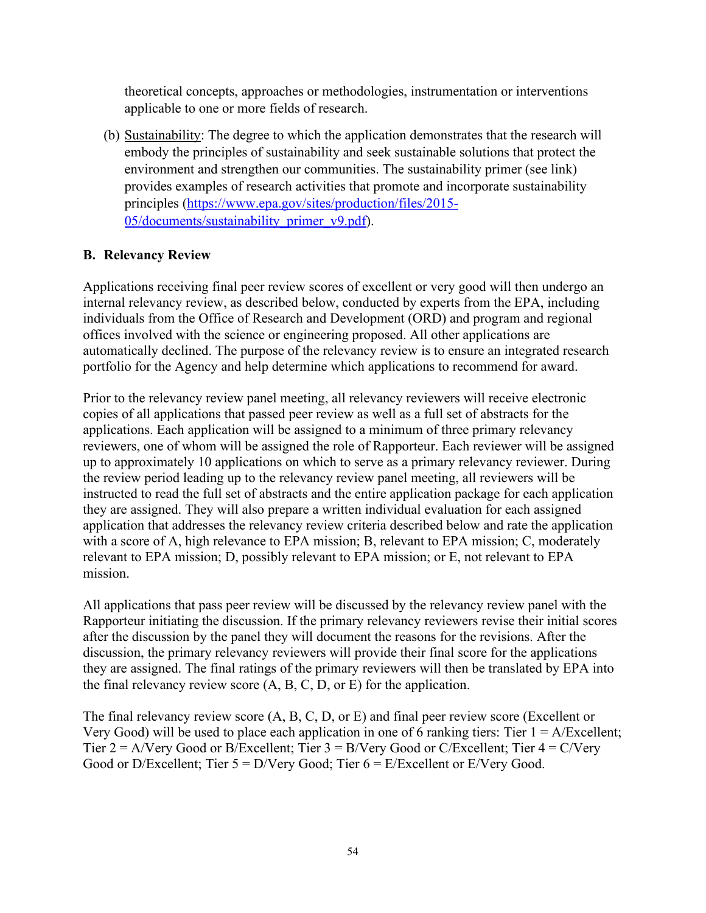theoretical concepts, approaches or methodologies, instrumentation or interventions applicable to one or more fields of research.

(b) Sustainability: The degree to which the application demonstrates that the research will embody the principles of sustainability and seek sustainable solutions that protect the environment and strengthen our communities. The sustainability primer (see link) provides examples of research activities that promote and incorporate sustainability principles (https://www.epa.gov/sites/production/files/2015-05/documents/sustainability_primer_v9.pdf).

**B. Relevancy Review**

Applications receiving final peer review scores of excellent or very good will then undergo an internal relevancy review, as described below, conducted by experts from the EPA, including individuals from the Office of Research and Development (ORD) and program and regional offices involved with the science or engineering proposed. All other applications are automatically declined. The purpose of the relevancy review is to ensure an integrated research portfolio for the Agency and help determine which applications to recommend for award.

Prior to the relevancy review panel meeting, all relevancy reviewers will receive electronic copies of all applications that passed peer review as well as a full set of abstracts for the applications. Each application will be assigned to a minimum of three primary relevancy reviewers, one of whom will be assigned the role of Rapporteur. Each reviewer will be assigned up to approximately 10 applications on which to serve as a primary relevancy reviewer. During the review period leading up to the relevancy review panel meeting, all reviewers will be instructed to read the full set of abstracts and the entire application package for each application they are assigned. They will also prepare a written individual evaluation for each assigned application that addresses the relevancy review criteria described below and rate the application with a score of A, high relevance to EPA mission; B, relevant to EPA mission; C, moderately relevant to EPA mission; D, possibly relevant to EPA mission; or E, not relevant to EPA mission.

All applications that pass peer review will be discussed by the relevancy review panel with the Rapporteur initiating the discussion. If the primary relevancy reviewers revise their initial scores after the discussion by the panel they will document the reasons for the revisions. After the discussion, the primary relevancy reviewers will provide their final score for the applications they are assigned. The final ratings of the primary reviewers will then be translated by EPA into the final relevancy review score (A, B, C, D, or E) for the application.

The final relevancy review score (A, B, C, D, or E) and final peer review score (Excellent or Very Good) will be used to place each application in one of 6 ranking tiers: Tier 1 = A/Excellent; Tier 2 = A/Very Good or B/Excellent; Tier 3 = B/Very Good or C/Excellent; Tier 4 = C/Very Good or D/Excellent; Tier 5 = D/Very Good; Tier 6 = E/Excellent or E/Very Good.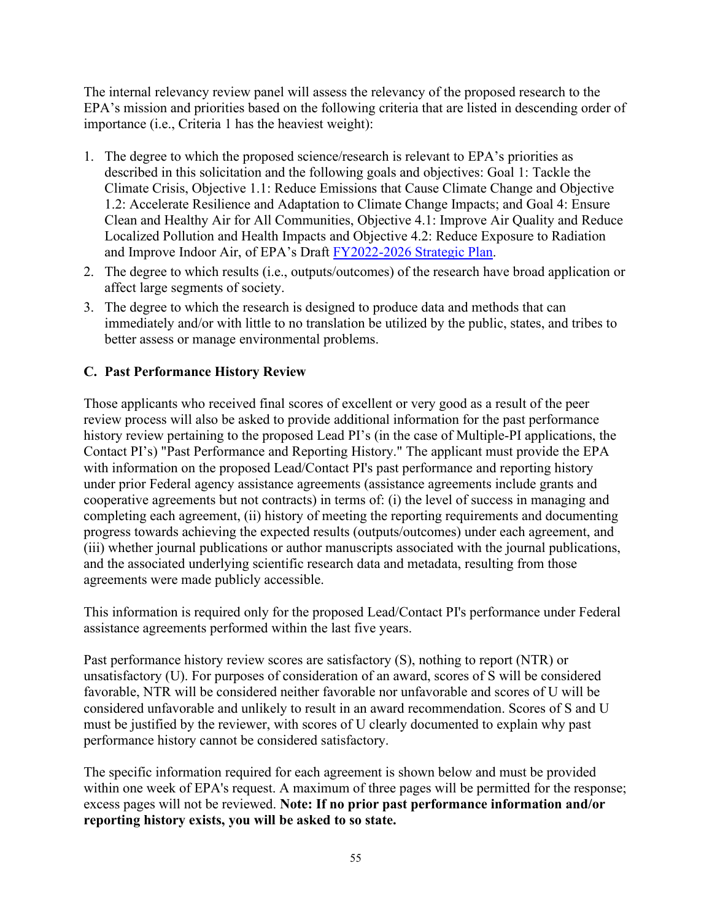The internal relevancy review panel will assess the relevancy of the proposed research to the EPA's mission and priorities based on the following criteria that are listed in descending order of importance (i.e., Criteria 1 has the heaviest weight):

1. The degree to which the proposed science/research is relevant to EPA's priorities as described in this solicitation and the following goals and objectives: Goal 1: Tackle the Climate Crisis, Objective 1.1: Reduce Emissions that Cause Climate Change and Objective 1.2: Accelerate Resilience and Adaptation to Climate Change Impacts; and Goal 4: Ensure Clean and Healthy Air for All Communities, Objective 4.1: Improve Air Quality and Reduce Localized Pollution and Health Impacts and Objective 4.2: Reduce Exposure to Radiation and Improve Indoor Air, of EPA's Draft [FY2022-2026 Strategic Plan](FY2022-2026 Strategic Plan).
2. The degree to which results (i.e., outputs/outcomes) of the research have broad application or affect large segments of society.
3. The degree to which the research is designed to produce data and methods that can immediately and/or with little to no translation be utilized by the public, states, and tribes to better assess or manage environmental problems.

### C. Past Performance History Review

Those applicants who received final scores of excellent or very good as a result of the peer review process will also be asked to provide additional information for the past performance history review pertaining to the proposed Lead PI's (in the case of Multiple-PI applications, the Contact PI's) "Past Performance and Reporting History." The applicant must provide the EPA with information on the proposed Lead/Contact PI's past performance and reporting history under prior Federal agency assistance agreements (assistance agreements include grants and cooperative agreements but not contracts) in terms of: (i) the level of success in managing and completing each agreement, (ii) history of meeting the reporting requirements and documenting progress towards achieving the expected results (outputs/outcomes) under each agreement, and (iii) whether journal publications or author manuscripts associated with the journal publications, and the associated underlying scientific research data and metadata, resulting from those agreements were made publicly accessible.

This information is required only for the proposed Lead/Contact PI's performance under Federal assistance agreements performed within the last five years.

Past performance history review scores are satisfactory (S), nothing to report (NTR) or unsatisfactory (U). For purposes of consideration of an award, scores of S will be considered favorable, NTR will be considered neither favorable nor unfavorable and scores of U will be considered unfavorable and unlikely to result in an award recommendation. Scores of S and U must be justified by the reviewer, with scores of U clearly documented to explain why past performance history cannot be considered satisfactory.

The specific information required for each agreement is shown below and must be provided within one week of EPA's request. A maximum of three pages will be permitted for the response; excess pages will not be reviewed. **Note: If no prior past performance information and/or reporting history exists, you will be asked to so state.**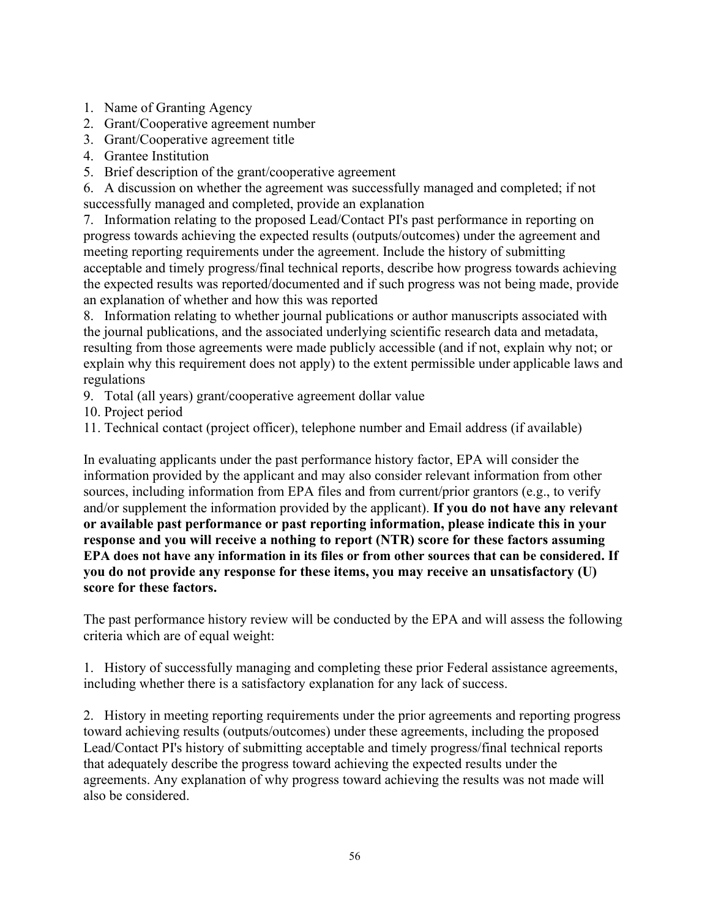1. Name of Granting Agency
2. Grant/Cooperative agreement number
3. Grant/Cooperative agreement title
4. Grantee Institution
5. Brief description of the grant/cooperative agreement
6. A discussion on whether the agreement was successfully managed and completed; if not successfully managed and completed, provide an explanation
7. Information relating to the proposed Lead/Contact PI's past performance in reporting on progress towards achieving the expected results (outputs/outcomes) under the agreement and meeting reporting requirements under the agreement. Include the history of submitting acceptable and timely progress/final technical reports, describe how progress towards achieving the expected results was reported/documented and if such progress was not being made, provide an explanation of whether and how this was reported
8. Information relating to whether journal publications or author manuscripts associated with the journal publications, and the associated underlying scientific research data and metadata, resulting from those agreements were made publicly accessible (and if not, explain why not; or explain why this requirement does not apply) to the extent permissible under applicable laws and regulations
9. Total (all years) grant/cooperative agreement dollar value
10. Project period
11. Technical contact (project officer), telephone number and Email address (if available)

In evaluating applicants under the past performance history factor, EPA will consider the information provided by the applicant and may also consider relevant information from other sources, including information from EPA files and from current/prior grantors (e.g., to verify and/or supplement the information provided by the applicant). **If you do not have any relevant or available past performance or past reporting information, please indicate this in your response and you will receive a nothing to report (NTR) score for these factors assuming EPA does not have any information in its files or from other sources that can be considered. If you do not provide any response for these items, you may receive an unsatisfactory (U) score for these factors.**

The past performance history review will be conducted by the EPA and will assess the following criteria which are of equal weight:

1. History of successfully managing and completing these prior Federal assistance agreements, including whether there is a satisfactory explanation for any lack of success.

2. History in meeting reporting requirements under the prior agreements and reporting progress toward achieving results (outputs/outcomes) under these agreements, including the proposed Lead/Contact PI's history of submitting acceptable and timely progress/final technical reports that adequately describe the progress toward achieving the expected results under the agreements. Any explanation of why progress toward achieving the results was not made will also be considered.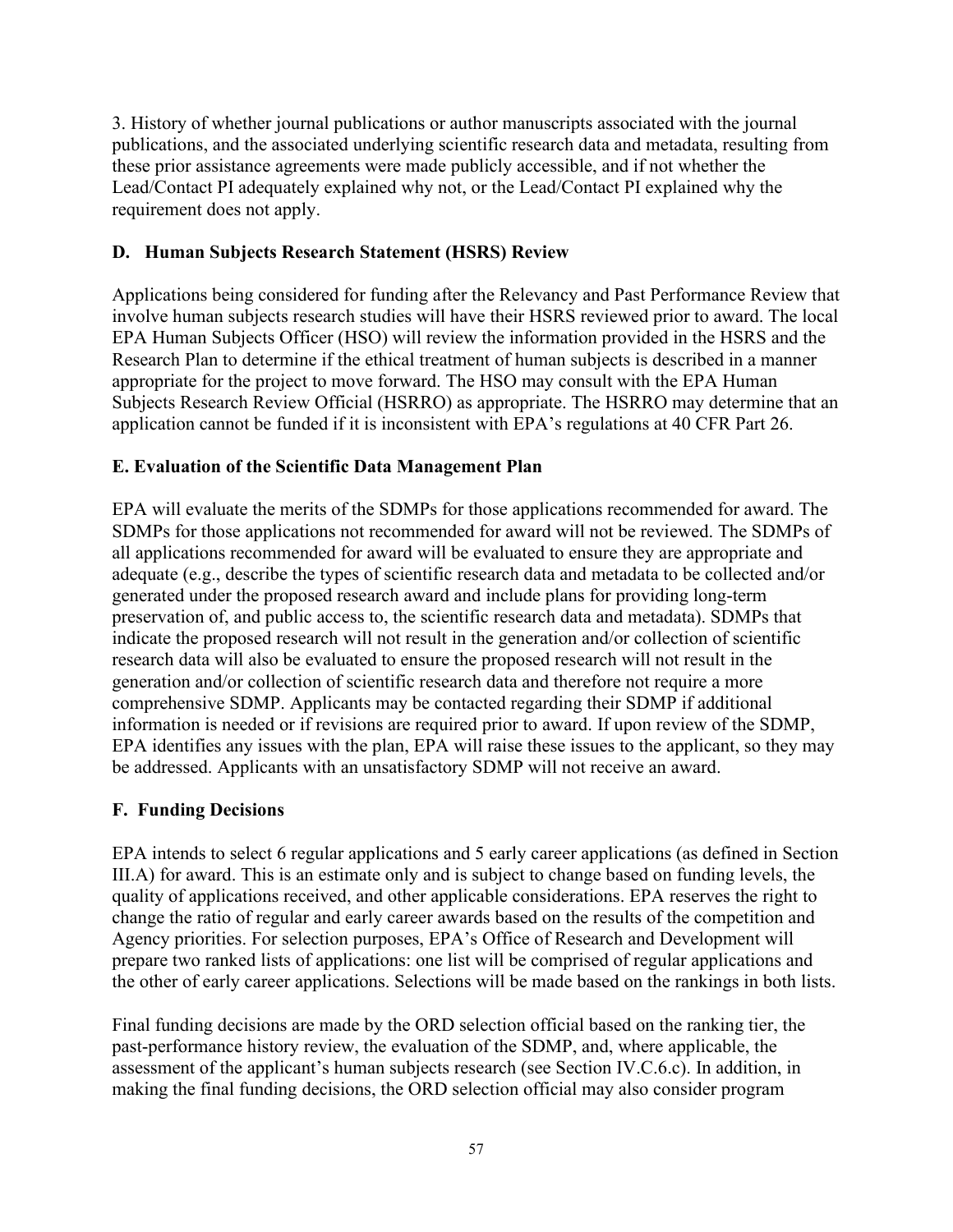3. History of whether journal publications or author manuscripts associated with the journal publications, and the associated underlying scientific research data and metadata, resulting from these prior assistance agreements were made publicly accessible, and if not whether the Lead/Contact PI adequately explained why not, or the Lead/Contact PI explained why the requirement does not apply.

### D. Human Subjects Research Statement (HSRS) Review

Applications being considered for funding after the Relevancy and Past Performance Review that involve human subjects research studies will have their HSRS reviewed prior to award. The local EPA Human Subjects Officer (HSO) will review the information provided in the HSRS and the Research Plan to determine if the ethical treatment of human subjects is described in a manner appropriate for the project to move forward. The HSO may consult with the EPA Human Subjects Research Review Official (HSRRO) as appropriate. The HSRRO may determine that an application cannot be funded if it is inconsistent with EPA's regulations at 40 CFR Part 26.

### E. Evaluation of the Scientific Data Management Plan

EPA will evaluate the merits of the SDMPs for those applications recommended for award. The SDMPs for those applications not recommended for award will not be reviewed. The SDMPs of all applications recommended for award will be evaluated to ensure they are appropriate and adequate (e.g., describe the types of scientific research data and metadata to be collected and/or generated under the proposed research award and include plans for providing long-term preservation of, and public access to, the scientific research data and metadata). SDMPs that indicate the proposed research will not result in the generation and/or collection of scientific research data will also be evaluated to ensure the proposed research will not result in the generation and/or collection of scientific research data and therefore not require a more comprehensive SDMP. Applicants may be contacted regarding their SDMP if additional information is needed or if revisions are required prior to award. If upon review of the SDMP, EPA identifies any issues with the plan, EPA will raise these issues to the applicant, so they may be addressed. Applicants with an unsatisfactory SDMP will not receive an award.

### F. Funding Decisions

EPA intends to select 6 regular applications and 5 early career applications (as defined in Section III.A) for award. This is an estimate only and is subject to change based on funding levels, the quality of applications received, and other applicable considerations. EPA reserves the right to change the ratio of regular and early career awards based on the results of the competition and Agency priorities. For selection purposes, EPA's Office of Research and Development will prepare two ranked lists of applications: one list will be comprised of regular applications and the other of early career applications. Selections will be made based on the rankings in both lists.

Final funding decisions are made by the ORD selection official based on the ranking tier, the past-performance history review, the evaluation of the SDMP, and, where applicable, the assessment of the applicant's human subjects research (see Section IV.C.6.c). In addition, in making the final funding decisions, the ORD selection official may also consider program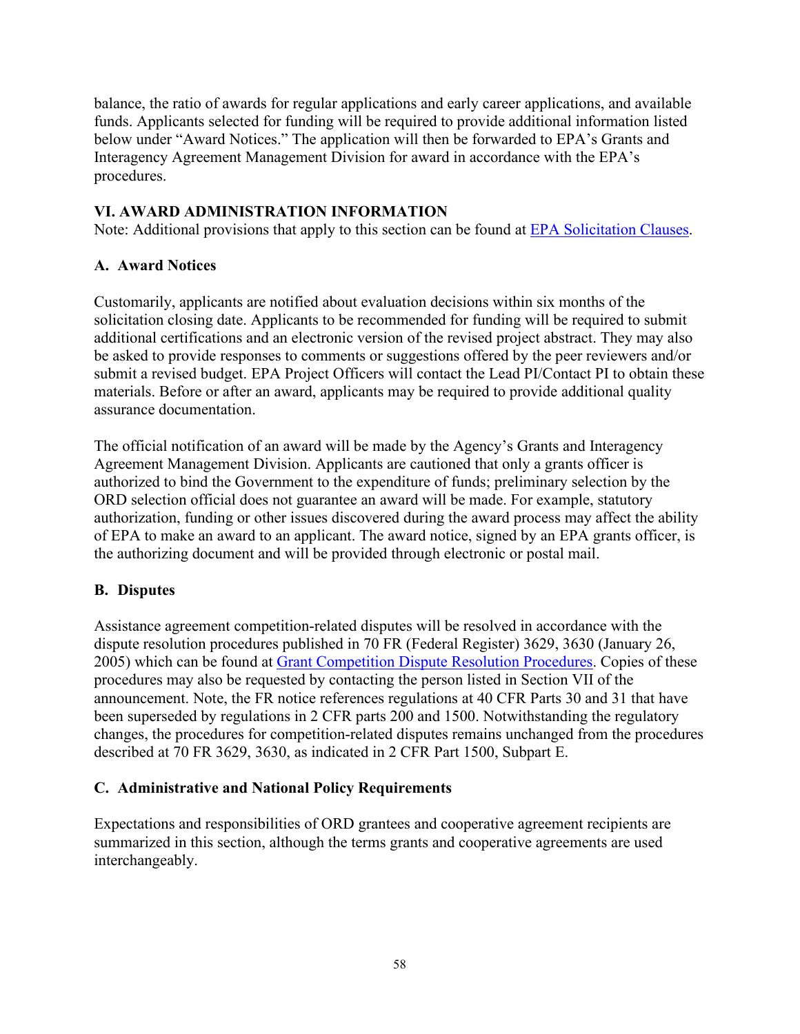balance, the ratio of awards for regular applications and early career applications, and available funds. Applicants selected for funding will be required to provide additional information listed below under "Award Notices." The application will then be forwarded to EPA's Grants and Interagency Agreement Management Division for award in accordance with the EPA's procedures.

## VI. AWARD ADMINISTRATION INFORMATION

Note: Additional provisions that apply to this section can be found at [EPA Solicitation Clauses](EPA Solicitation Clauses).

### A. Award Notices

Customarily, applicants are notified about evaluation decisions within six months of the solicitation closing date. Applicants to be recommended for funding will be required to submit additional certifications and an electronic version of the revised project abstract. They may also be asked to provide responses to comments or suggestions offered by the peer reviewers and/or submit a revised budget. EPA Project Officers will contact the Lead PI/Contact PI to obtain these materials. Before or after an award, applicants may be required to provide additional quality assurance documentation.

The official notification of an award will be made by the Agency's Grants and Interagency Agreement Management Division. Applicants are cautioned that only a grants officer is authorized to bind the Government to the expenditure of funds; preliminary selection by the ORD selection official does not guarantee an award will be made. For example, statutory authorization, funding or other issues discovered during the award process may affect the ability of EPA to make an award to an applicant. The award notice, signed by an EPA grants officer, is the authorizing document and will be provided through electronic or postal mail.

### B. Disputes

Assistance agreement competition-related disputes will be resolved in accordance with the dispute resolution procedures published in 70 FR (Federal Register) 3629, 3630 (January 26, 2005) which can be found at Grant Competition Dispute Resolution Procedures. Copies of these procedures may also be requested by contacting the person listed in Section VII of the announcement. Note, the FR notice references regulations at 40 CFR Parts 30 and 31 that have been superseded by regulations in 2 CFR parts 200 and 1500. Notwithstanding the regulatory changes, the procedures for competition-related disputes remains unchanged from the procedures described at 70 FR 3629, 3630, as indicated in 2 CFR Part 1500, Subpart E.

### C. Administrative and National Policy Requirements

Expectations and responsibilities of ORD grantees and cooperative agreement recipients are summarized in this section, although the terms grants and cooperative agreements are used interchangeably.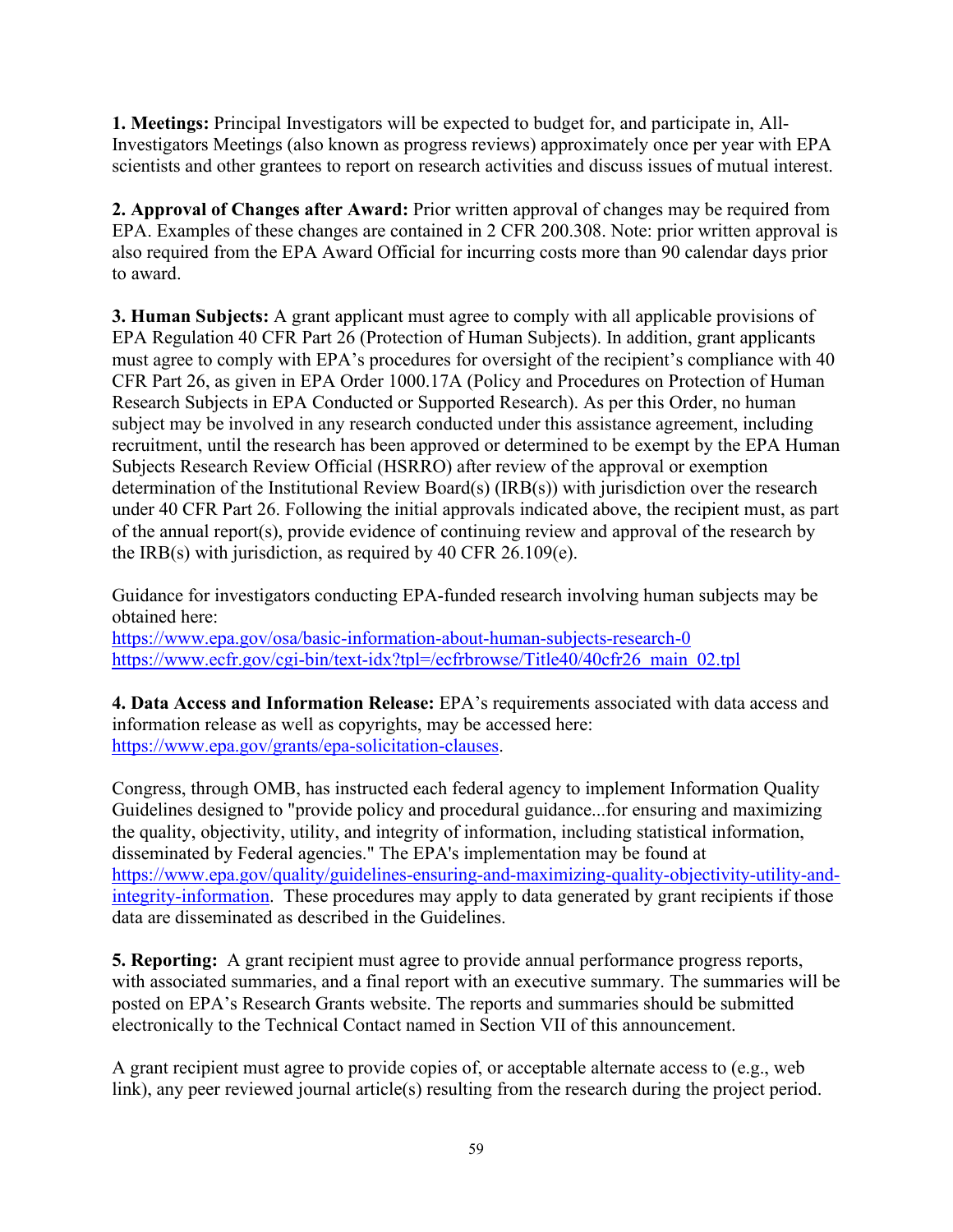**1. Meetings:** Principal Investigators will be expected to budget for, and participate in, All-Investigators Meetings (also known as progress reviews) approximately once per year with EPA scientists and other grantees to report on research activities and discuss issues of mutual interest.

**2. Approval of Changes after Award:** Prior written approval of changes may be required from EPA. Examples of these changes are contained in 2 CFR 200.308. Note: prior written approval is also required from the EPA Award Official for incurring costs more than 90 calendar days prior to award.

**3. Human Subjects:** A grant applicant must agree to comply with all applicable provisions of EPA Regulation 40 CFR Part 26 (Protection of Human Subjects). In addition, grant applicants must agree to comply with EPA's procedures for oversight of the recipient's compliance with 40 CFR Part 26, as given in EPA Order 1000.17A (Policy and Procedures on Protection of Human Research Subjects in EPA Conducted or Supported Research). As per this Order, no human subject may be involved in any research conducted under this assistance agreement, including recruitment, until the research has been approved or determined to be exempt by the EPA Human Subjects Research Review Official (HSRRO) after review of the approval or exemption determination of the Institutional Review Board(s) (IRB(s)) with jurisdiction over the research under 40 CFR Part 26. Following the initial approvals indicated above, the recipient must, as part of the annual report(s), provide evidence of continuing review and approval of the research by the IRB(s) with jurisdiction, as required by 40 CFR 26.109(e).

Guidance for investigators conducting EPA-funded research involving human subjects may be obtained here:
https://www.epa.gov/osa/basic-information-about-human-subjects-research-0
https://www.ecfr.gov/cgi-bin/text-idx?tpl=/ecfrbrowse/Title40/40cfr26_main_02.tpl

**4. Data Access and Information Release:** EPA's requirements associated with data access and information release as well as copyrights, may be accessed here: https://www.epa.gov/grants/epa-solicitation-clauses.

Congress, through OMB, has instructed each federal agency to implement Information Quality Guidelines designed to "provide policy and procedural guidance...for ensuring and maximizing the quality, objectivity, utility, and integrity of information, including statistical information, disseminated by Federal agencies." The EPA's implementation may be found at https://www.epa.gov/quality/guidelines-ensuring-and-maximizing-quality-objectivity-utility-and-integrity-information. These procedures may apply to data generated by grant recipients if those data are disseminated as described in the Guidelines.

**5. Reporting:** A grant recipient must agree to provide annual performance progress reports, with associated summaries, and a final report with an executive summary. The summaries will be posted on EPA's Research Grants website. The reports and summaries should be submitted electronically to the Technical Contact named in Section VII of this announcement.

A grant recipient must agree to provide copies of, or acceptable alternate access to (e.g., web link), any peer reviewed journal article(s) resulting from the research during the project period.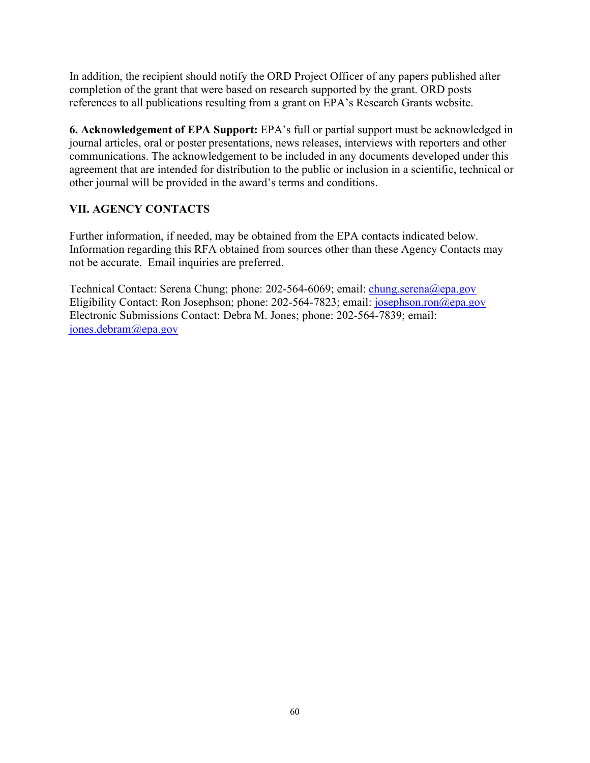In addition, the recipient should notify the ORD Project Officer of any papers published after completion of the grant that were based on research supported by the grant. ORD posts references to all publications resulting from a grant on EPA's Research Grants website.

**6. Acknowledgement of EPA Support:** EPA's full or partial support must be acknowledged in journal articles, oral or poster presentations, news releases, interviews with reporters and other communications. The acknowledgement to be included in any documents developed under this agreement that are intended for distribution to the public or inclusion in a scientific, technical or other journal will be provided in the award's terms and conditions.

## VII. AGENCY CONTACTS

Further information, if needed, may be obtained from the EPA contacts indicated below. Information regarding this RFA obtained from sources other than these Agency Contacts may not be accurate. Email inquiries are preferred.

Technical Contact: Serena Chung; phone: 202-564-6069; email: chung.serena@epa.gov
Eligibility Contact: Ron Josephson; phone: 202-564-7823; email: josephson.ron@epa.gov
Electronic Submissions Contact: Debra M. Jones; phone: 202-564-7839; email: jones.debram@epa.gov